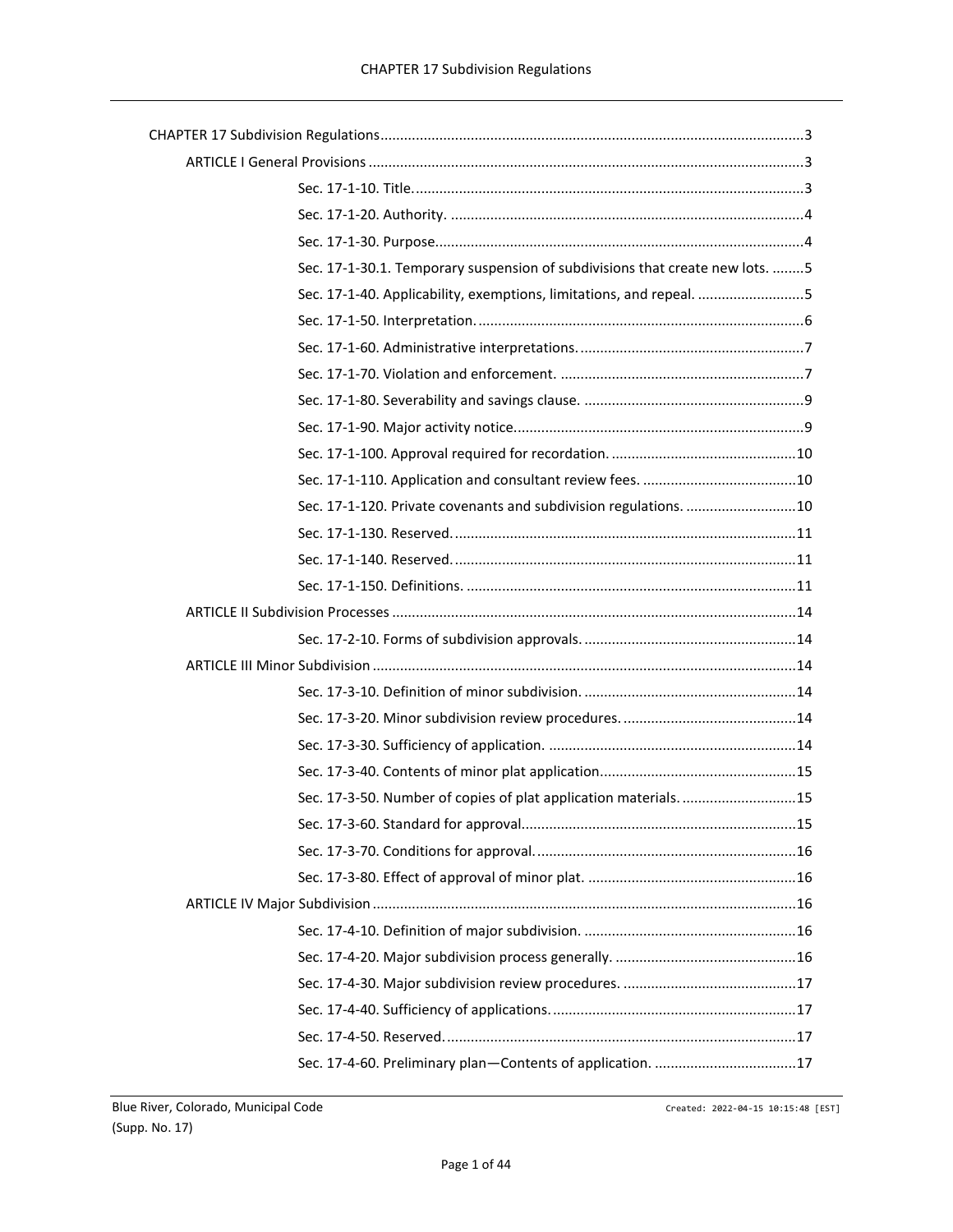CHAPTER 17 Subdivision Regulations ........................................................................................................3

ARTICLE I General Provisions ..........................................................................................................3

- Sec. 17-1-10. Title. ..................................................................................................3
- Sec. 17-1-20. Authority. ..........................................................................................4
- Sec. 17-1-30. Purpose.............................................................................................4
- Sec. 17-1-30.1. Temporary suspension of subdivisions that create new lots. ........5
- Sec. 17-1-40. Applicability, exemptions, limitations, and repeal. ...........................5
- Sec. 17-1-50. Interpretation. ..................................................................................6
- Sec. 17-1-60. Administrative interpretations. .........................................................7
- Sec. 17-1-70. Violation and enforcement. ..............................................................7
- Sec. 17-1-80. Severability and savings clause. ........................................................9
- Sec. 17-1-90. Major activity notice..........................................................................9
- Sec. 17-1-100. Approval required for recordation. ...............................................10
- Sec. 17-1-110. Application and consultant review fees. .......................................10
- Sec. 17-1-120. Private covenants and subdivision regulations. ............................10
- Sec. 17-1-130. Reserved. .......................................................................................11
- Sec. 17-1-140. Reserved. .......................................................................................11
- Sec. 17-1-150. Definitions. ....................................................................................11

ARTICLE II Subdivision Processes ......................................................................................................14

- Sec. 17-2-10. Forms of subdivision approvals. ......................................................14

ARTICLE III Minor Subdivision ..........................................................................................................14

- Sec. 17-3-10. Definition of minor subdivision. ......................................................14
- Sec. 17-3-20. Minor subdivision review procedures. ............................................14
- Sec. 17-3-30. Sufficiency of application. ...............................................................14
- Sec. 17-3-40. Contents of minor plat application..................................................15
- Sec. 17-3-50. Number of copies of plat application materials. .............................15
- Sec. 17-3-60. Standard for approval......................................................................15
- Sec. 17-3-70. Conditions for approval. ..................................................................16
- Sec. 17-3-80. Effect of approval of minor plat. .....................................................16

ARTICLE IV Major Subdivision ..........................................................................................................16

- Sec. 17-4-10. Definition of major subdivision. ......................................................16
- Sec. 17-4-20. Major subdivision process generally. ..............................................16
- Sec. 17-4-30. Major subdivision review procedures. ............................................17
- Sec. 17-4-40. Sufficiency of applications. ..............................................................17
- Sec. 17-4-50. Reserved. .........................................................................................17
- Sec. 17-4-60. Preliminary plan—Contents of application. ....................................17

Blue River, Colorado, Municipal Code
(Supp. No. 17)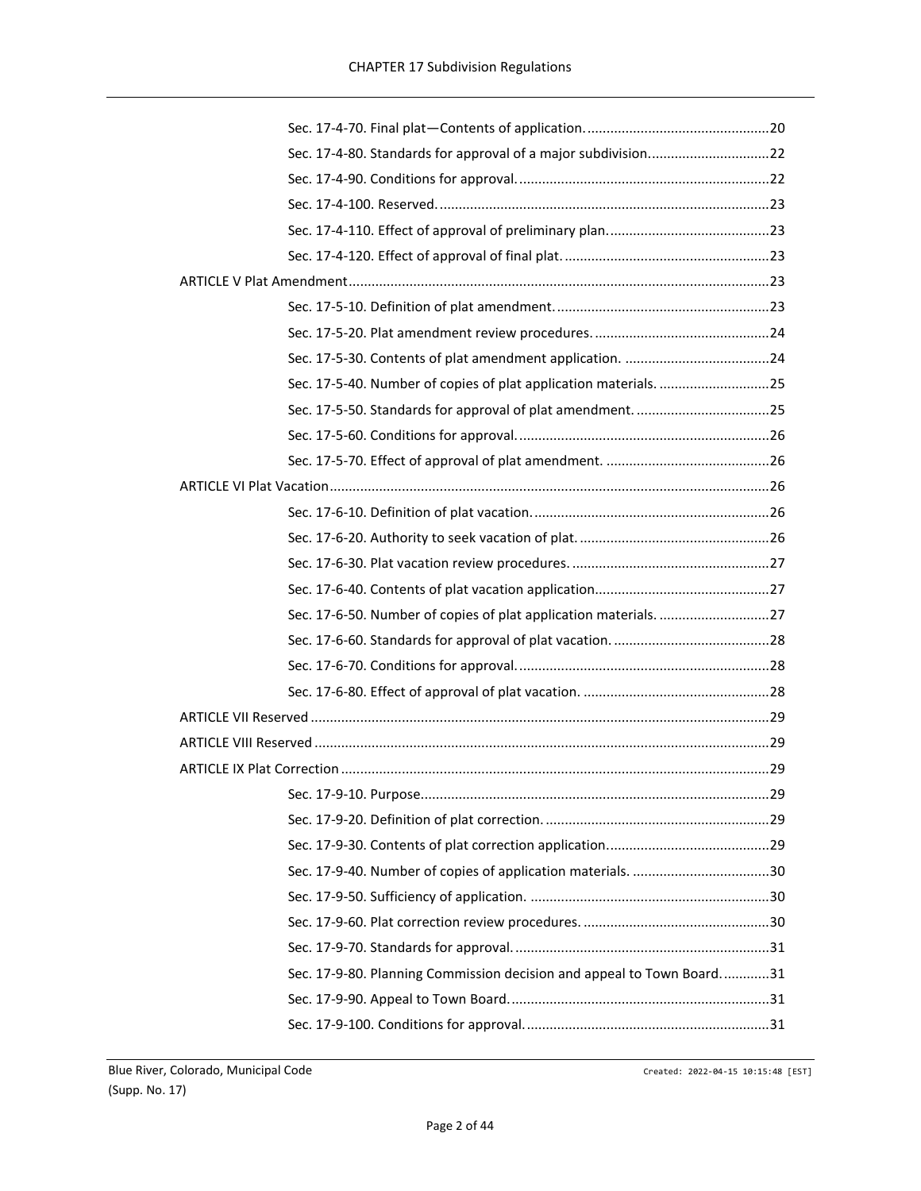Sec. 17-4-70. Final plat—Contents of application. 20
Sec. 17-4-80. Standards for approval of a major subdivision. 22
Sec. 17-4-90. Conditions for approval. 22
Sec. 17-4-100. Reserved. 23
Sec. 17-4-110. Effect of approval of preliminary plan. 23
Sec. 17-4-120. Effect of approval of final plat. 23

ARTICLE V Plat Amendment 23

Sec. 17-5-10. Definition of plat amendment. 23
Sec. 17-5-20. Plat amendment review procedures. 24
Sec. 17-5-30. Contents of plat amendment application. 24
Sec. 17-5-40. Number of copies of plat application materials. 25
Sec. 17-5-50. Standards for approval of plat amendment. 25
Sec. 17-5-60. Conditions for approval. 26
Sec. 17-5-70. Effect of approval of plat amendment. 26

ARTICLE VI Plat Vacation 26

Sec. 17-6-10. Definition of plat vacation. 26
Sec. 17-6-20. Authority to seek vacation of plat. 26
Sec. 17-6-30. Plat vacation review procedures. 27
Sec. 17-6-40. Contents of plat vacation application. 27
Sec. 17-6-50. Number of copies of plat application materials. 27
Sec. 17-6-60. Standards for approval of plat vacation. 28
Sec. 17-6-70. Conditions for approval. 28
Sec. 17-6-80. Effect of approval of plat vacation. 28

ARTICLE VII Reserved 29

ARTICLE VIII Reserved 29

ARTICLE IX Plat Correction 29

Sec. 17-9-10. Purpose. 29
Sec. 17-9-20. Definition of plat correction. 29
Sec. 17-9-30. Contents of plat correction application. 29
Sec. 17-9-40. Number of copies of application materials. 30
Sec. 17-9-50. Sufficiency of application. 30
Sec. 17-9-60. Plat correction review procedures. 30
Sec. 17-9-70. Standards for approval. 31
Sec. 17-9-80. Planning Commission decision and appeal to Town Board. 31
Sec. 17-9-90. Appeal to Town Board. 31
Sec. 17-9-100. Conditions for approval. 31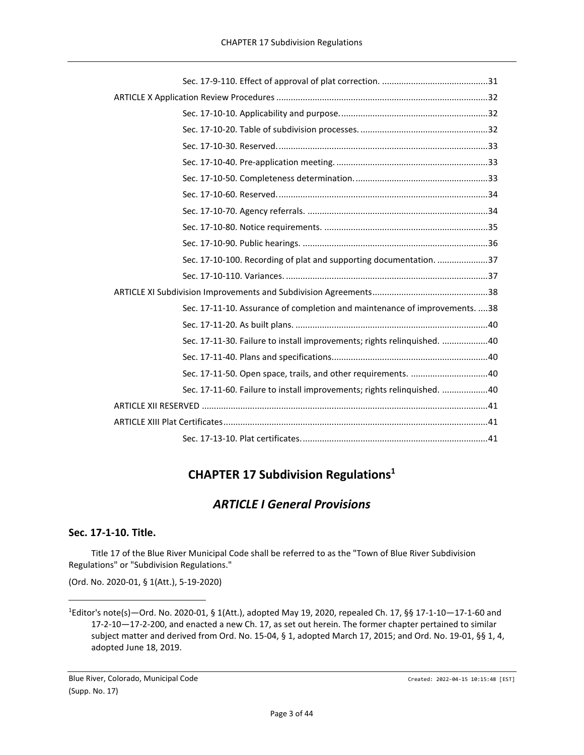Sec. 17-9-110. Effect of approval of plat correction. ............................................31

ARTICLE X Application Review Procedures .......................................................................................32

Sec. 17-10-10. Applicability and purpose. ............................................................32

Sec. 17-10-20. Table of subdivision processes. ....................................................32

Sec. 17-10-30. Reserved. ......................................................................................33

Sec. 17-10-40. Pre-application meeting. ..............................................................33

Sec. 17-10-50. Completeness determination. .......................................................33

Sec. 17-10-60. Reserved. ......................................................................................34

Sec. 17-10-70. Agency referrals. ..........................................................................34

Sec. 17-10-80. Notice requirements. ....................................................................35

Sec. 17-10-90. Public hearings. ............................................................................36

Sec. 17-10-100. Recording of plat and supporting documentation. .....................37

Sec. 17-10-110. Variances. ...................................................................................37

ARTICLE XI Subdivision Improvements and Subdivision Agreements ................................................38

Sec. 17-11-10. Assurance of completion and maintenance of improvements. ....38

Sec. 17-11-20. As built plans. ...............................................................................40

Sec. 17-11-30. Failure to install improvements; rights relinquished. ...................40

Sec. 17-11-40. Plans and specifications. ...............................................................40

Sec. 17-11-50. Open space, trails, and other requirements. ................................40

Sec. 17-11-60. Failure to install improvements; rights relinquished. ...................40

ARTICLE XII RESERVED ......................................................................................................................41

ARTICLE XIII Plat Certificates ............................................................................................................41

Sec. 17-13-10. Plat certificates. ............................................................................41

# CHAPTER 17 Subdivision Regulations[1]

## *ARTICLE I General Provisions*

### Sec. 17-1-10. Title.

Title 17 of the Blue River Municipal Code shall be referred to as the "Town of Blue River Subdivision Regulations" or "Subdivision Regulations."

(Ord. No. 2020-01, § 1(Att.), 5-19-2020)

---

[1]Editor's note(s)—Ord. No. 2020-01, § 1(Att.), adopted May 19, 2020, repealed Ch. 17, §§ 17-1-10—17-1-60 and 17-2-10—17-2-200, and enacted a new Ch. 17, as set out herein. The former chapter pertained to similar subject matter and derived from Ord. No. 15-04, § 1, adopted March 17, 2015; and Ord. No. 19-01, §§ 1, 4, adopted June 18, 2019.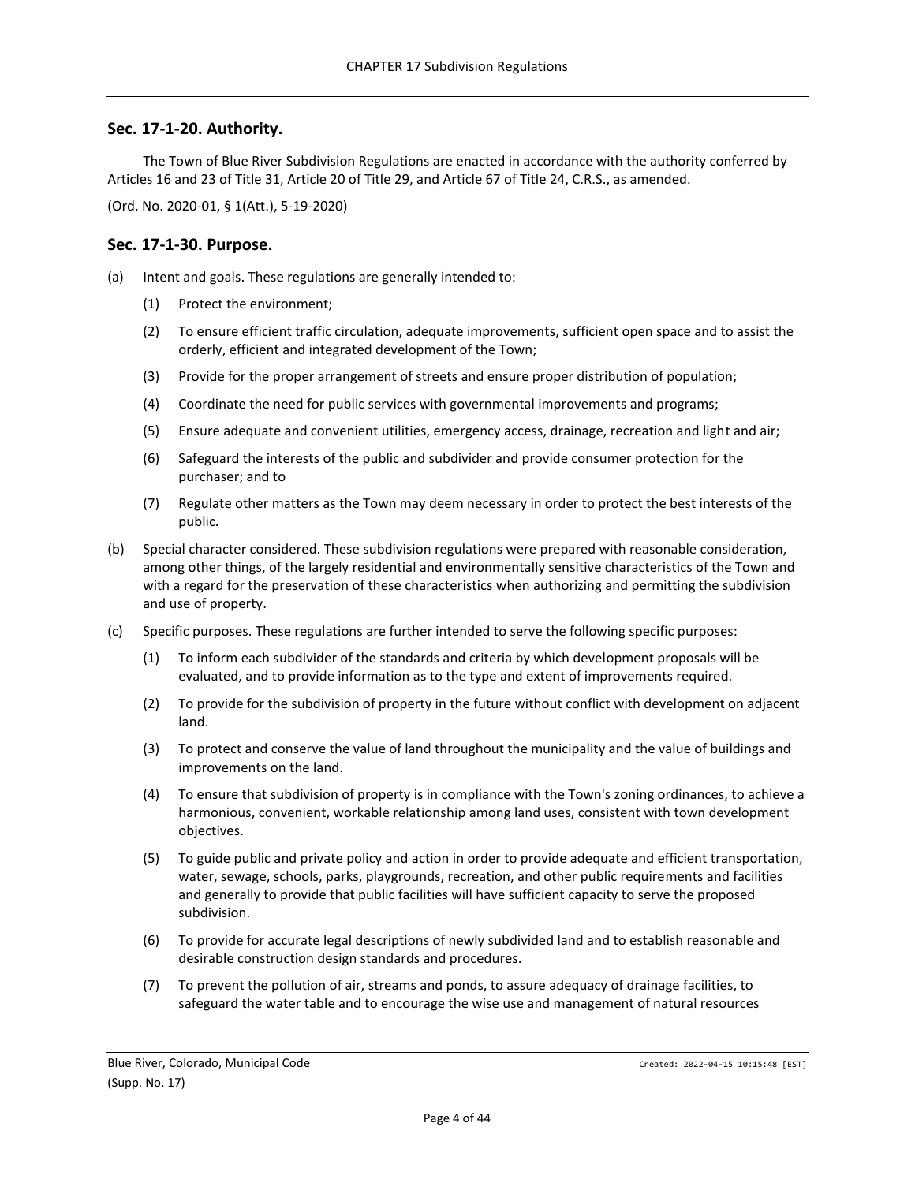## Sec. 17-1-20. Authority.

The Town of Blue River Subdivision Regulations are enacted in accordance with the authority conferred by Articles 16 and 23 of Title 31, Article 20 of Title 29, and Article 67 of Title 24, C.R.S., as amended.

(Ord. No. 2020-01, § 1(Att.), 5-19-2020)

## Sec. 17-1-30. Purpose.

(a) Intent and goals. These regulations are generally intended to:

(1) Protect the environment;

(2) To ensure efficient traffic circulation, adequate improvements, sufficient open space and to assist the orderly, efficient and integrated development of the Town;

(3) Provide for the proper arrangement of streets and ensure proper distribution of population;

(4) Coordinate the need for public services with governmental improvements and programs;

(5) Ensure adequate and convenient utilities, emergency access, drainage, recreation and light and air;

(6) Safeguard the interests of the public and subdivider and provide consumer protection for the purchaser; and to

(7) Regulate other matters as the Town may deem necessary in order to protect the best interests of the public.

(b) Special character considered. These subdivision regulations were prepared with reasonable consideration, among other things, of the largely residential and environmentally sensitive characteristics of the Town and with a regard for the preservation of these characteristics when authorizing and permitting the subdivision and use of property.

(c) Specific purposes. These regulations are further intended to serve the following specific purposes:

(1) To inform each subdivider of the standards and criteria by which development proposals will be evaluated, and to provide information as to the type and extent of improvements required.

(2) To provide for the subdivision of property in the future without conflict with development on adjacent land.

(3) To protect and conserve the value of land throughout the municipality and the value of buildings and improvements on the land.

(4) To ensure that subdivision of property is in compliance with the Town's zoning ordinances, to achieve a harmonious, convenient, workable relationship among land uses, consistent with town development objectives.

(5) To guide public and private policy and action in order to provide adequate and efficient transportation, water, sewage, schools, parks, playgrounds, recreation, and other public requirements and facilities and generally to provide that public facilities will have sufficient capacity to serve the proposed subdivision.

(6) To provide for accurate legal descriptions of newly subdivided land and to establish reasonable and desirable construction design standards and procedures.

(7) To prevent the pollution of air, streams and ponds, to assure adequacy of drainage facilities, to safeguard the water table and to encourage the wise use and management of natural resources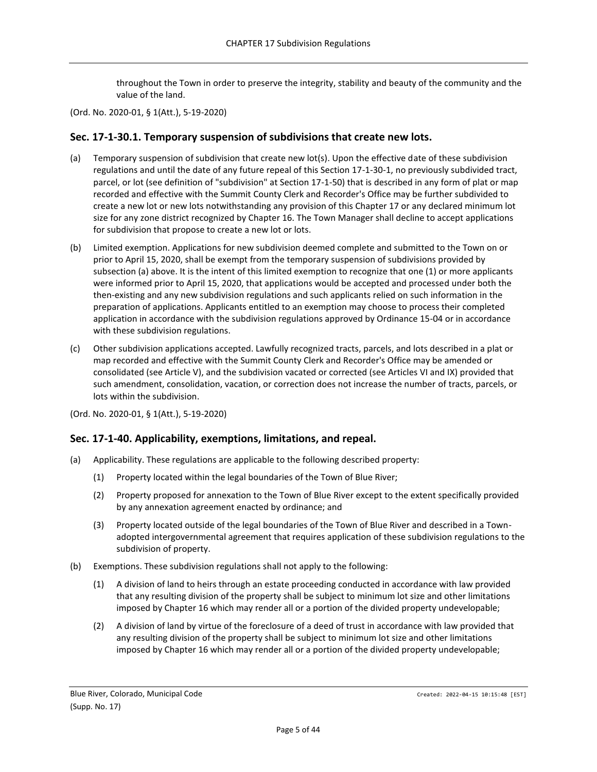throughout the Town in order to preserve the integrity, stability and beauty of the community and the value of the land.

(Ord. No. 2020-01, § 1(Att.), 5-19-2020)

## Sec. 17-1-30.1. Temporary suspension of subdivisions that create new lots.

(a) Temporary suspension of subdivision that create new lot(s). Upon the effective date of these subdivision regulations and until the date of any future repeal of this Section 17-1-30-1, no previously subdivided tract, parcel, or lot (see definition of "subdivision" at Section 17-1-50) that is described in any form of plat or map recorded and effective with the Summit County Clerk and Recorder's Office may be further subdivided to create a new lot or new lots notwithstanding any provision of this Chapter 17 or any declared minimum lot size for any zone district recognized by Chapter 16. The Town Manager shall decline to accept applications for subdivision that propose to create a new lot or lots.

(b) Limited exemption. Applications for new subdivision deemed complete and submitted to the Town on or prior to April 15, 2020, shall be exempt from the temporary suspension of subdivisions provided by subsection (a) above. It is the intent of this limited exemption to recognize that one (1) or more applicants were informed prior to April 15, 2020, that applications would be accepted and processed under both the then-existing and any new subdivision regulations and such applicants relied on such information in the preparation of applications. Applicants entitled to an exemption may choose to process their completed application in accordance with the subdivision regulations approved by Ordinance 15-04 or in accordance with these subdivision regulations.

(c) Other subdivision applications accepted. Lawfully recognized tracts, parcels, and lots described in a plat or map recorded and effective with the Summit County Clerk and Recorder's Office may be amended or consolidated (see Article V), and the subdivision vacated or corrected (see Articles VI and IX) provided that such amendment, consolidation, vacation, or correction does not increase the number of tracts, parcels, or lots within the subdivision.

(Ord. No. 2020-01, § 1(Att.), 5-19-2020)

## Sec. 17-1-40. Applicability, exemptions, limitations, and repeal.

(a) Applicability. These regulations are applicable to the following described property:

   (1) Property located within the legal boundaries of the Town of Blue River;

   (2) Property proposed for annexation to the Town of Blue River except to the extent specifically provided by any annexation agreement enacted by ordinance; and

   (3) Property located outside of the legal boundaries of the Town of Blue River and described in a Town-adopted intergovernmental agreement that requires application of these subdivision regulations to the subdivision of property.

(b) Exemptions. These subdivision regulations shall not apply to the following:

   (1) A division of land to heirs through an estate proceeding conducted in accordance with law provided that any resulting division of the property shall be subject to minimum lot size and other limitations imposed by Chapter 16 which may render all or a portion of the divided property undevelopable;

   (2) A division of land by virtue of the foreclosure of a deed of trust in accordance with law provided that any resulting division of the property shall be subject to minimum lot size and other limitations imposed by Chapter 16 which may render all or a portion of the divided property undevelopable;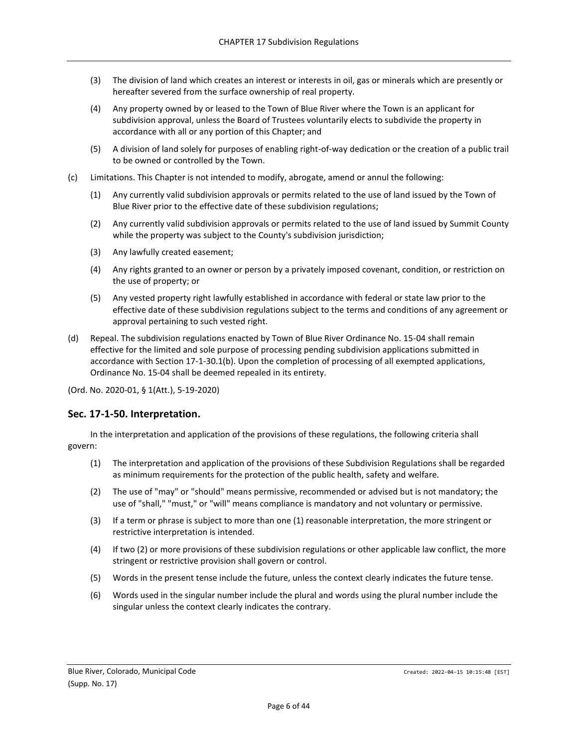(3) The division of land which creates an interest or interests in oil, gas or minerals which are presently or hereafter severed from the surface ownership of real property.

(4) Any property owned by or leased to the Town of Blue River where the Town is an applicant for subdivision approval, unless the Board of Trustees voluntarily elects to subdivide the property in accordance with all or any portion of this Chapter; and

(5) A division of land solely for purposes of enabling right-of-way dedication or the creation of a public trail to be owned or controlled by the Town.

(c) Limitations. This Chapter is not intended to modify, abrogate, amend or annul the following:

(1) Any currently valid subdivision approvals or permits related to the use of land issued by the Town of Blue River prior to the effective date of these subdivision regulations;

(2) Any currently valid subdivision approvals or permits related to the use of land issued by Summit County while the property was subject to the County's subdivision jurisdiction;

(3) Any lawfully created easement;

(4) Any rights granted to an owner or person by a privately imposed covenant, condition, or restriction on the use of property; or

(5) Any vested property right lawfully established in accordance with federal or state law prior to the effective date of these subdivision regulations subject to the terms and conditions of any agreement or approval pertaining to such vested right.

(d) Repeal. The subdivision regulations enacted by Town of Blue River Ordinance No. 15-04 shall remain effective for the limited and sole purpose of processing pending subdivision applications submitted in accordance with Section 17-1-30.1(b). Upon the completion of processing of all exempted applications, Ordinance No. 15-04 shall be deemed repealed in its entirety.

(Ord. No. 2020-01, § 1(Att.), 5-19-2020)

## Sec. 17-1-50. Interpretation.

In the interpretation and application of the provisions of these regulations, the following criteria shall govern:

(1) The interpretation and application of the provisions of these Subdivision Regulations shall be regarded as minimum requirements for the protection of the public health, safety and welfare.

(2) The use of "may" or "should" means permissive, recommended or advised but is not mandatory; the use of "shall," "must," or "will" means compliance is mandatory and not voluntary or permissive.

(3) If a term or phrase is subject to more than one (1) reasonable interpretation, the more stringent or restrictive interpretation is intended.

(4) If two (2) or more provisions of these subdivision regulations or other applicable law conflict, the more stringent or restrictive provision shall govern or control.

(5) Words in the present tense include the future, unless the context clearly indicates the future tense.

(6) Words used in the singular number include the plural and words using the plural number include the singular unless the context clearly indicates the contrary.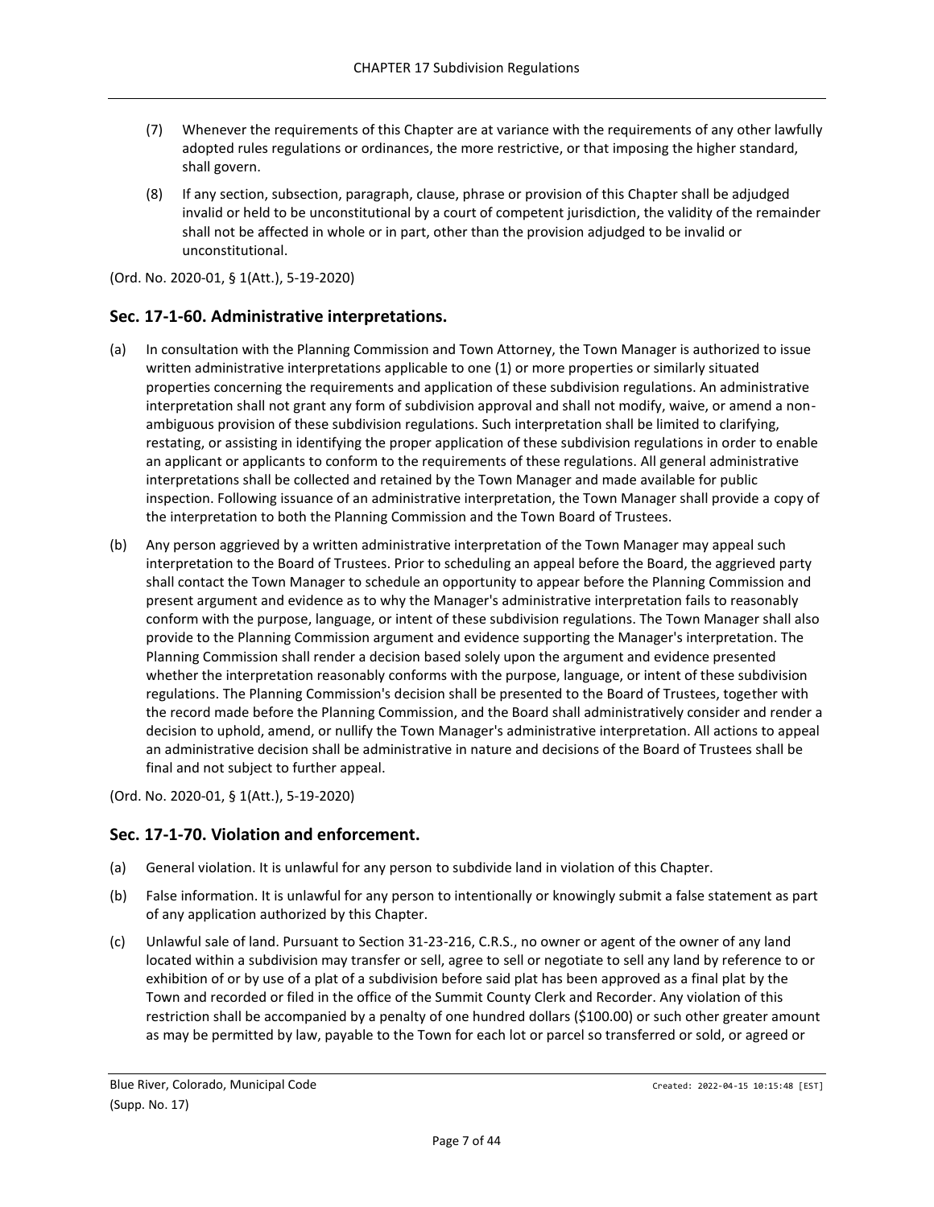(7) Whenever the requirements of this Chapter are at variance with the requirements of any other lawfully adopted rules regulations or ordinances, the more restrictive, or that imposing the higher standard, shall govern.

(8) If any section, subsection, paragraph, clause, phrase or provision of this Chapter shall be adjudged invalid or held to be unconstitutional by a court of competent jurisdiction, the validity of the remainder shall not be affected in whole or in part, other than the provision adjudged to be invalid or unconstitutional.

(Ord. No. 2020-01, § 1(Att.), 5-19-2020)

## Sec. 17-1-60. Administrative interpretations.

(a) In consultation with the Planning Commission and Town Attorney, the Town Manager is authorized to issue written administrative interpretations applicable to one (1) or more properties or similarly situated properties concerning the requirements and application of these subdivision regulations. An administrative interpretation shall not grant any form of subdivision approval and shall not modify, waive, or amend a non-ambiguous provision of these subdivision regulations. Such interpretation shall be limited to clarifying, restating, or assisting in identifying the proper application of these subdivision regulations in order to enable an applicant or applicants to conform to the requirements of these regulations. All general administrative interpretations shall be collected and retained by the Town Manager and made available for public inspection. Following issuance of an administrative interpretation, the Town Manager shall provide a copy of the interpretation to both the Planning Commission and the Town Board of Trustees.

(b) Any person aggrieved by a written administrative interpretation of the Town Manager may appeal such interpretation to the Board of Trustees. Prior to scheduling an appeal before the Board, the aggrieved party shall contact the Town Manager to schedule an opportunity to appear before the Planning Commission and present argument and evidence as to why the Manager's administrative interpretation fails to reasonably conform with the purpose, language, or intent of these subdivision regulations. The Town Manager shall also provide to the Planning Commission argument and evidence supporting the Manager's interpretation. The Planning Commission shall render a decision based solely upon the argument and evidence presented whether the interpretation reasonably conforms with the purpose, language, or intent of these subdivision regulations. The Planning Commission's decision shall be presented to the Board of Trustees, together with the record made before the Planning Commission, and the Board shall administratively consider and render a decision to uphold, amend, or nullify the Town Manager's administrative interpretation. All actions to appeal an administrative decision shall be administrative in nature and decisions of the Board of Trustees shall be final and not subject to further appeal.

(Ord. No. 2020-01, § 1(Att.), 5-19-2020)

## Sec. 17-1-70. Violation and enforcement.

(a) General violation. It is unlawful for any person to subdivide land in violation of this Chapter.

(b) False information. It is unlawful for any person to intentionally or knowingly submit a false statement as part of any application authorized by this Chapter.

(c) Unlawful sale of land. Pursuant to Section 31-23-216, C.R.S., no owner or agent of the owner of any land located within a subdivision may transfer or sell, agree to sell or negotiate to sell any land by reference to or exhibition of or by use of a plat of a subdivision before said plat has been approved as a final plat by the Town and recorded or filed in the office of the Summit County Clerk and Recorder. Any violation of this restriction shall be accompanied by a penalty of one hundred dollars ($100.00) or such other greater amount as may be permitted by law, payable to the Town for each lot or parcel so transferred or sold, or agreed or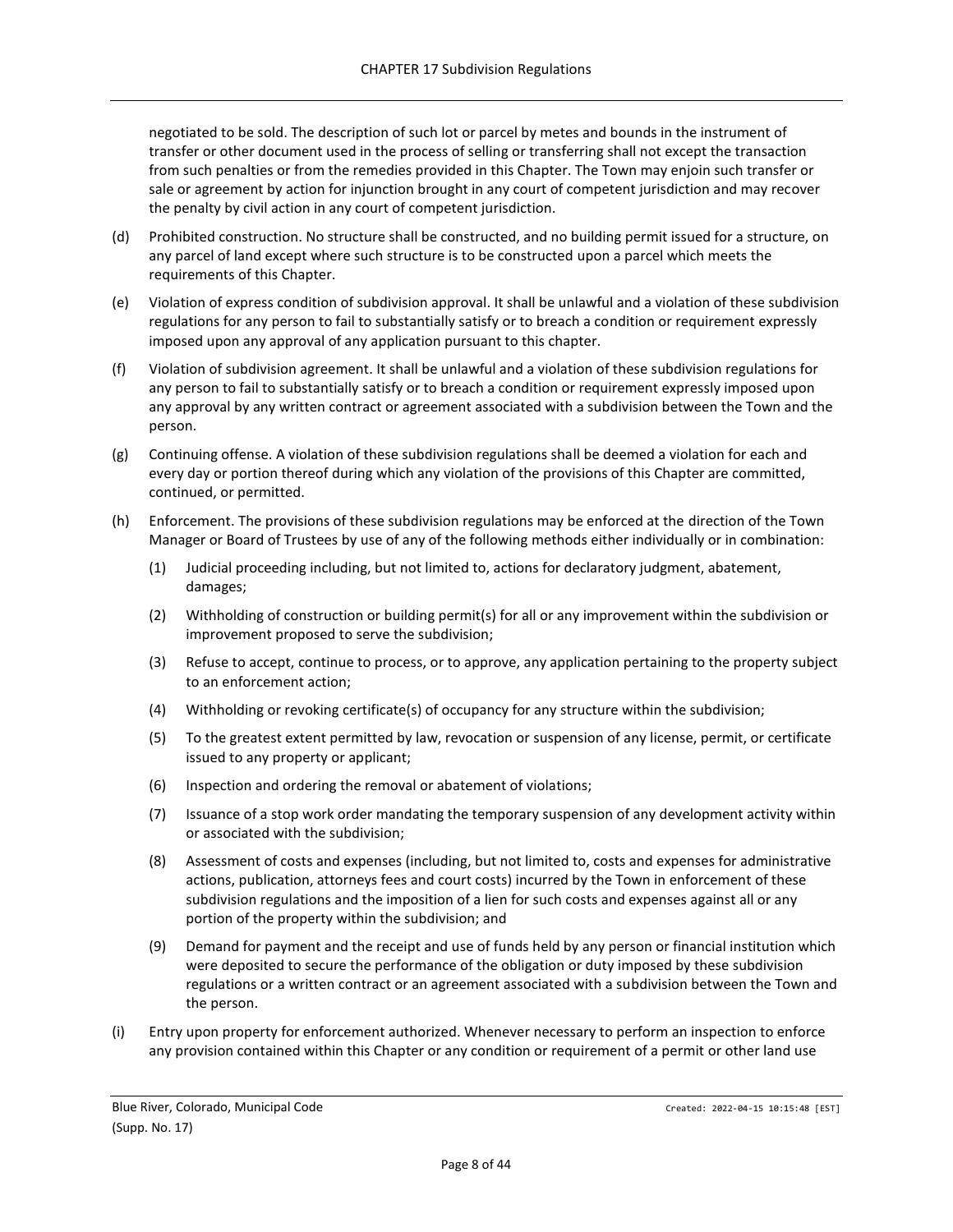negotiated to be sold. The description of such lot or parcel by metes and bounds in the instrument of transfer or other document used in the process of selling or transferring shall not except the transaction from such penalties or from the remedies provided in this Chapter. The Town may enjoin such transfer or sale or agreement by action for injunction brought in any court of competent jurisdiction and may recover the penalty by civil action in any court of competent jurisdiction.

(d) Prohibited construction. No structure shall be constructed, and no building permit issued for a structure, on any parcel of land except where such structure is to be constructed upon a parcel which meets the requirements of this Chapter.

(e) Violation of express condition of subdivision approval. It shall be unlawful and a violation of these subdivision regulations for any person to fail to substantially satisfy or to breach a condition or requirement expressly imposed upon any approval of any application pursuant to this chapter.

(f) Violation of subdivision agreement. It shall be unlawful and a violation of these subdivision regulations for any person to fail to substantially satisfy or to breach a condition or requirement expressly imposed upon any approval by any written contract or agreement associated with a subdivision between the Town and the person.

(g) Continuing offense. A violation of these subdivision regulations shall be deemed a violation for each and every day or portion thereof during which any violation of the provisions of this Chapter are committed, continued, or permitted.

(h) Enforcement. The provisions of these subdivision regulations may be enforced at the direction of the Town Manager or Board of Trustees by use of any of the following methods either individually or in combination:

   (1) Judicial proceeding including, but not limited to, actions for declaratory judgment, abatement, damages;

   (2) Withholding of construction or building permit(s) for all or any improvement within the subdivision or improvement proposed to serve the subdivision;

   (3) Refuse to accept, continue to process, or to approve, any application pertaining to the property subject to an enforcement action;

   (4) Withholding or revoking certificate(s) of occupancy for any structure within the subdivision;

   (5) To the greatest extent permitted by law, revocation or suspension of any license, permit, or certificate issued to any property or applicant;

   (6) Inspection and ordering the removal or abatement of violations;

   (7) Issuance of a stop work order mandating the temporary suspension of any development activity within or associated with the subdivision;

   (8) Assessment of costs and expenses (including, but not limited to, costs and expenses for administrative actions, publication, attorneys fees and court costs) incurred by the Town in enforcement of these subdivision regulations and the imposition of a lien for such costs and expenses against all or any portion of the property within the subdivision; and

   (9) Demand for payment and the receipt and use of funds held by any person or financial institution which were deposited to secure the performance of the obligation or duty imposed by these subdivision regulations or a written contract or an agreement associated with a subdivision between the Town and the person.

(i) Entry upon property for enforcement authorized. Whenever necessary to perform an inspection to enforce any provision contained within this Chapter or any condition or requirement of a permit or other land use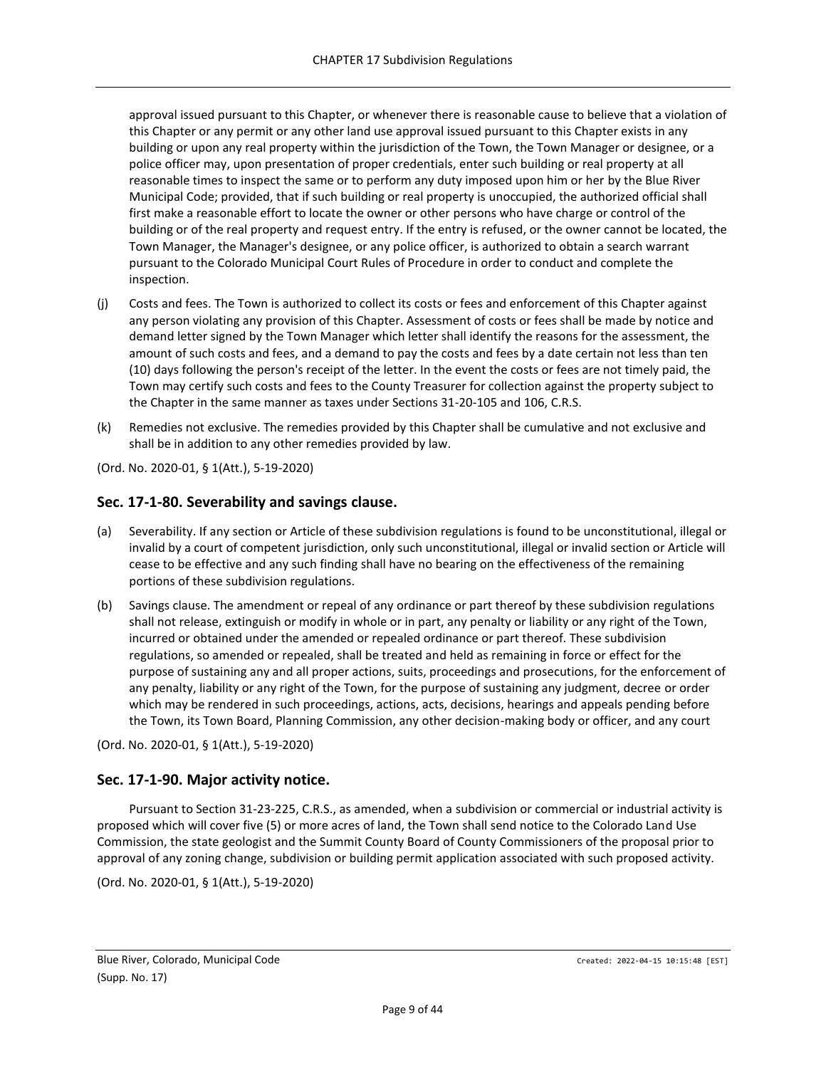approval issued pursuant to this Chapter, or whenever there is reasonable cause to believe that a violation of this Chapter or any permit or any other land use approval issued pursuant to this Chapter exists in any building or upon any real property within the jurisdiction of the Town, the Town Manager or designee, or a police officer may, upon presentation of proper credentials, enter such building or real property at all reasonable times to inspect the same or to perform any duty imposed upon him or her by the Blue River Municipal Code; provided, that if such building or real property is unoccupied, the authorized official shall first make a reasonable effort to locate the owner or other persons who have charge or control of the building or of the real property and request entry. If the entry is refused, or the owner cannot be located, the Town Manager, the Manager's designee, or any police officer, is authorized to obtain a search warrant pursuant to the Colorado Municipal Court Rules of Procedure in order to conduct and complete the inspection.

(j) Costs and fees. The Town is authorized to collect its costs or fees and enforcement of this Chapter against any person violating any provision of this Chapter. Assessment of costs or fees shall be made by notice and demand letter signed by the Town Manager which letter shall identify the reasons for the assessment, the amount of such costs and fees, and a demand to pay the costs and fees by a date certain not less than ten (10) days following the person's receipt of the letter. In the event the costs or fees are not timely paid, the Town may certify such costs and fees to the County Treasurer for collection against the property subject to the Chapter in the same manner as taxes under Sections 31-20-105 and 106, C.R.S.

(k) Remedies not exclusive. The remedies provided by this Chapter shall be cumulative and not exclusive and shall be in addition to any other remedies provided by law.

(Ord. No. 2020-01, § 1(Att.), 5-19-2020)

## Sec. 17-1-80. Severability and savings clause.

(a) Severability. If any section or Article of these subdivision regulations is found to be unconstitutional, illegal or invalid by a court of competent jurisdiction, only such unconstitutional, illegal or invalid section or Article will cease to be effective and any such finding shall have no bearing on the effectiveness of the remaining portions of these subdivision regulations.

(b) Savings clause. The amendment or repeal of any ordinance or part thereof by these subdivision regulations shall not release, extinguish or modify in whole or in part, any penalty or liability or any right of the Town, incurred or obtained under the amended or repealed ordinance or part thereof. These subdivision regulations, so amended or repealed, shall be treated and held as remaining in force or effect for the purpose of sustaining any and all proper actions, suits, proceedings and prosecutions, for the enforcement of any penalty, liability or any right of the Town, for the purpose of sustaining any judgment, decree or order which may be rendered in such proceedings, actions, acts, decisions, hearings and appeals pending before the Town, its Town Board, Planning Commission, any other decision-making body or officer, and any court

(Ord. No. 2020-01, § 1(Att.), 5-19-2020)

## Sec. 17-1-90. Major activity notice.

Pursuant to Section 31-23-225, C.R.S., as amended, when a subdivision or commercial or industrial activity is proposed which will cover five (5) or more acres of land, the Town shall send notice to the Colorado Land Use Commission, the state geologist and the Summit County Board of County Commissioners of the proposal prior to approval of any zoning change, subdivision or building permit application associated with such proposed activity.

(Ord. No. 2020-01, § 1(Att.), 5-19-2020)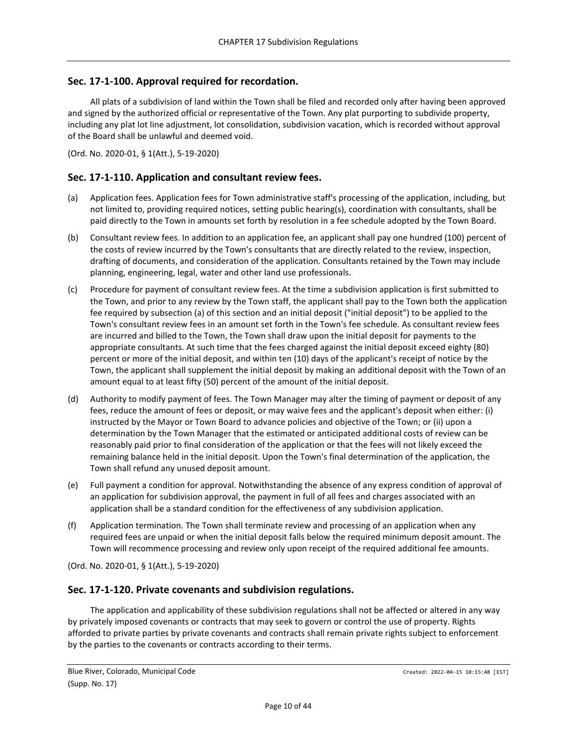## Sec. 17-1-100. Approval required for recordation.

All plats of a subdivision of land within the Town shall be filed and recorded only after having been approved and signed by the authorized official or representative of the Town. Any plat purporting to subdivide property, including any plat lot line adjustment, lot consolidation, subdivision vacation, which is recorded without approval of the Board shall be unlawful and deemed void.

(Ord. No. 2020-01, § 1(Att.), 5-19-2020)

## Sec. 17-1-110. Application and consultant review fees.

(a) Application fees. Application fees for Town administrative staff's processing of the application, including, but not limited to, providing required notices, setting public hearing(s), coordination with consultants, shall be paid directly to the Town in amounts set forth by resolution in a fee schedule adopted by the Town Board.

(b) Consultant review fees. In addition to an application fee, an applicant shall pay one hundred (100) percent of the costs of review incurred by the Town's consultants that are directly related to the review, inspection, drafting of documents, and consideration of the application. Consultants retained by the Town may include planning, engineering, legal, water and other land use professionals.

(c) Procedure for payment of consultant review fees. At the time a subdivision application is first submitted to the Town, and prior to any review by the Town staff, the applicant shall pay to the Town both the application fee required by subsection (a) of this section and an initial deposit ("initial deposit") to be applied to the Town's consultant review fees in an amount set forth in the Town's fee schedule. As consultant review fees are incurred and billed to the Town, the Town shall draw upon the initial deposit for payments to the appropriate consultants. At such time that the fees charged against the initial deposit exceed eighty (80) percent or more of the initial deposit, and within ten (10) days of the applicant's receipt of notice by the Town, the applicant shall supplement the initial deposit by making an additional deposit with the Town of an amount equal to at least fifty (50) percent of the amount of the initial deposit.

(d) Authority to modify payment of fees. The Town Manager may alter the timing of payment or deposit of any fees, reduce the amount of fees or deposit, or may waive fees and the applicant's deposit when either: (i) instructed by the Mayor or Town Board to advance policies and objective of the Town; or (ii) upon a determination by the Town Manager that the estimated or anticipated additional costs of review can be reasonably paid prior to final consideration of the application or that the fees will not likely exceed the remaining balance held in the initial deposit. Upon the Town's final determination of the application, the Town shall refund any unused deposit amount.

(e) Full payment a condition for approval. Notwithstanding the absence of any express condition of approval of an application for subdivision approval, the payment in full of all fees and charges associated with an application shall be a standard condition for the effectiveness of any subdivision application.

(f) Application termination. The Town shall terminate review and processing of an application when any required fees are unpaid or when the initial deposit falls below the required minimum deposit amount. The Town will recommence processing and review only upon receipt of the required additional fee amounts.

(Ord. No. 2020-01, § 1(Att.), 5-19-2020)

## Sec. 17-1-120. Private covenants and subdivision regulations.

The application and applicability of these subdivision regulations shall not be affected or altered in any way by privately imposed covenants or contracts that may seek to govern or control the use of property. Rights afforded to private parties by private covenants and contracts shall remain private rights subject to enforcement by the parties to the covenants or contracts according to their terms.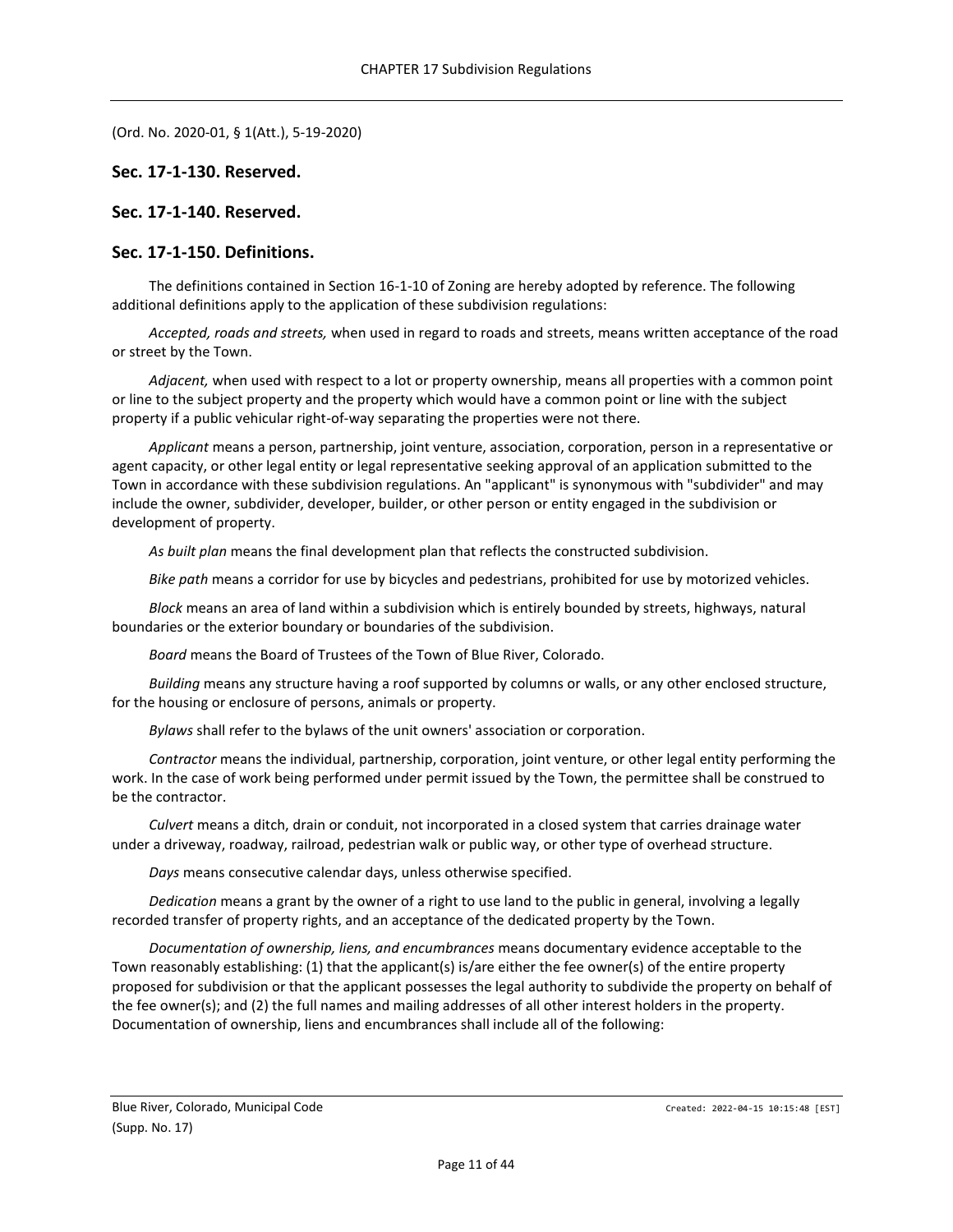(Ord. No. 2020-01, § 1(Att.), 5-19-2020)

## Sec. 17-1-130. Reserved.

## Sec. 17-1-140. Reserved.

## Sec. 17-1-150. Definitions.

The definitions contained in Section 16-1-10 of Zoning are hereby adopted by reference. The following additional definitions apply to the application of these subdivision regulations:

*Accepted, roads and streets,* when used in regard to roads and streets, means written acceptance of the road or street by the Town.

*Adjacent,* when used with respect to a lot or property ownership, means all properties with a common point or line to the subject property and the property which would have a common point or line with the subject property if a public vehicular right-of-way separating the properties were not there.

*Applicant* means a person, partnership, joint venture, association, corporation, person in a representative or agent capacity, or other legal entity or legal representative seeking approval of an application submitted to the Town in accordance with these subdivision regulations. An "applicant" is synonymous with "subdivider" and may include the owner, subdivider, developer, builder, or other person or entity engaged in the subdivision or development of property.

*As built plan* means the final development plan that reflects the constructed subdivision.

*Bike path* means a corridor for use by bicycles and pedestrians, prohibited for use by motorized vehicles.

*Block* means an area of land within a subdivision which is entirely bounded by streets, highways, natural boundaries or the exterior boundary or boundaries of the subdivision.

*Board* means the Board of Trustees of the Town of Blue River, Colorado.

*Building* means any structure having a roof supported by columns or walls, or any other enclosed structure, for the housing or enclosure of persons, animals or property.

*Bylaws* shall refer to the bylaws of the unit owners' association or corporation.

*Contractor* means the individual, partnership, corporation, joint venture, or other legal entity performing the work. In the case of work being performed under permit issued by the Town, the permittee shall be construed to be the contractor.

*Culvert* means a ditch, drain or conduit, not incorporated in a closed system that carries drainage water under a driveway, roadway, railroad, pedestrian walk or public way, or other type of overhead structure.

*Days* means consecutive calendar days, unless otherwise specified.

*Dedication* means a grant by the owner of a right to use land to the public in general, involving a legally recorded transfer of property rights, and an acceptance of the dedicated property by the Town.

*Documentation of ownership, liens, and encumbrances* means documentary evidence acceptable to the Town reasonably establishing: (1) that the applicant(s) is/are either the fee owner(s) of the entire property proposed for subdivision or that the applicant possesses the legal authority to subdivide the property on behalf of the fee owner(s); and (2) the full names and mailing addresses of all other interest holders in the property. Documentation of ownership, liens and encumbrances shall include all of the following: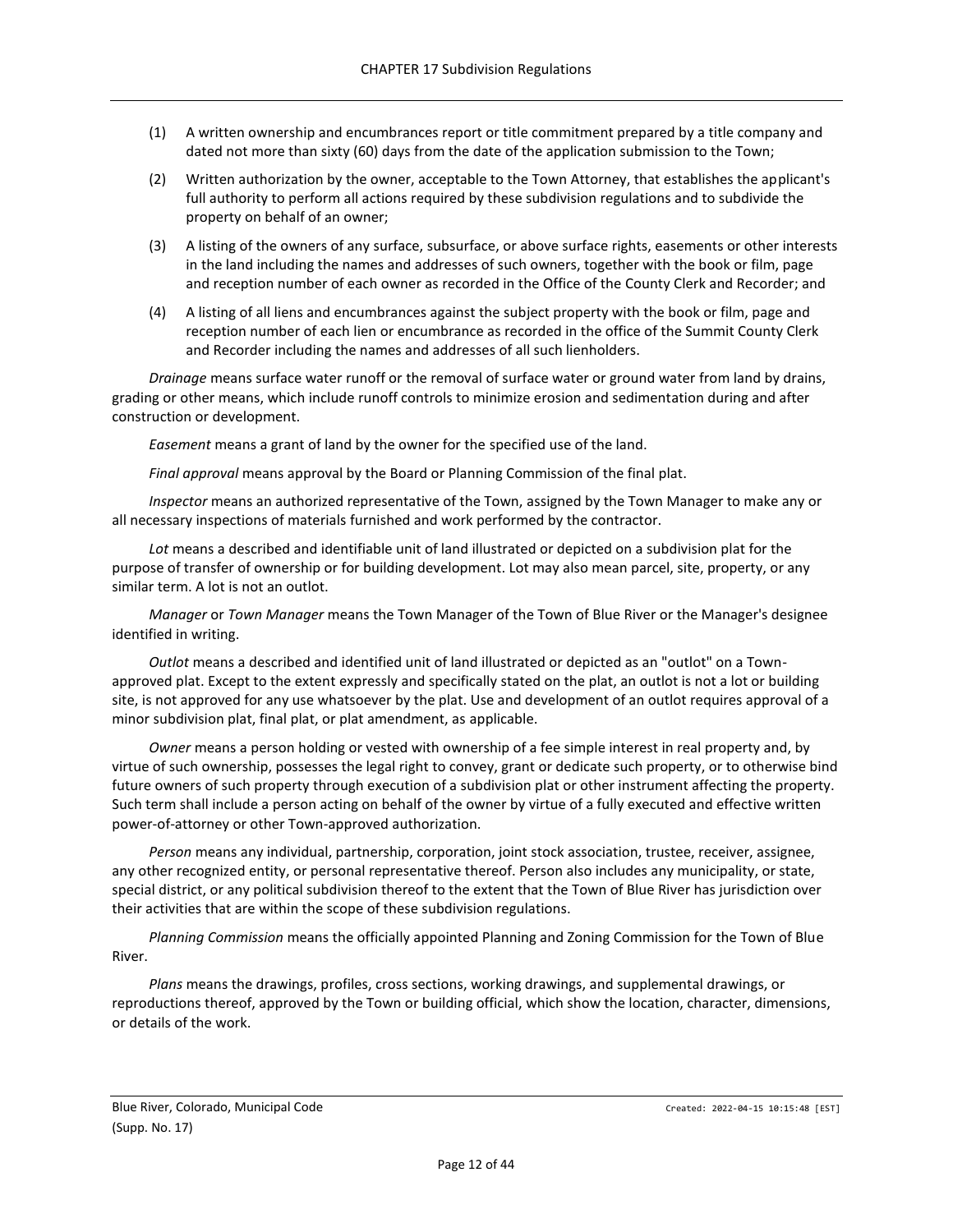(1) A written ownership and encumbrances report or title commitment prepared by a title company and dated not more than sixty (60) days from the date of the application submission to the Town;

(2) Written authorization by the owner, acceptable to the Town Attorney, that establishes the applicant's full authority to perform all actions required by these subdivision regulations and to subdivide the property on behalf of an owner;

(3) A listing of the owners of any surface, subsurface, or above surface rights, easements or other interests in the land including the names and addresses of such owners, together with the book or film, page and reception number of each owner as recorded in the Office of the County Clerk and Recorder; and

(4) A listing of all liens and encumbrances against the subject property with the book or film, page and reception number of each lien or encumbrance as recorded in the office of the Summit County Clerk and Recorder including the names and addresses of all such lienholders.

*Drainage* means surface water runoff or the removal of surface water or ground water from land by drains, grading or other means, which include runoff controls to minimize erosion and sedimentation during and after construction or development.

*Easement* means a grant of land by the owner for the specified use of the land.

*Final approval* means approval by the Board or Planning Commission of the final plat.

*Inspector* means an authorized representative of the Town, assigned by the Town Manager to make any or all necessary inspections of materials furnished and work performed by the contractor.

*Lot* means a described and identifiable unit of land illustrated or depicted on a subdivision plat for the purpose of transfer of ownership or for building development. Lot may also mean parcel, site, property, or any similar term. A lot is not an outlot.

*Manager* or *Town Manager* means the Town Manager of the Town of Blue River or the Manager's designee identified in writing.

*Outlot* means a described and identified unit of land illustrated or depicted as an "outlot" on a Town-approved plat. Except to the extent expressly and specifically stated on the plat, an outlot is not a lot or building site, is not approved for any use whatsoever by the plat. Use and development of an outlot requires approval of a minor subdivision plat, final plat, or plat amendment, as applicable.

*Owner* means a person holding or vested with ownership of a fee simple interest in real property and, by virtue of such ownership, possesses the legal right to convey, grant or dedicate such property, or to otherwise bind future owners of such property through execution of a subdivision plat or other instrument affecting the property. Such term shall include a person acting on behalf of the owner by virtue of a fully executed and effective written power-of-attorney or other Town-approved authorization.

*Person* means any individual, partnership, corporation, joint stock association, trustee, receiver, assignee, any other recognized entity, or personal representative thereof. Person also includes any municipality, or state, special district, or any political subdivision thereof to the extent that the Town of Blue River has jurisdiction over their activities that are within the scope of these subdivision regulations.

*Planning Commission* means the officially appointed Planning and Zoning Commission for the Town of Blue River.

*Plans* means the drawings, profiles, cross sections, working drawings, and supplemental drawings, or reproductions thereof, approved by the Town or building official, which show the location, character, dimensions, or details of the work.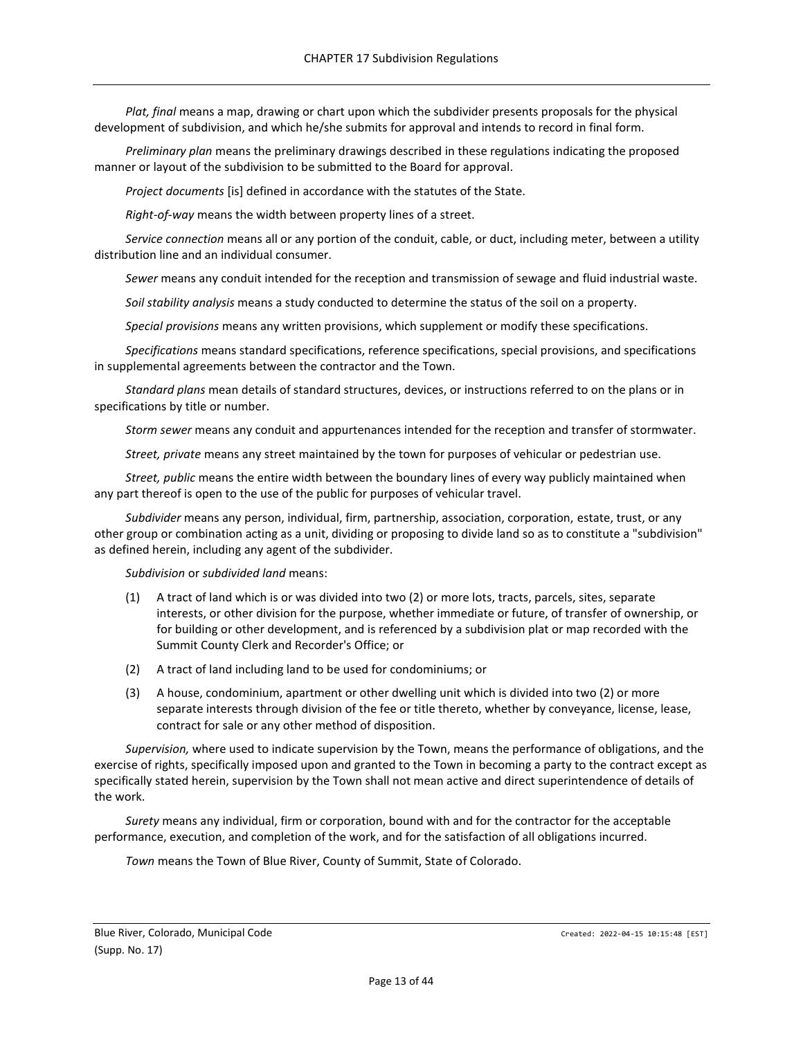*Plat, final* means a map, drawing or chart upon which the subdivider presents proposals for the physical development of subdivision, and which he/she submits for approval and intends to record in final form.

*Preliminary plan* means the preliminary drawings described in these regulations indicating the proposed manner or layout of the subdivision to be submitted to the Board for approval.

*Project documents* [is] defined in accordance with the statutes of the State.

*Right-of-way* means the width between property lines of a street.

*Service connection* means all or any portion of the conduit, cable, or duct, including meter, between a utility distribution line and an individual consumer.

*Sewer* means any conduit intended for the reception and transmission of sewage and fluid industrial waste.

*Soil stability analysis* means a study conducted to determine the status of the soil on a property.

*Special provisions* means any written provisions, which supplement or modify these specifications.

*Specifications* means standard specifications, reference specifications, special provisions, and specifications in supplemental agreements between the contractor and the Town.

*Standard plans* mean details of standard structures, devices, or instructions referred to on the plans or in specifications by title or number.

*Storm sewer* means any conduit and appurtenances intended for the reception and transfer of stormwater.

*Street, private* means any street maintained by the town for purposes of vehicular or pedestrian use.

*Street, public* means the entire width between the boundary lines of every way publicly maintained when any part thereof is open to the use of the public for purposes of vehicular travel.

*Subdivider* means any person, individual, firm, partnership, association, corporation, estate, trust, or any other group or combination acting as a unit, dividing or proposing to divide land so as to constitute a "subdivision" as defined herein, including any agent of the subdivider.

*Subdivision* or *subdivided land* means:

(1) A tract of land which is or was divided into two (2) or more lots, tracts, parcels, sites, separate interests, or other division for the purpose, whether immediate or future, of transfer of ownership, or for building or other development, and is referenced by a subdivision plat or map recorded with the Summit County Clerk and Recorder's Office; or

(2) A tract of land including land to be used for condominiums; or

(3) A house, condominium, apartment or other dwelling unit which is divided into two (2) or more separate interests through division of the fee or title thereto, whether by conveyance, license, lease, contract for sale or any other method of disposition.

*Supervision,* where used to indicate supervision by the Town, means the performance of obligations, and the exercise of rights, specifically imposed upon and granted to the Town in becoming a party to the contract except as specifically stated herein, supervision by the Town shall not mean active and direct superintendence of details of the work.

*Surety* means any individual, firm or corporation, bound with and for the contractor for the acceptable performance, execution, and completion of the work, and for the satisfaction of all obligations incurred.

*Town* means the Town of Blue River, County of Summit, State of Colorado.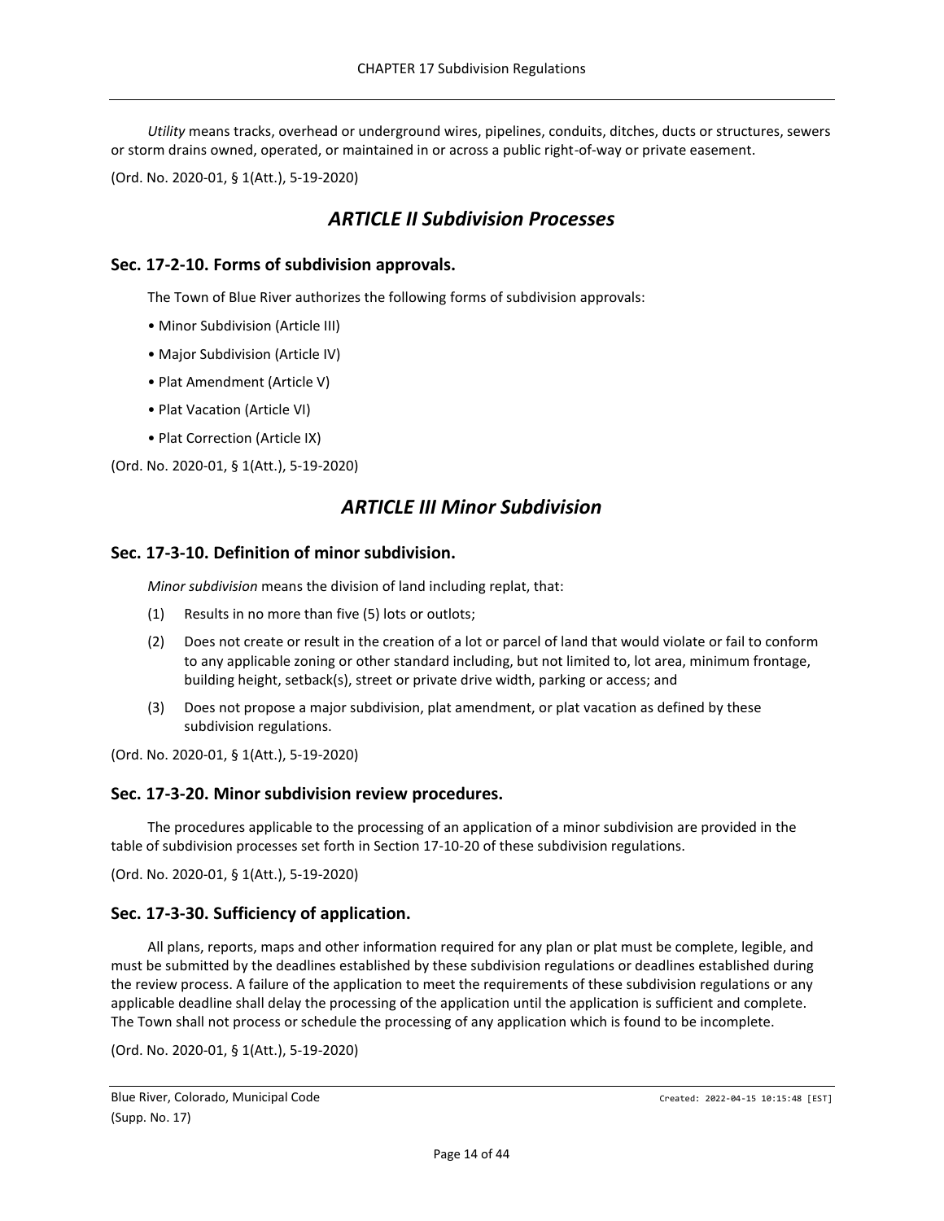*Utility* means tracks, overhead or underground wires, pipelines, conduits, ditches, ducts or structures, sewers or storm drains owned, operated, or maintained in or across a public right-of-way or private easement.

(Ord. No. 2020-01, § 1(Att.), 5-19-2020)

# *ARTICLE II Subdivision Processes*

## Sec. 17-2-10. Forms of subdivision approvals.

The Town of Blue River authorizes the following forms of subdivision approvals:

• Minor Subdivision (Article III)

• Major Subdivision (Article IV)

• Plat Amendment (Article V)

• Plat Vacation (Article VI)

• Plat Correction (Article IX)

(Ord. No. 2020-01, § 1(Att.), 5-19-2020)

# *ARTICLE III Minor Subdivision*

## Sec. 17-3-10. Definition of minor subdivision.

*Minor subdivision* means the division of land including replat, that:

(1) Results in no more than five (5) lots or outlots;

(2) Does not create or result in the creation of a lot or parcel of land that would violate or fail to conform to any applicable zoning or other standard including, but not limited to, lot area, minimum frontage, building height, setback(s), street or private drive width, parking or access; and

(3) Does not propose a major subdivision, plat amendment, or plat vacation as defined by these subdivision regulations.

(Ord. No. 2020-01, § 1(Att.), 5-19-2020)

## Sec. 17-3-20. Minor subdivision review procedures.

The procedures applicable to the processing of an application of a minor subdivision are provided in the table of subdivision processes set forth in Section 17-10-20 of these subdivision regulations.

(Ord. No. 2020-01, § 1(Att.), 5-19-2020)

## Sec. 17-3-30. Sufficiency of application.

All plans, reports, maps and other information required for any plan or plat must be complete, legible, and must be submitted by the deadlines established by these subdivision regulations or deadlines established during the review process. A failure of the application to meet the requirements of these subdivision regulations or any applicable deadline shall delay the processing of the application until the application is sufficient and complete. The Town shall not process or schedule the processing of any application which is found to be incomplete.

(Ord. No. 2020-01, § 1(Att.), 5-19-2020)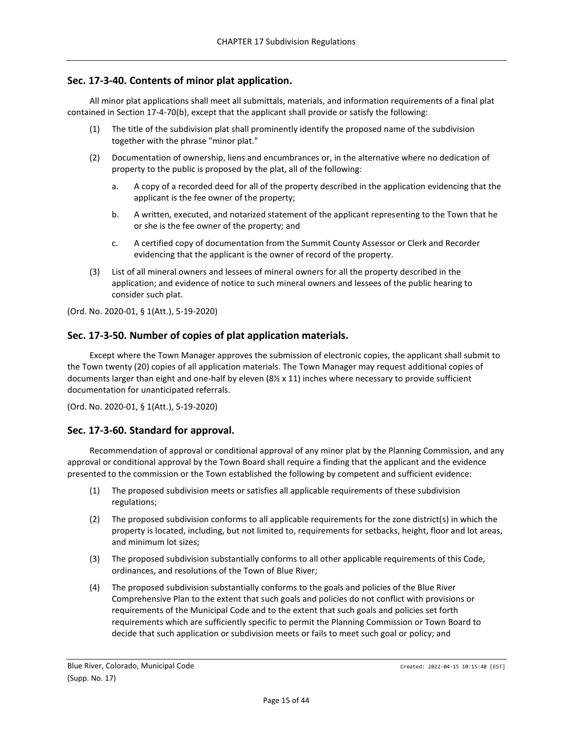## Sec. 17-3-40. Contents of minor plat application.

All minor plat applications shall meet all submittals, materials, and information requirements of a final plat contained in Section 17-4-70(b), except that the applicant shall provide or satisfy the following:

(1) The title of the subdivision plat shall prominently identify the proposed name of the subdivision together with the phrase "minor plat."

(2) Documentation of ownership, liens and encumbrances or, in the alternative where no dedication of property to the public is proposed by the plat, all of the following:

   a. A copy of a recorded deed for all of the property described in the application evidencing that the applicant is the fee owner of the property;

   b. A written, executed, and notarized statement of the applicant representing to the Town that he or she is the fee owner of the property; and

   c. A certified copy of documentation from the Summit County Assessor or Clerk and Recorder evidencing that the applicant is the owner of record of the property.

(3) List of all mineral owners and lessees of mineral owners for all the property described in the application; and evidence of notice to such mineral owners and lessees of the public hearing to consider such plat.

(Ord. No. 2020-01, § 1(Att.), 5-19-2020)

## Sec. 17-3-50. Number of copies of plat application materials.

Except where the Town Manager approves the submission of electronic copies, the applicant shall submit to the Town twenty (20) copies of all application materials. The Town Manager may request additional copies of documents larger than eight and one-half by eleven (8½ x 11) inches where necessary to provide sufficient documentation for unanticipated referrals.

(Ord. No. 2020-01, § 1(Att.), 5-19-2020)

## Sec. 17-3-60. Standard for approval.

Recommendation of approval or conditional approval of any minor plat by the Planning Commission, and any approval or conditional approval by the Town Board shall require a finding that the applicant and the evidence presented to the commission or the Town established the following by competent and sufficient evidence:

(1) The proposed subdivision meets or satisfies all applicable requirements of these subdivision regulations;

(2) The proposed subdivision conforms to all applicable requirements for the zone district(s) in which the property is located, including, but not limited to, requirements for setbacks, height, floor and lot areas, and minimum lot sizes;

(3) The proposed subdivision substantially conforms to all other applicable requirements of this Code, ordinances, and resolutions of the Town of Blue River;

(4) The proposed subdivision substantially conforms to the goals and policies of the Blue River Comprehensive Plan to the extent that such goals and policies do not conflict with provisions or requirements of the Municipal Code and to the extent that such goals and policies set forth requirements which are sufficiently specific to permit the Planning Commission or Town Board to decide that such application or subdivision meets or fails to meet such goal or policy; and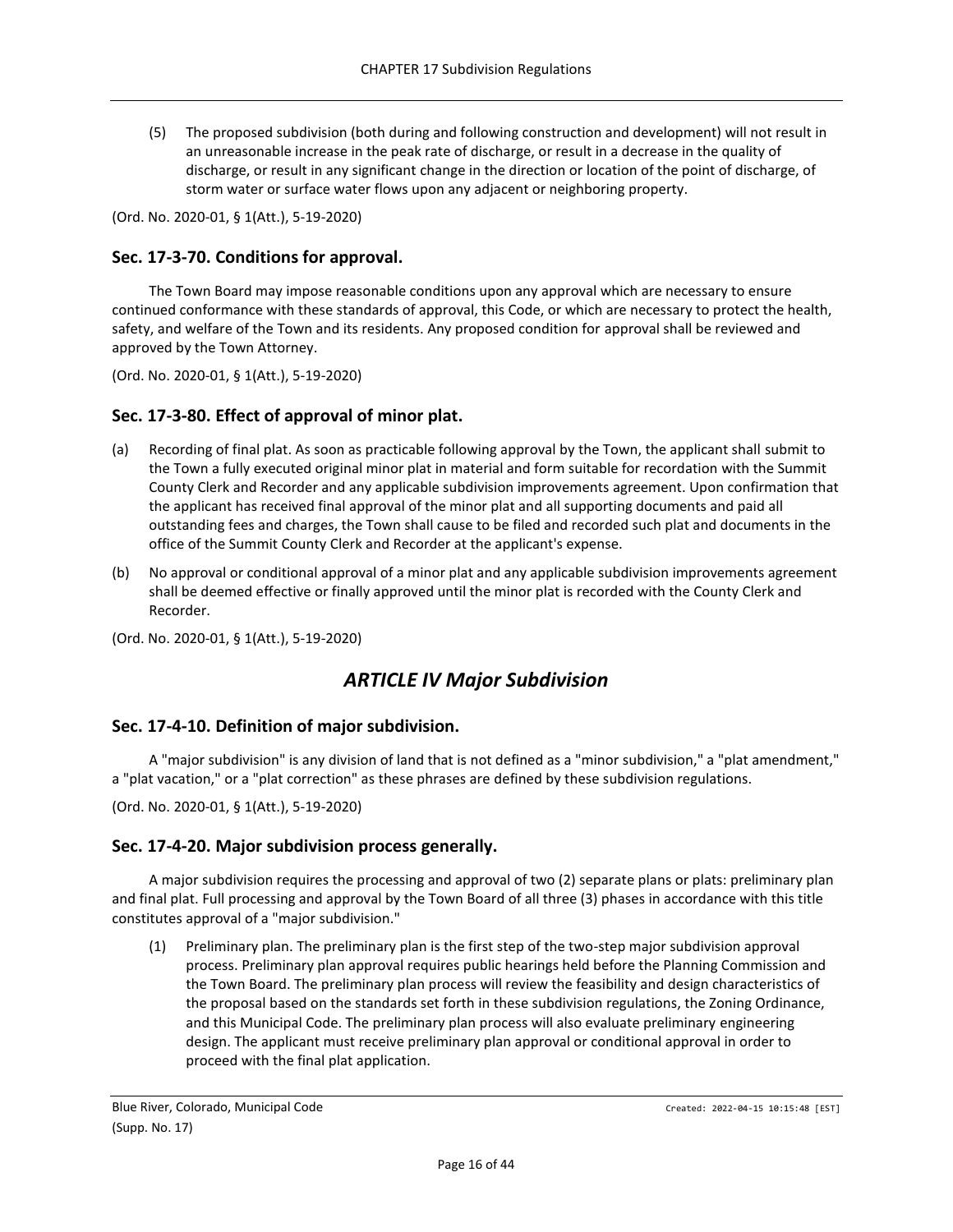(5) The proposed subdivision (both during and following construction and development) will not result in an unreasonable increase in the peak rate of discharge, or result in a decrease in the quality of discharge, or result in any significant change in the direction or location of the point of discharge, of storm water or surface water flows upon any adjacent or neighboring property.

(Ord. No. 2020-01, § 1(Att.), 5-19-2020)

### Sec. 17-3-70. Conditions for approval.

The Town Board may impose reasonable conditions upon any approval which are necessary to ensure continued conformance with these standards of approval, this Code, or which are necessary to protect the health, safety, and welfare of the Town and its residents. Any proposed condition for approval shall be reviewed and approved by the Town Attorney.

(Ord. No. 2020-01, § 1(Att.), 5-19-2020)

### Sec. 17-3-80. Effect of approval of minor plat.

(a) Recording of final plat. As soon as practicable following approval by the Town, the applicant shall submit to the Town a fully executed original minor plat in material and form suitable for recordation with the Summit County Clerk and Recorder and any applicable subdivision improvements agreement. Upon confirmation that the applicant has received final approval of the minor plat and all supporting documents and paid all outstanding fees and charges, the Town shall cause to be filed and recorded such plat and documents in the office of the Summit County Clerk and Recorder at the applicant's expense.

(b) No approval or conditional approval of a minor plat and any applicable subdivision improvements agreement shall be deemed effective or finally approved until the minor plat is recorded with the County Clerk and Recorder.

(Ord. No. 2020-01, § 1(Att.), 5-19-2020)

## *ARTICLE IV Major Subdivision*

### Sec. 17-4-10. Definition of major subdivision.

A "major subdivision" is any division of land that is not defined as a "minor subdivision," a "plat amendment," a "plat vacation," or a "plat correction" as these phrases are defined by these subdivision regulations.

(Ord. No. 2020-01, § 1(Att.), 5-19-2020)

### Sec. 17-4-20. Major subdivision process generally.

A major subdivision requires the processing and approval of two (2) separate plans or plats: preliminary plan and final plat. Full processing and approval by the Town Board of all three (3) phases in accordance with this title constitutes approval of a "major subdivision."

(1) Preliminary plan. The preliminary plan is the first step of the two-step major subdivision approval process. Preliminary plan approval requires public hearings held before the Planning Commission and the Town Board. The preliminary plan process will review the feasibility and design characteristics of the proposal based on the standards set forth in these subdivision regulations, the Zoning Ordinance, and this Municipal Code. The preliminary plan process will also evaluate preliminary engineering design. The applicant must receive preliminary plan approval or conditional approval in order to proceed with the final plat application.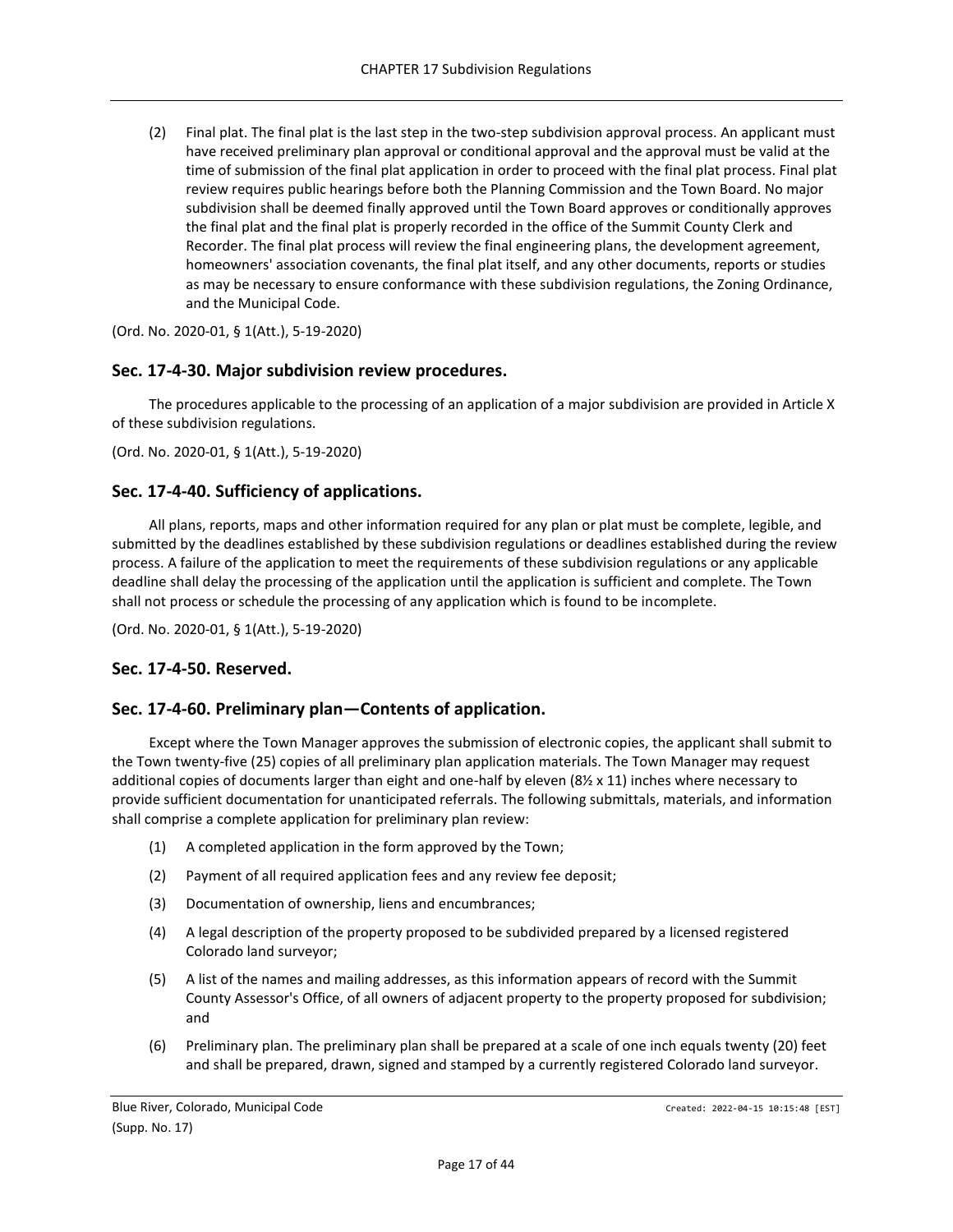(2) Final plat. The final plat is the last step in the two-step subdivision approval process. An applicant must have received preliminary plan approval or conditional approval and the approval must be valid at the time of submission of the final plat application in order to proceed with the final plat process. Final plat review requires public hearings before both the Planning Commission and the Town Board. No major subdivision shall be deemed finally approved until the Town Board approves or conditionally approves the final plat and the final plat is properly recorded in the office of the Summit County Clerk and Recorder. The final plat process will review the final engineering plans, the development agreement, homeowners' association covenants, the final plat itself, and any other documents, reports or studies as may be necessary to ensure conformance with these subdivision regulations, the Zoning Ordinance, and the Municipal Code.

(Ord. No. 2020-01, § 1(Att.), 5-19-2020)

## Sec. 17-4-30. Major subdivision review procedures.

The procedures applicable to the processing of an application of a major subdivision are provided in Article X of these subdivision regulations.

(Ord. No. 2020-01, § 1(Att.), 5-19-2020)

## Sec. 17-4-40. Sufficiency of applications.

All plans, reports, maps and other information required for any plan or plat must be complete, legible, and submitted by the deadlines established by these subdivision regulations or deadlines established during the review process. A failure of the application to meet the requirements of these subdivision regulations or any applicable deadline shall delay the processing of the application until the application is sufficient and complete. The Town shall not process or schedule the processing of any application which is found to be incomplete.

(Ord. No. 2020-01, § 1(Att.), 5-19-2020)

## Sec. 17-4-50. Reserved.

## Sec. 17-4-60. Preliminary plan—Contents of application.

Except where the Town Manager approves the submission of electronic copies, the applicant shall submit to the Town twenty-five (25) copies of all preliminary plan application materials. The Town Manager may request additional copies of documents larger than eight and one-half by eleven (8½ x 11) inches where necessary to provide sufficient documentation for unanticipated referrals. The following submittals, materials, and information shall comprise a complete application for preliminary plan review:

(1) A completed application in the form approved by the Town;

(2) Payment of all required application fees and any review fee deposit;

(3) Documentation of ownership, liens and encumbrances;

(4) A legal description of the property proposed to be subdivided prepared by a licensed registered Colorado land surveyor;

(5) A list of the names and mailing addresses, as this information appears of record with the Summit County Assessor's Office, of all owners of adjacent property to the property proposed for subdivision; and

(6) Preliminary plan. The preliminary plan shall be prepared at a scale of one inch equals twenty (20) feet and shall be prepared, drawn, signed and stamped by a currently registered Colorado land surveyor.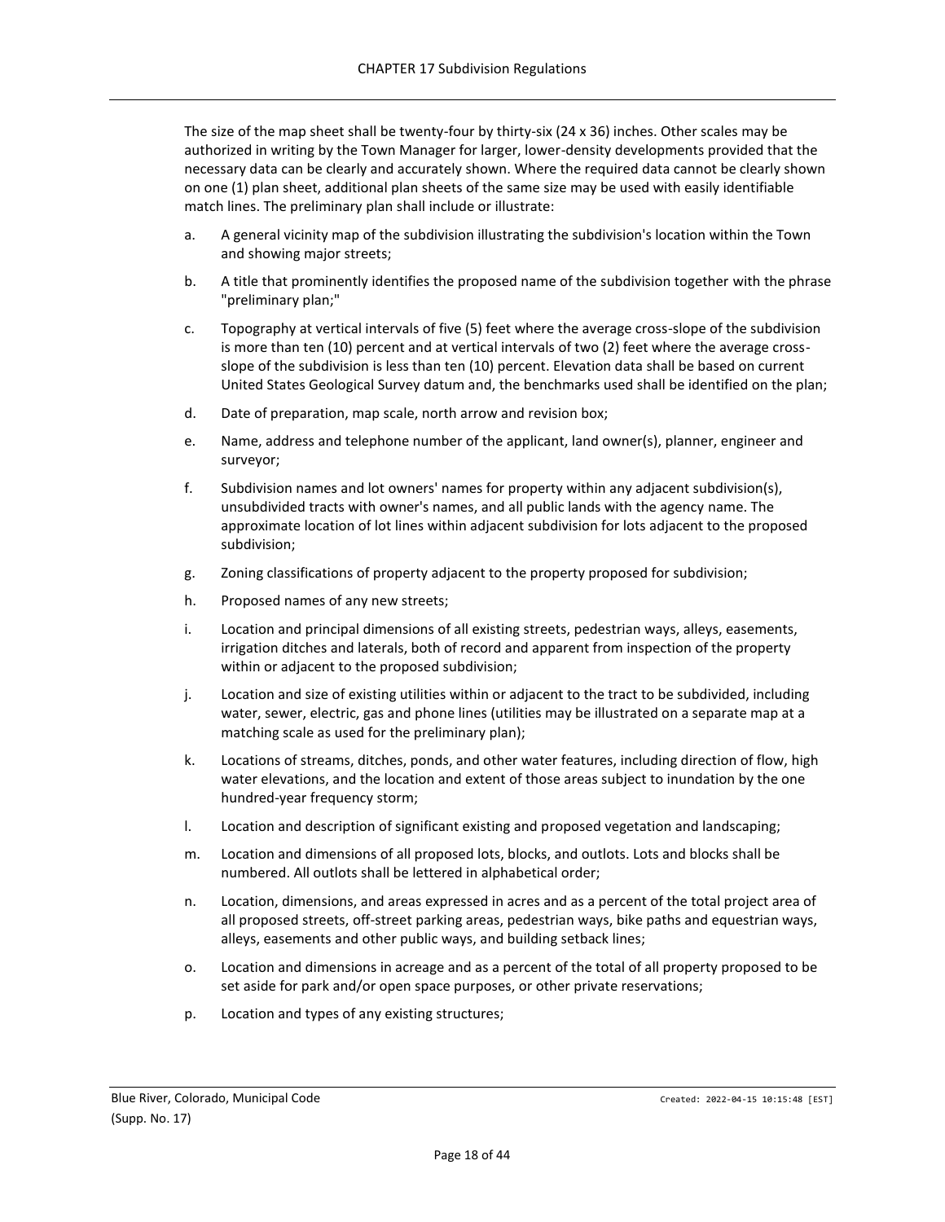The size of the map sheet shall be twenty-four by thirty-six (24 x 36) inches. Other scales may be authorized in writing by the Town Manager for larger, lower-density developments provided that the necessary data can be clearly and accurately shown. Where the required data cannot be clearly shown on one (1) plan sheet, additional plan sheets of the same size may be used with easily identifiable match lines. The preliminary plan shall include or illustrate:

a. A general vicinity map of the subdivision illustrating the subdivision's location within the Town and showing major streets;

b. A title that prominently identifies the proposed name of the subdivision together with the phrase "preliminary plan;"

c. Topography at vertical intervals of five (5) feet where the average cross-slope of the subdivision is more than ten (10) percent and at vertical intervals of two (2) feet where the average cross-slope of the subdivision is less than ten (10) percent. Elevation data shall be based on current United States Geological Survey datum and, the benchmarks used shall be identified on the plan;

d. Date of preparation, map scale, north arrow and revision box;

e. Name, address and telephone number of the applicant, land owner(s), planner, engineer and surveyor;

f. Subdivision names and lot owners' names for property within any adjacent subdivision(s), unsubdivided tracts with owner's names, and all public lands with the agency name. The approximate location of lot lines within adjacent subdivision for lots adjacent to the proposed subdivision;

g. Zoning classifications of property adjacent to the property proposed for subdivision;

h. Proposed names of any new streets;

i. Location and principal dimensions of all existing streets, pedestrian ways, alleys, easements, irrigation ditches and laterals, both of record and apparent from inspection of the property within or adjacent to the proposed subdivision;

j. Location and size of existing utilities within or adjacent to the tract to be subdivided, including water, sewer, electric, gas and phone lines (utilities may be illustrated on a separate map at a matching scale as used for the preliminary plan);

k. Locations of streams, ditches, ponds, and other water features, including direction of flow, high water elevations, and the location and extent of those areas subject to inundation by the one hundred-year frequency storm;

l. Location and description of significant existing and proposed vegetation and landscaping;

m. Location and dimensions of all proposed lots, blocks, and outlots. Lots and blocks shall be numbered. All outlots shall be lettered in alphabetical order;

n. Location, dimensions, and areas expressed in acres and as a percent of the total project area of all proposed streets, off-street parking areas, pedestrian ways, bike paths and equestrian ways, alleys, easements and other public ways, and building setback lines;

o. Location and dimensions in acreage and as a percent of the total of all property proposed to be set aside for park and/or open space purposes, or other private reservations;

p. Location and types of any existing structures;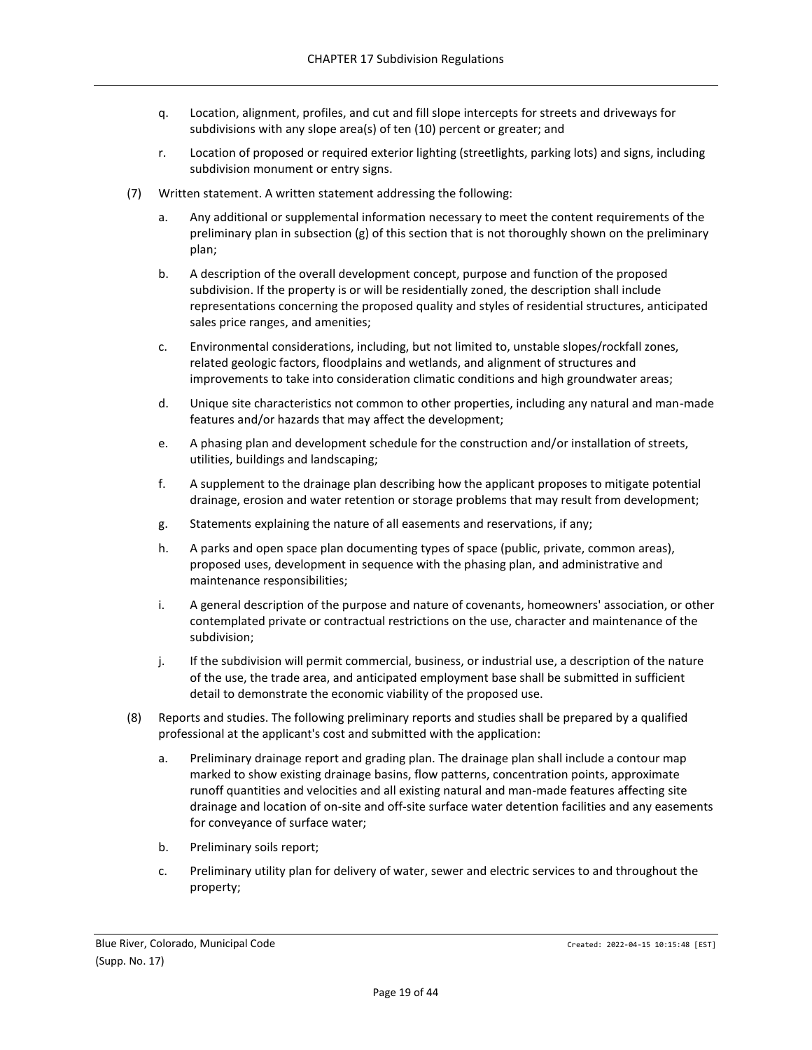q. Location, alignment, profiles, and cut and fill slope intercepts for streets and driveways for subdivisions with any slope area(s) of ten (10) percent or greater; and

r. Location of proposed or required exterior lighting (streetlights, parking lots) and signs, including subdivision monument or entry signs.

(7) Written statement. A written statement addressing the following:

a. Any additional or supplemental information necessary to meet the content requirements of the preliminary plan in subsection (g) of this section that is not thoroughly shown on the preliminary plan;

b. A description of the overall development concept, purpose and function of the proposed subdivision. If the property is or will be residentially zoned, the description shall include representations concerning the proposed quality and styles of residential structures, anticipated sales price ranges, and amenities;

c. Environmental considerations, including, but not limited to, unstable slopes/rockfall zones, related geologic factors, floodplains and wetlands, and alignment of structures and improvements to take into consideration climatic conditions and high groundwater areas;

d. Unique site characteristics not common to other properties, including any natural and man-made features and/or hazards that may affect the development;

e. A phasing plan and development schedule for the construction and/or installation of streets, utilities, buildings and landscaping;

f. A supplement to the drainage plan describing how the applicant proposes to mitigate potential drainage, erosion and water retention or storage problems that may result from development;

g. Statements explaining the nature of all easements and reservations, if any;

h. A parks and open space plan documenting types of space (public, private, common areas), proposed uses, development in sequence with the phasing plan, and administrative and maintenance responsibilities;

i. A general description of the purpose and nature of covenants, homeowners' association, or other contemplated private or contractual restrictions on the use, character and maintenance of the subdivision;

j. If the subdivision will permit commercial, business, or industrial use, a description of the nature of the use, the trade area, and anticipated employment base shall be submitted in sufficient detail to demonstrate the economic viability of the proposed use.

(8) Reports and studies. The following preliminary reports and studies shall be prepared by a qualified professional at the applicant's cost and submitted with the application:

a. Preliminary drainage report and grading plan. The drainage plan shall include a contour map marked to show existing drainage basins, flow patterns, concentration points, approximate runoff quantities and velocities and all existing natural and man-made features affecting site drainage and location of on-site and off-site surface water detention facilities and any easements for conveyance of surface water;

b. Preliminary soils report;

c. Preliminary utility plan for delivery of water, sewer and electric services to and throughout the property;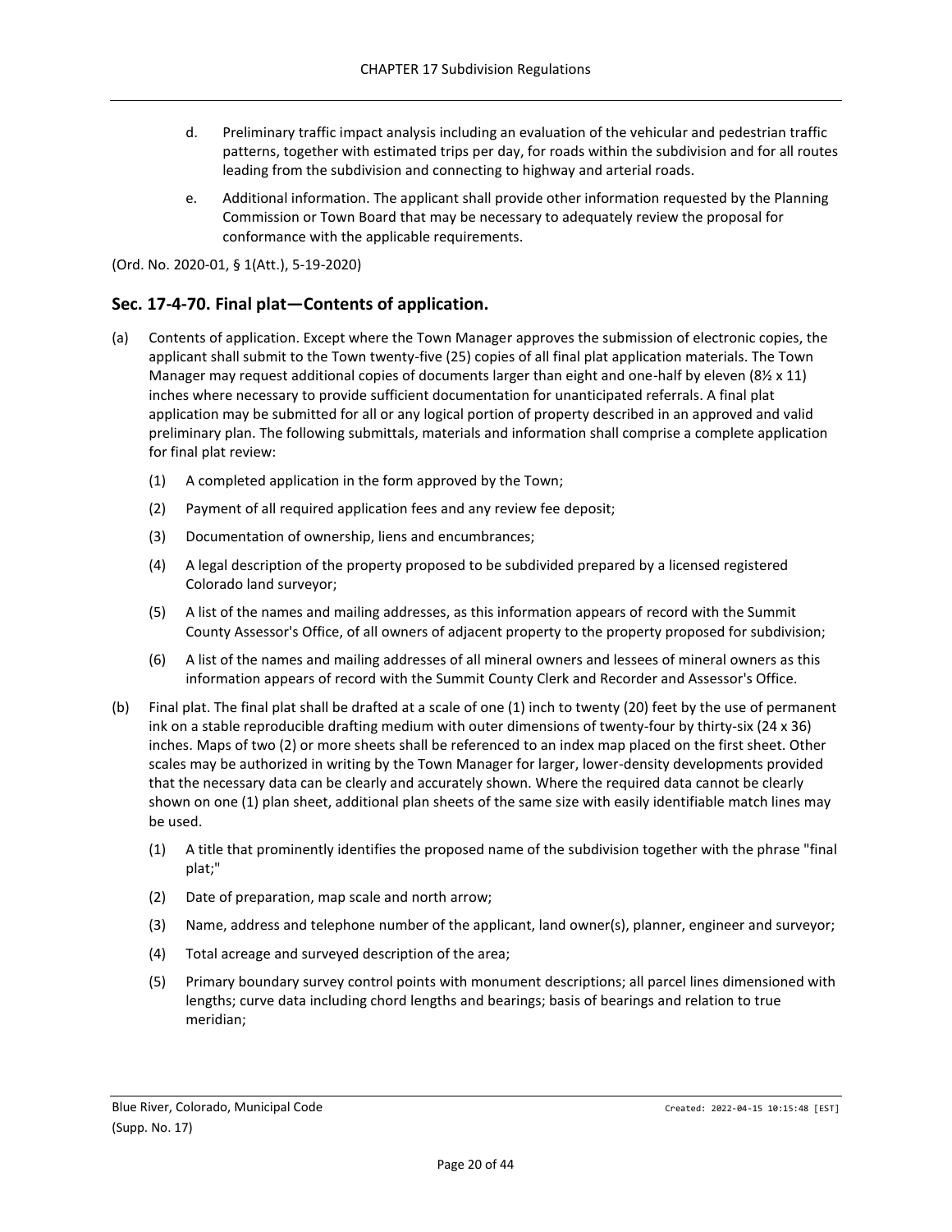d. Preliminary traffic impact analysis including an evaluation of the vehicular and pedestrian traffic patterns, together with estimated trips per day, for roads within the subdivision and for all routes leading from the subdivision and connecting to highway and arterial roads.

e. Additional information. The applicant shall provide other information requested by the Planning Commission or Town Board that may be necessary to adequately review the proposal for conformance with the applicable requirements.

(Ord. No. 2020-01, § 1(Att.), 5-19-2020)

## Sec. 17-4-70. Final plat—Contents of application.

(a) Contents of application. Except where the Town Manager approves the submission of electronic copies, the applicant shall submit to the Town twenty-five (25) copies of all final plat application materials. The Town Manager may request additional copies of documents larger than eight and one-half by eleven (8½ x 11) inches where necessary to provide sufficient documentation for unanticipated referrals. A final plat application may be submitted for all or any logical portion of property described in an approved and valid preliminary plan. The following submittals, materials and information shall comprise a complete application for final plat review:

(1) A completed application in the form approved by the Town;

(2) Payment of all required application fees and any review fee deposit;

(3) Documentation of ownership, liens and encumbrances;

(4) A legal description of the property proposed to be subdivided prepared by a licensed registered Colorado land surveyor;

(5) A list of the names and mailing addresses, as this information appears of record with the Summit County Assessor's Office, of all owners of adjacent property to the property proposed for subdivision;

(6) A list of the names and mailing addresses of all mineral owners and lessees of mineral owners as this information appears of record with the Summit County Clerk and Recorder and Assessor's Office.

(b) Final plat. The final plat shall be drafted at a scale of one (1) inch to twenty (20) feet by the use of permanent ink on a stable reproducible drafting medium with outer dimensions of twenty-four by thirty-six (24 x 36) inches. Maps of two (2) or more sheets shall be referenced to an index map placed on the first sheet. Other scales may be authorized in writing by the Town Manager for larger, lower-density developments provided that the necessary data can be clearly and accurately shown. Where the required data cannot be clearly shown on one (1) plan sheet, additional plan sheets of the same size with easily identifiable match lines may be used.

(1) A title that prominently identifies the proposed name of the subdivision together with the phrase "final plat;"

(2) Date of preparation, map scale and north arrow;

(3) Name, address and telephone number of the applicant, land owner(s), planner, engineer and surveyor;

(4) Total acreage and surveyed description of the area;

(5) Primary boundary survey control points with monument descriptions; all parcel lines dimensioned with lengths; curve data including chord lengths and bearings; basis of bearings and relation to true meridian;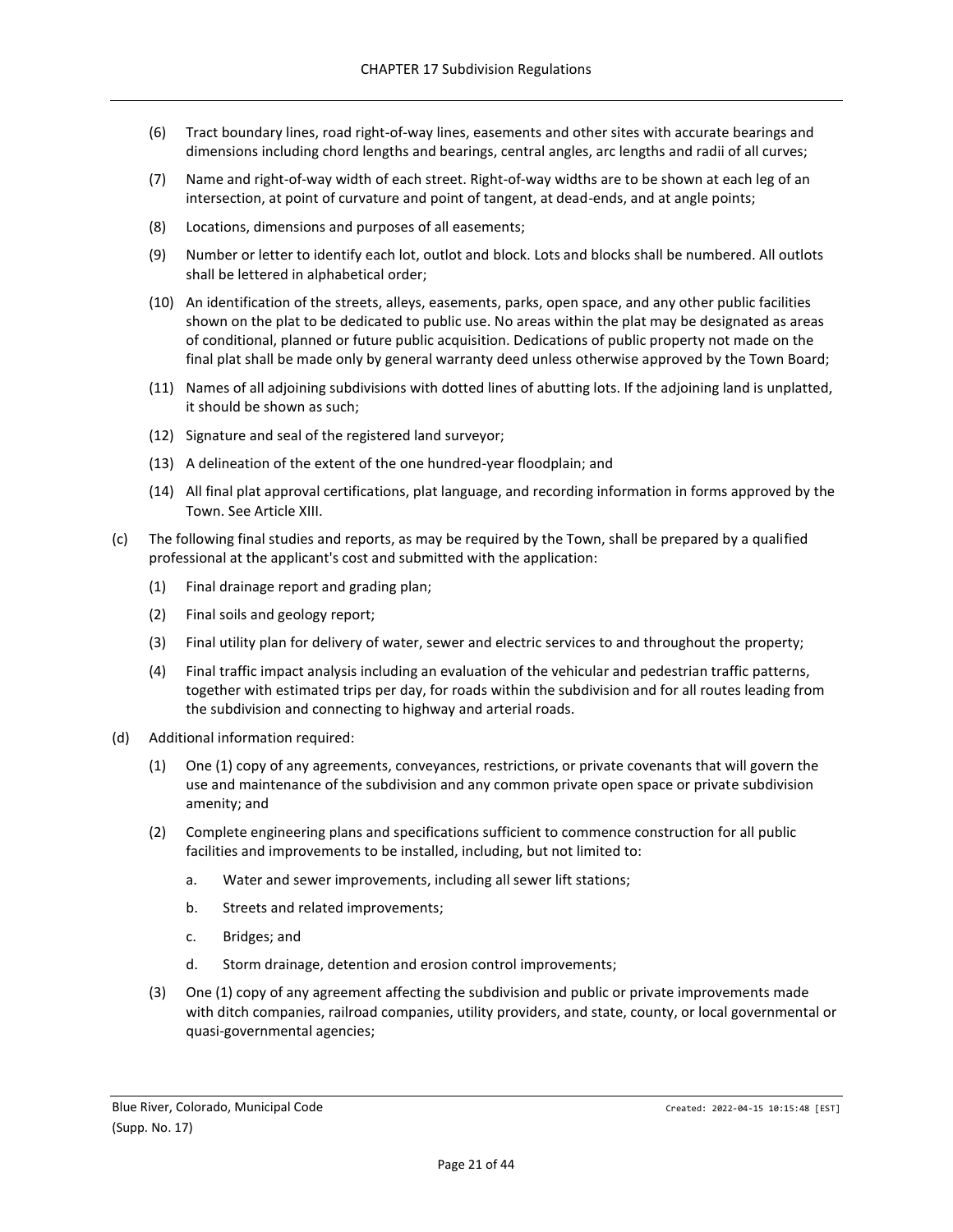(6) Tract boundary lines, road right-of-way lines, easements and other sites with accurate bearings and dimensions including chord lengths and bearings, central angles, arc lengths and radii of all curves;

(7) Name and right-of-way width of each street. Right-of-way widths are to be shown at each leg of an intersection, at point of curvature and point of tangent, at dead-ends, and at angle points;

(8) Locations, dimensions and purposes of all easements;

(9) Number or letter to identify each lot, outlot and block. Lots and blocks shall be numbered. All outlots shall be lettered in alphabetical order;

(10) An identification of the streets, alleys, easements, parks, open space, and any other public facilities shown on the plat to be dedicated to public use. No areas within the plat may be designated as areas of conditional, planned or future public acquisition. Dedications of public property not made on the final plat shall be made only by general warranty deed unless otherwise approved by the Town Board;

(11) Names of all adjoining subdivisions with dotted lines of abutting lots. If the adjoining land is unplatted, it should be shown as such;

(12) Signature and seal of the registered land surveyor;

(13) A delineation of the extent of the one hundred-year floodplain; and

(14) All final plat approval certifications, plat language, and recording information in forms approved by the Town. See Article XIII.

(c) The following final studies and reports, as may be required by the Town, shall be prepared by a qualified professional at the applicant's cost and submitted with the application:

(1) Final drainage report and grading plan;

(2) Final soils and geology report;

(3) Final utility plan for delivery of water, sewer and electric services to and throughout the property;

(4) Final traffic impact analysis including an evaluation of the vehicular and pedestrian traffic patterns, together with estimated trips per day, for roads within the subdivision and for all routes leading from the subdivision and connecting to highway and arterial roads.

(d) Additional information required:

(1) One (1) copy of any agreements, conveyances, restrictions, or private covenants that will govern the use and maintenance of the subdivision and any common private open space or private subdivision amenity; and

(2) Complete engineering plans and specifications sufficient to commence construction for all public facilities and improvements to be installed, including, but not limited to:

a. Water and sewer improvements, including all sewer lift stations;

b. Streets and related improvements;

c. Bridges; and

d. Storm drainage, detention and erosion control improvements;

(3) One (1) copy of any agreement affecting the subdivision and public or private improvements made with ditch companies, railroad companies, utility providers, and state, county, or local governmental or quasi-governmental agencies;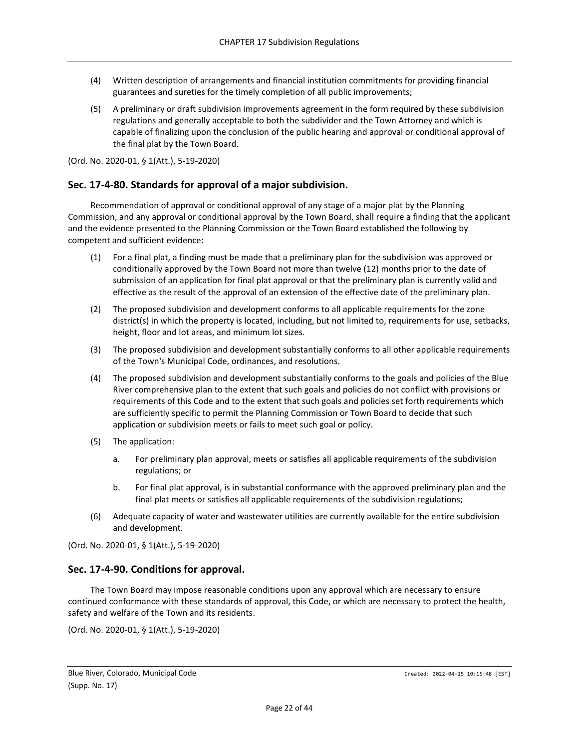(4) Written description of arrangements and financial institution commitments for providing financial guarantees and sureties for the timely completion of all public improvements;

(5) A preliminary or draft subdivision improvements agreement in the form required by these subdivision regulations and generally acceptable to both the subdivider and the Town Attorney and which is capable of finalizing upon the conclusion of the public hearing and approval or conditional approval of the final plat by the Town Board.

(Ord. No. 2020-01, § 1(Att.), 5-19-2020)

## Sec. 17-4-80. Standards for approval of a major subdivision.

Recommendation of approval or conditional approval of any stage of a major plat by the Planning Commission, and any approval or conditional approval by the Town Board, shall require a finding that the applicant and the evidence presented to the Planning Commission or the Town Board established the following by competent and sufficient evidence:

(1) For a final plat, a finding must be made that a preliminary plan for the subdivision was approved or conditionally approved by the Town Board not more than twelve (12) months prior to the date of submission of an application for final plat approval or that the preliminary plan is currently valid and effective as the result of the approval of an extension of the effective date of the preliminary plan.

(2) The proposed subdivision and development conforms to all applicable requirements for the zone district(s) in which the property is located, including, but not limited to, requirements for use, setbacks, height, floor and lot areas, and minimum lot sizes.

(3) The proposed subdivision and development substantially conforms to all other applicable requirements of the Town's Municipal Code, ordinances, and resolutions.

(4) The proposed subdivision and development substantially conforms to the goals and policies of the Blue River comprehensive plan to the extent that such goals and policies do not conflict with provisions or requirements of this Code and to the extent that such goals and policies set forth requirements which are sufficiently specific to permit the Planning Commission or Town Board to decide that such application or subdivision meets or fails to meet such goal or policy.

(5) The application:

   a. For preliminary plan approval, meets or satisfies all applicable requirements of the subdivision regulations; or

   b. For final plat approval, is in substantial conformance with the approved preliminary plan and the final plat meets or satisfies all applicable requirements of the subdivision regulations;

(6) Adequate capacity of water and wastewater utilities are currently available for the entire subdivision and development.

(Ord. No. 2020-01, § 1(Att.), 5-19-2020)

## Sec. 17-4-90. Conditions for approval.

The Town Board may impose reasonable conditions upon any approval which are necessary to ensure continued conformance with these standards of approval, this Code, or which are necessary to protect the health, safety and welfare of the Town and its residents.

(Ord. No. 2020-01, § 1(Att.), 5-19-2020)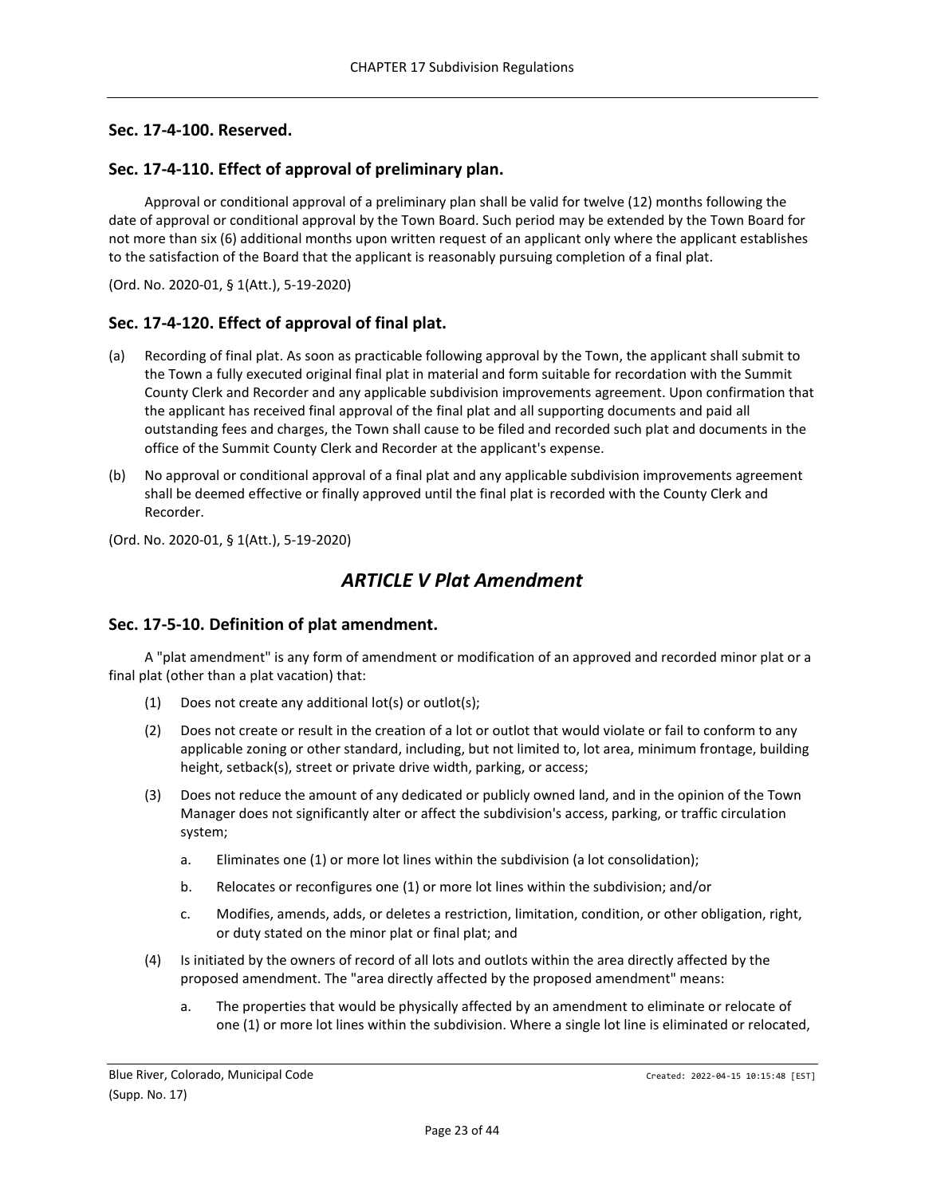## Sec. 17-4-100. Reserved.

## Sec. 17-4-110. Effect of approval of preliminary plan.

Approval or conditional approval of a preliminary plan shall be valid for twelve (12) months following the date of approval or conditional approval by the Town Board. Such period may be extended by the Town Board for not more than six (6) additional months upon written request of an applicant only where the applicant establishes to the satisfaction of the Board that the applicant is reasonably pursuing completion of a final plat.

(Ord. No. 2020-01, § 1(Att.), 5-19-2020)

## Sec. 17-4-120. Effect of approval of final plat.

(a) Recording of final plat. As soon as practicable following approval by the Town, the applicant shall submit to the Town a fully executed original final plat in material and form suitable for recordation with the Summit County Clerk and Recorder and any applicable subdivision improvements agreement. Upon confirmation that the applicant has received final approval of the final plat and all supporting documents and paid all outstanding fees and charges, the Town shall cause to be filed and recorded such plat and documents in the office of the Summit County Clerk and Recorder at the applicant's expense.

(b) No approval or conditional approval of a final plat and any applicable subdivision improvements agreement shall be deemed effective or finally approved until the final plat is recorded with the County Clerk and Recorder.

(Ord. No. 2020-01, § 1(Att.), 5-19-2020)

# *ARTICLE V Plat Amendment*

## Sec. 17-5-10. Definition of plat amendment.

A "plat amendment" is any form of amendment or modification of an approved and recorded minor plat or a final plat (other than a plat vacation) that:

(1) Does not create any additional lot(s) or outlot(s);

(2) Does not create or result in the creation of a lot or outlot that would violate or fail to conform to any applicable zoning or other standard, including, but not limited to, lot area, minimum frontage, building height, setback(s), street or private drive width, parking, or access;

(3) Does not reduce the amount of any dedicated or publicly owned land, and in the opinion of the Town Manager does not significantly alter or affect the subdivision's access, parking, or traffic circulation system;

  a. Eliminates one (1) or more lot lines within the subdivision (a lot consolidation);

  b. Relocates or reconfigures one (1) or more lot lines within the subdivision; and/or

  c. Modifies, amends, adds, or deletes a restriction, limitation, condition, or other obligation, right, or duty stated on the minor plat or final plat; and

(4) Is initiated by the owners of record of all lots and outlots within the area directly affected by the proposed amendment. The "area directly affected by the proposed amendment" means:

  a. The properties that would be physically affected by an amendment to eliminate or relocate of one (1) or more lot lines within the subdivision. Where a single lot line is eliminated or relocated,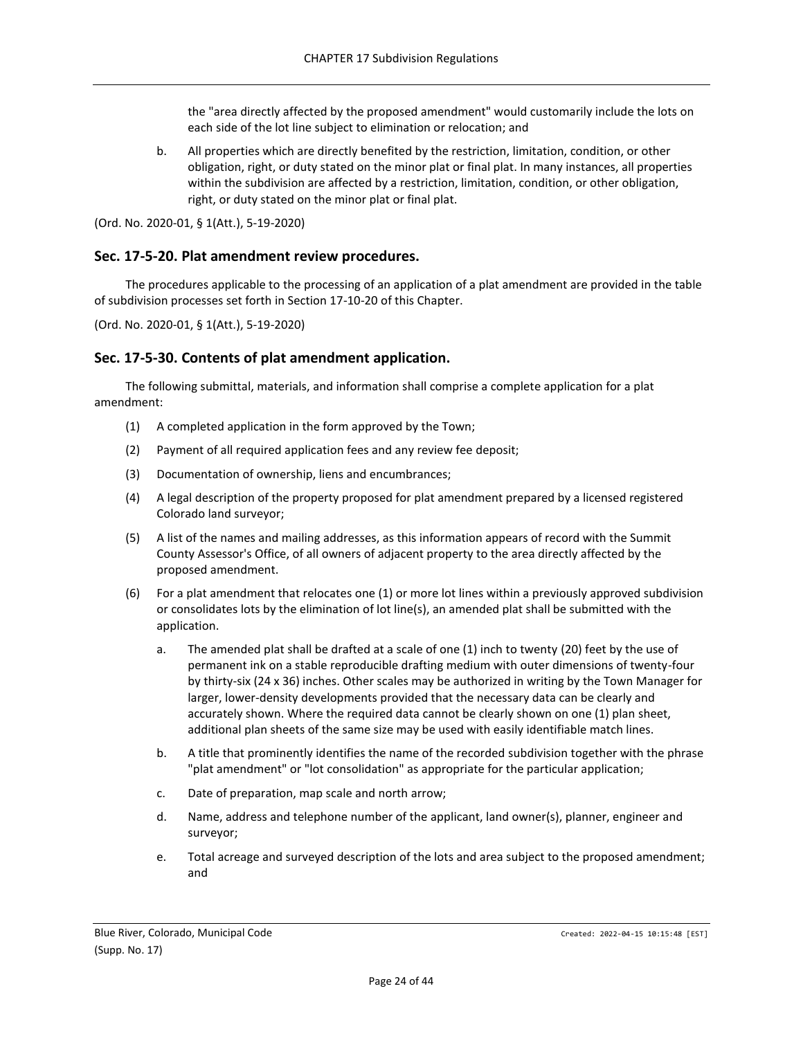the "area directly affected by the proposed amendment" would customarily include the lots on each side of the lot line subject to elimination or relocation; and

b. All properties which are directly benefited by the restriction, limitation, condition, or other obligation, right, or duty stated on the minor plat or final plat. In many instances, all properties within the subdivision are affected by a restriction, limitation, condition, or other obligation, right, or duty stated on the minor plat or final plat.

(Ord. No. 2020-01, § 1(Att.), 5-19-2020)

## Sec. 17-5-20. Plat amendment review procedures.

The procedures applicable to the processing of an application of a plat amendment are provided in the table of subdivision processes set forth in Section 17-10-20 of this Chapter.

(Ord. No. 2020-01, § 1(Att.), 5-19-2020)

## Sec. 17-5-30. Contents of plat amendment application.

The following submittal, materials, and information shall comprise a complete application for a plat amendment:

(1) A completed application in the form approved by the Town;

(2) Payment of all required application fees and any review fee deposit;

(3) Documentation of ownership, liens and encumbrances;

(4) A legal description of the property proposed for plat amendment prepared by a licensed registered Colorado land surveyor;

(5) A list of the names and mailing addresses, as this information appears of record with the Summit County Assessor's Office, of all owners of adjacent property to the area directly affected by the proposed amendment.

(6) For a plat amendment that relocates one (1) or more lot lines within a previously approved subdivision or consolidates lots by the elimination of lot line(s), an amended plat shall be submitted with the application.

a. The amended plat shall be drafted at a scale of one (1) inch to twenty (20) feet by the use of permanent ink on a stable reproducible drafting medium with outer dimensions of twenty-four by thirty-six (24 x 36) inches. Other scales may be authorized in writing by the Town Manager for larger, lower-density developments provided that the necessary data can be clearly and accurately shown. Where the required data cannot be clearly shown on one (1) plan sheet, additional plan sheets of the same size may be used with easily identifiable match lines.

b. A title that prominently identifies the name of the recorded subdivision together with the phrase "plat amendment" or "lot consolidation" as appropriate for the particular application;

c. Date of preparation, map scale and north arrow;

d. Name, address and telephone number of the applicant, land owner(s), planner, engineer and surveyor;

e. Total acreage and surveyed description of the lots and area subject to the proposed amendment; and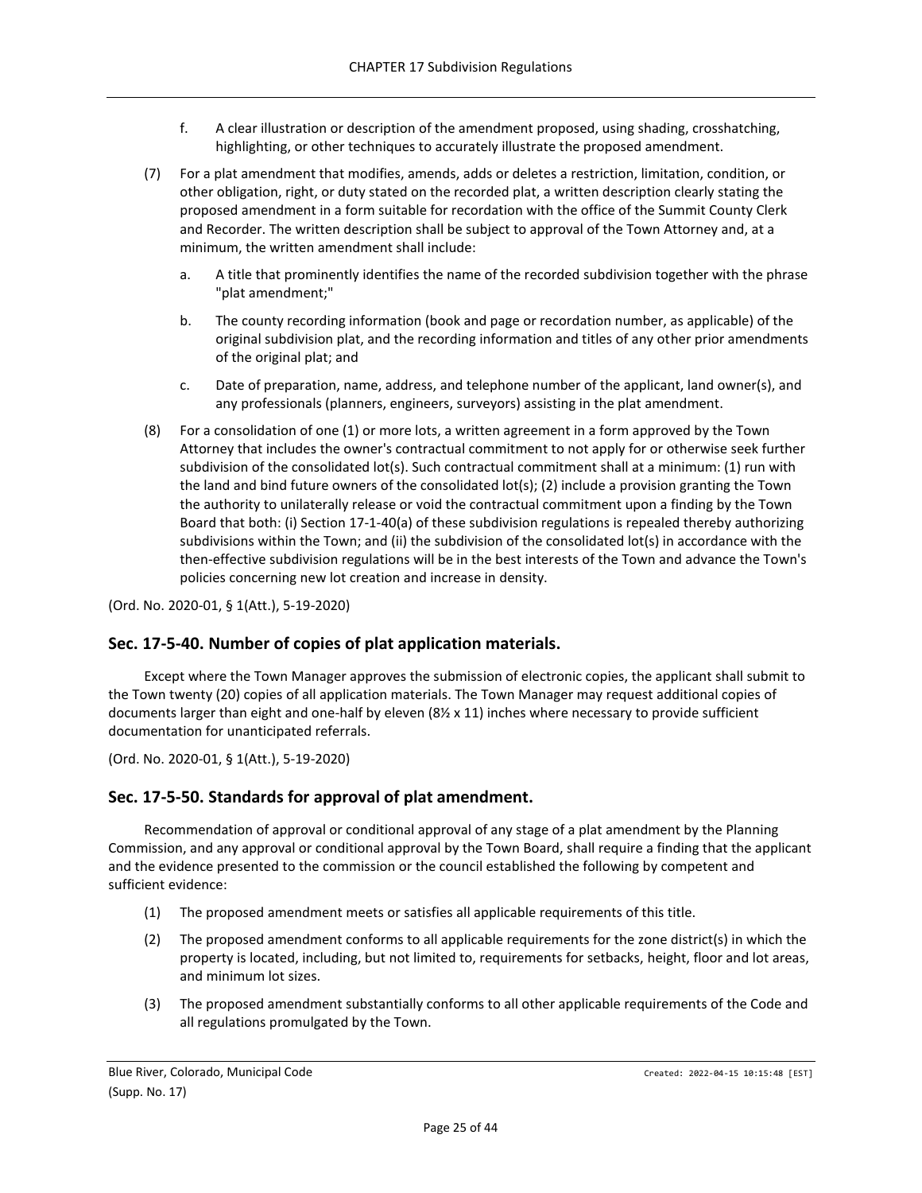f. A clear illustration or description of the amendment proposed, using shading, crosshatching, highlighting, or other techniques to accurately illustrate the proposed amendment.

(7) For a plat amendment that modifies, amends, adds or deletes a restriction, limitation, condition, or other obligation, right, or duty stated on the recorded plat, a written description clearly stating the proposed amendment in a form suitable for recordation with the office of the Summit County Clerk and Recorder. The written description shall be subject to approval of the Town Attorney and, at a minimum, the written amendment shall include:

a. A title that prominently identifies the name of the recorded subdivision together with the phrase "plat amendment;"

b. The county recording information (book and page or recordation number, as applicable) of the original subdivision plat, and the recording information and titles of any other prior amendments of the original plat; and

c. Date of preparation, name, address, and telephone number of the applicant, land owner(s), and any professionals (planners, engineers, surveyors) assisting in the plat amendment.

(8) For a consolidation of one (1) or more lots, a written agreement in a form approved by the Town Attorney that includes the owner's contractual commitment to not apply for or otherwise seek further subdivision of the consolidated lot(s). Such contractual commitment shall at a minimum: (1) run with the land and bind future owners of the consolidated lot(s); (2) include a provision granting the Town the authority to unilaterally release or void the contractual commitment upon a finding by the Town Board that both: (i) Section 17-1-40(a) of these subdivision regulations is repealed thereby authorizing subdivisions within the Town; and (ii) the subdivision of the consolidated lot(s) in accordance with the then-effective subdivision regulations will be in the best interests of the Town and advance the Town's policies concerning new lot creation and increase in density.

(Ord. No. 2020-01, § 1(Att.), 5-19-2020)

## Sec. 17-5-40. Number of copies of plat application materials.

Except where the Town Manager approves the submission of electronic copies, the applicant shall submit to the Town twenty (20) copies of all application materials. The Town Manager may request additional copies of documents larger than eight and one-half by eleven (8½ x 11) inches where necessary to provide sufficient documentation for unanticipated referrals.

(Ord. No. 2020-01, § 1(Att.), 5-19-2020)

## Sec. 17-5-50. Standards for approval of plat amendment.

Recommendation of approval or conditional approval of any stage of a plat amendment by the Planning Commission, and any approval or conditional approval by the Town Board, shall require a finding that the applicant and the evidence presented to the commission or the council established the following by competent and sufficient evidence:

(1) The proposed amendment meets or satisfies all applicable requirements of this title.

(2) The proposed amendment conforms to all applicable requirements for the zone district(s) in which the property is located, including, but not limited to, requirements for setbacks, height, floor and lot areas, and minimum lot sizes.

(3) The proposed amendment substantially conforms to all other applicable requirements of the Code and all regulations promulgated by the Town.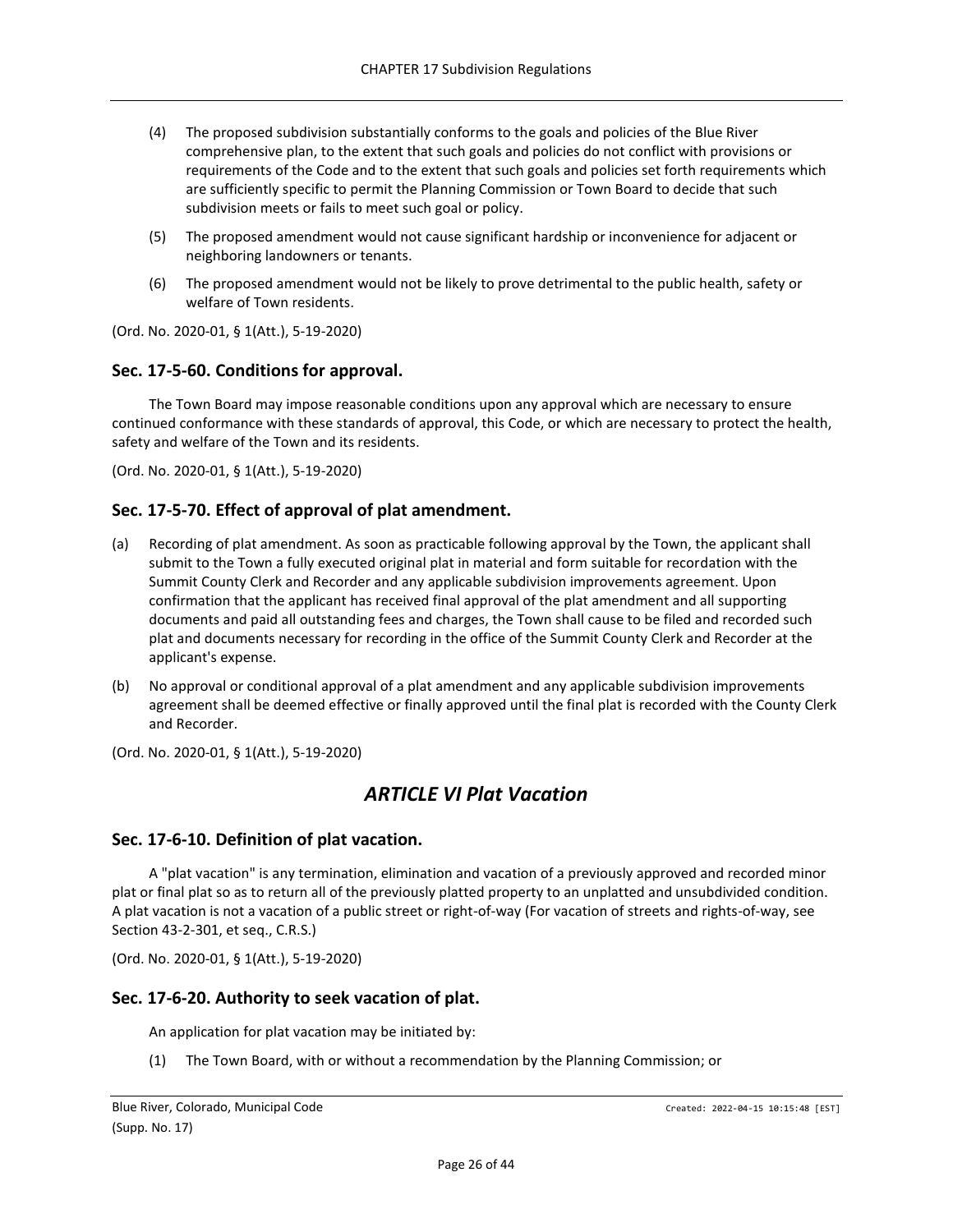(4) The proposed subdivision substantially conforms to the goals and policies of the Blue River comprehensive plan, to the extent that such goals and policies do not conflict with provisions or requirements of the Code and to the extent that such goals and policies set forth requirements which are sufficiently specific to permit the Planning Commission or Town Board to decide that such subdivision meets or fails to meet such goal or policy.

(5) The proposed amendment would not cause significant hardship or inconvenience for adjacent or neighboring landowners or tenants.

(6) The proposed amendment would not be likely to prove detrimental to the public health, safety or welfare of Town residents.

(Ord. No. 2020-01, § 1(Att.), 5-19-2020)

### Sec. 17-5-60. Conditions for approval.

The Town Board may impose reasonable conditions upon any approval which are necessary to ensure continued conformance with these standards of approval, this Code, or which are necessary to protect the health, safety and welfare of the Town and its residents.

(Ord. No. 2020-01, § 1(Att.), 5-19-2020)

### Sec. 17-5-70. Effect of approval of plat amendment.

(a) Recording of plat amendment. As soon as practicable following approval by the Town, the applicant shall submit to the Town a fully executed original plat in material and form suitable for recordation with the Summit County Clerk and Recorder and any applicable subdivision improvements agreement. Upon confirmation that the applicant has received final approval of the plat amendment and all supporting documents and paid all outstanding fees and charges, the Town shall cause to be filed and recorded such plat and documents necessary for recording in the office of the Summit County Clerk and Recorder at the applicant's expense.

(b) No approval or conditional approval of a plat amendment and any applicable subdivision improvements agreement shall be deemed effective or finally approved until the final plat is recorded with the County Clerk and Recorder.

(Ord. No. 2020-01, § 1(Att.), 5-19-2020)

## *ARTICLE VI Plat Vacation*

### Sec. 17-6-10. Definition of plat vacation.

A "plat vacation" is any termination, elimination and vacation of a previously approved and recorded minor plat or final plat so as to return all of the previously platted property to an unplatted and unsubdivided condition. A plat vacation is not a vacation of a public street or right-of-way (For vacation of streets and rights-of-way, see Section 43-2-301, et seq., C.R.S.)

(Ord. No. 2020-01, § 1(Att.), 5-19-2020)

### Sec. 17-6-20. Authority to seek vacation of plat.

An application for plat vacation may be initiated by:

(1) The Town Board, with or without a recommendation by the Planning Commission; or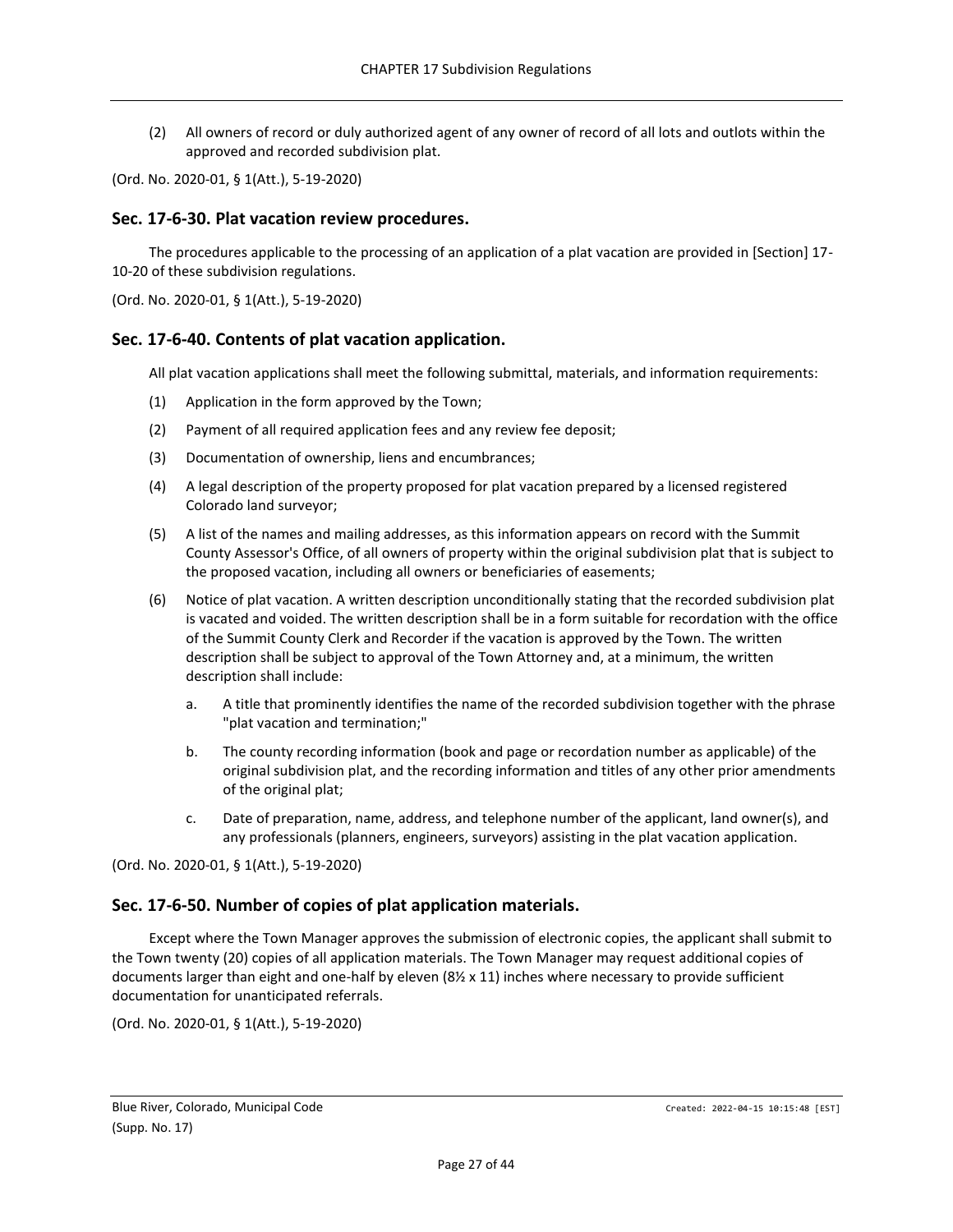(2) All owners of record or duly authorized agent of any owner of record of all lots and outlots within the approved and recorded subdivision plat.

(Ord. No. 2020-01, § 1(Att.), 5-19-2020)

## Sec. 17-6-30. Plat vacation review procedures.

The procedures applicable to the processing of an application of a plat vacation are provided in [Section] 17-10-20 of these subdivision regulations.

(Ord. No. 2020-01, § 1(Att.), 5-19-2020)

## Sec. 17-6-40. Contents of plat vacation application.

All plat vacation applications shall meet the following submittal, materials, and information requirements:

(1) Application in the form approved by the Town;

(2) Payment of all required application fees and any review fee deposit;

(3) Documentation of ownership, liens and encumbrances;

(4) A legal description of the property proposed for plat vacation prepared by a licensed registered Colorado land surveyor;

(5) A list of the names and mailing addresses, as this information appears on record with the Summit County Assessor's Office, of all owners of property within the original subdivision plat that is subject to the proposed vacation, including all owners or beneficiaries of easements;

(6) Notice of plat vacation. A written description unconditionally stating that the recorded subdivision plat is vacated and voided. The written description shall be in a form suitable for recordation with the office of the Summit County Clerk and Recorder if the vacation is approved by the Town. The written description shall be subject to approval of the Town Attorney and, at a minimum, the written description shall include:

  a. A title that prominently identifies the name of the recorded subdivision together with the phrase "plat vacation and termination;"

  b. The county recording information (book and page or recordation number as applicable) of the original subdivision plat, and the recording information and titles of any other prior amendments of the original plat;

  c. Date of preparation, name, address, and telephone number of the applicant, land owner(s), and any professionals (planners, engineers, surveyors) assisting in the plat vacation application.

(Ord. No. 2020-01, § 1(Att.), 5-19-2020)

## Sec. 17-6-50. Number of copies of plat application materials.

Except where the Town Manager approves the submission of electronic copies, the applicant shall submit to the Town twenty (20) copies of all application materials. The Town Manager may request additional copies of documents larger than eight and one-half by eleven (8½ x 11) inches where necessary to provide sufficient documentation for unanticipated referrals.

(Ord. No. 2020-01, § 1(Att.), 5-19-2020)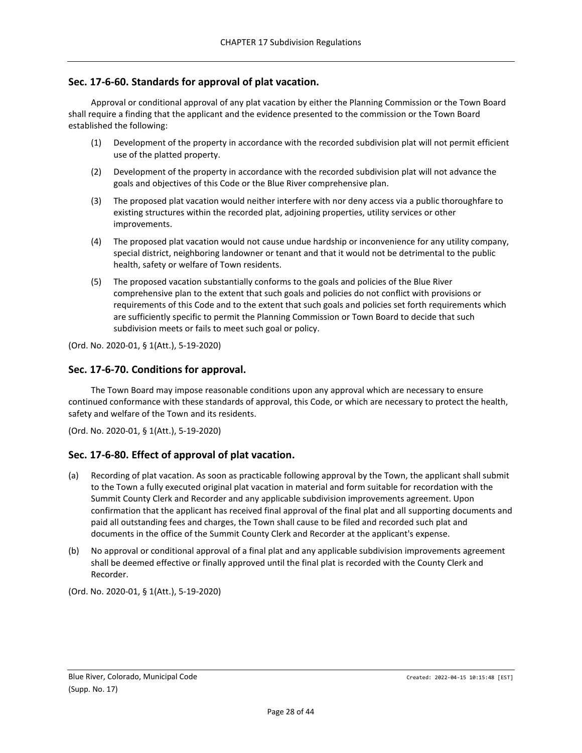## Sec. 17-6-60. Standards for approval of plat vacation.

Approval or conditional approval of any plat vacation by either the Planning Commission or the Town Board shall require a finding that the applicant and the evidence presented to the commission or the Town Board established the following:

(1) Development of the property in accordance with the recorded subdivision plat will not permit efficient use of the platted property.

(2) Development of the property in accordance with the recorded subdivision plat will not advance the goals and objectives of this Code or the Blue River comprehensive plan.

(3) The proposed plat vacation would neither interfere with nor deny access via a public thoroughfare to existing structures within the recorded plat, adjoining properties, utility services or other improvements.

(4) The proposed plat vacation would not cause undue hardship or inconvenience for any utility company, special district, neighboring landowner or tenant and that it would not be detrimental to the public health, safety or welfare of Town residents.

(5) The proposed vacation substantially conforms to the goals and policies of the Blue River comprehensive plan to the extent that such goals and policies do not conflict with provisions or requirements of this Code and to the extent that such goals and policies set forth requirements which are sufficiently specific to permit the Planning Commission or Town Board to decide that such subdivision meets or fails to meet such goal or policy.

(Ord. No. 2020-01, § 1(Att.), 5-19-2020)

## Sec. 17-6-70. Conditions for approval.

The Town Board may impose reasonable conditions upon any approval which are necessary to ensure continued conformance with these standards of approval, this Code, or which are necessary to protect the health, safety and welfare of the Town and its residents.

(Ord. No. 2020-01, § 1(Att.), 5-19-2020)

## Sec. 17-6-80. Effect of approval of plat vacation.

(a) Recording of plat vacation. As soon as practicable following approval by the Town, the applicant shall submit to the Town a fully executed original plat vacation in material and form suitable for recordation with the Summit County Clerk and Recorder and any applicable subdivision improvements agreement. Upon confirmation that the applicant has received final approval of the final plat and all supporting documents and paid all outstanding fees and charges, the Town shall cause to be filed and recorded such plat and documents in the office of the Summit County Clerk and Recorder at the applicant's expense.

(b) No approval or conditional approval of a final plat and any applicable subdivision improvements agreement shall be deemed effective or finally approved until the final plat is recorded with the County Clerk and Recorder.

(Ord. No. 2020-01, § 1(Att.), 5-19-2020)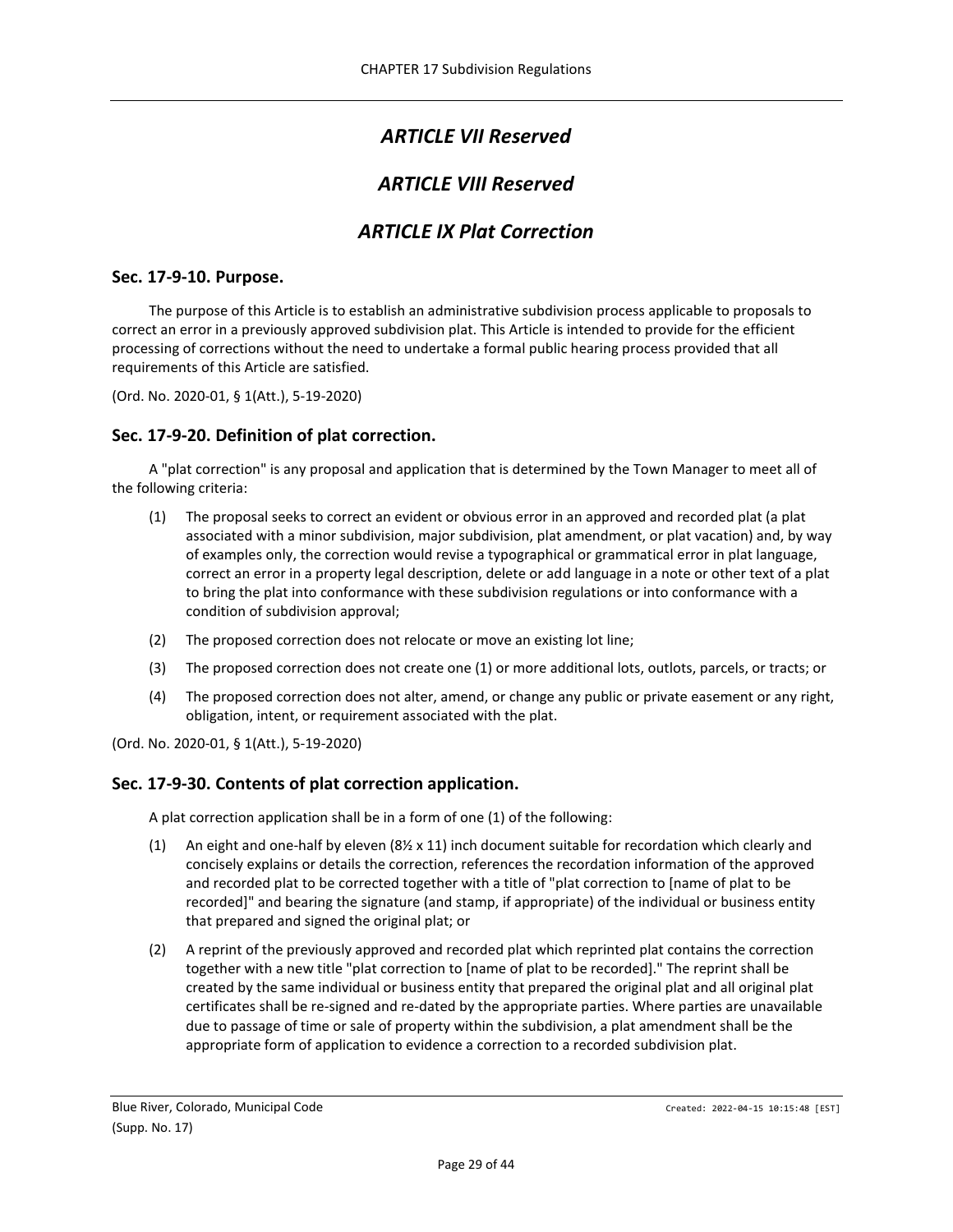# *ARTICLE VII Reserved*

# *ARTICLE VIII Reserved*

# *ARTICLE IX Plat Correction*

## Sec. 17-9-10. Purpose.

The purpose of this Article is to establish an administrative subdivision process applicable to proposals to correct an error in a previously approved subdivision plat. This Article is intended to provide for the efficient processing of corrections without the need to undertake a formal public hearing process provided that all requirements of this Article are satisfied.

(Ord. No. 2020-01, § 1(Att.), 5-19-2020)

## Sec. 17-9-20. Definition of plat correction.

A "plat correction" is any proposal and application that is determined by the Town Manager to meet all of the following criteria:

(1) The proposal seeks to correct an evident or obvious error in an approved and recorded plat (a plat associated with a minor subdivision, major subdivision, plat amendment, or plat vacation) and, by way of examples only, the correction would revise a typographical or grammatical error in plat language, correct an error in a property legal description, delete or add language in a note or other text of a plat to bring the plat into conformance with these subdivision regulations or into conformance with a condition of subdivision approval;

(2) The proposed correction does not relocate or move an existing lot line;

(3) The proposed correction does not create one (1) or more additional lots, outlots, parcels, or tracts; or

(4) The proposed correction does not alter, amend, or change any public or private easement or any right, obligation, intent, or requirement associated with the plat.

(Ord. No. 2020-01, § 1(Att.), 5-19-2020)

## Sec. 17-9-30. Contents of plat correction application.

A plat correction application shall be in a form of one (1) of the following:

(1) An eight and one-half by eleven (8½ x 11) inch document suitable for recordation which clearly and concisely explains or details the correction, references the recordation information of the approved and recorded plat to be corrected together with a title of "plat correction to [name of plat to be recorded]" and bearing the signature (and stamp, if appropriate) of the individual or business entity that prepared and signed the original plat; or

(2) A reprint of the previously approved and recorded plat which reprinted plat contains the correction together with a new title "plat correction to [name of plat to be recorded]." The reprint shall be created by the same individual or business entity that prepared the original plat and all original plat certificates shall be re-signed and re-dated by the appropriate parties. Where parties are unavailable due to passage of time or sale of property within the subdivision, a plat amendment shall be the appropriate form of application to evidence a correction to a recorded subdivision plat.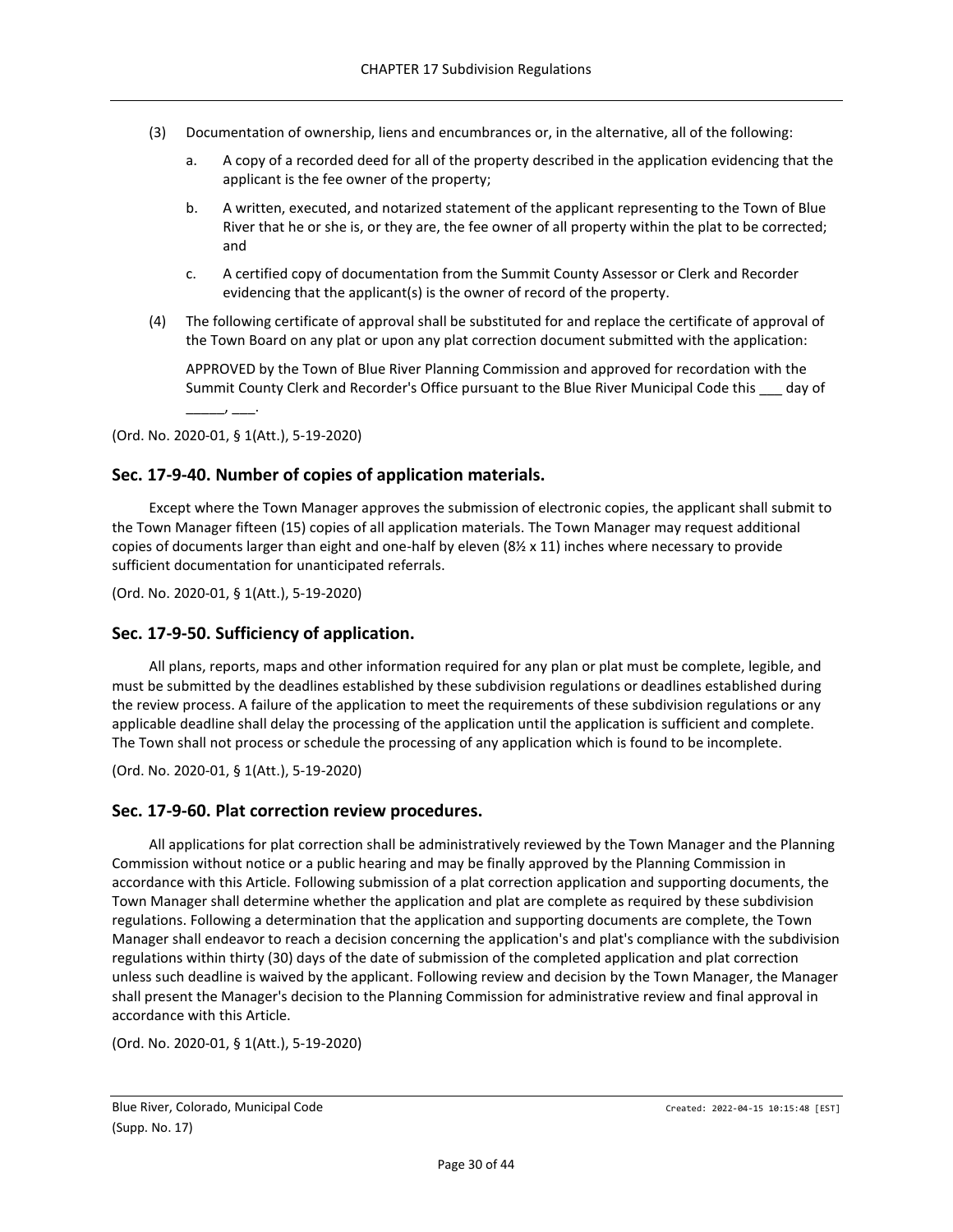(3) Documentation of ownership, liens and encumbrances or, in the alternative, all of the following:

   a. A copy of a recorded deed for all of the property described in the application evidencing that the applicant is the fee owner of the property;

   b. A written, executed, and notarized statement of the applicant representing to the Town of Blue River that he or she is, or they are, the fee owner of all property within the plat to be corrected; and

   c. A certified copy of documentation from the Summit County Assessor or Clerk and Recorder evidencing that the applicant(s) is the owner of record of the property.

(4) The following certificate of approval shall be substituted for and replace the certificate of approval of the Town Board on any plat or upon any plat correction document submitted with the application:

   APPROVED by the Town of Blue River Planning Commission and approved for recordation with the Summit County Clerk and Recorder's Office pursuant to the Blue River Municipal Code this ___ day of _____, ___.

(Ord. No. 2020-01, § 1(Att.), 5-19-2020)

## Sec. 17-9-40. Number of copies of application materials.

Except where the Town Manager approves the submission of electronic copies, the applicant shall submit to the Town Manager fifteen (15) copies of all application materials. The Town Manager may request additional copies of documents larger than eight and one-half by eleven (8½ x 11) inches where necessary to provide sufficient documentation for unanticipated referrals.

(Ord. No. 2020-01, § 1(Att.), 5-19-2020)

## Sec. 17-9-50. Sufficiency of application.

All plans, reports, maps and other information required for any plan or plat must be complete, legible, and must be submitted by the deadlines established by these subdivision regulations or deadlines established during the review process. A failure of the application to meet the requirements of these subdivision regulations or any applicable deadline shall delay the processing of the application until the application is sufficient and complete. The Town shall not process or schedule the processing of any application which is found to be incomplete.

(Ord. No. 2020-01, § 1(Att.), 5-19-2020)

## Sec. 17-9-60. Plat correction review procedures.

All applications for plat correction shall be administratively reviewed by the Town Manager and the Planning Commission without notice or a public hearing and may be finally approved by the Planning Commission in accordance with this Article. Following submission of a plat correction application and supporting documents, the Town Manager shall determine whether the application and plat are complete as required by these subdivision regulations. Following a determination that the application and supporting documents are complete, the Town Manager shall endeavor to reach a decision concerning the application's and plat's compliance with the subdivision regulations within thirty (30) days of the date of submission of the completed application and plat correction unless such deadline is waived by the applicant. Following review and decision by the Town Manager, the Manager shall present the Manager's decision to the Planning Commission for administrative review and final approval in accordance with this Article.

(Ord. No. 2020-01, § 1(Att.), 5-19-2020)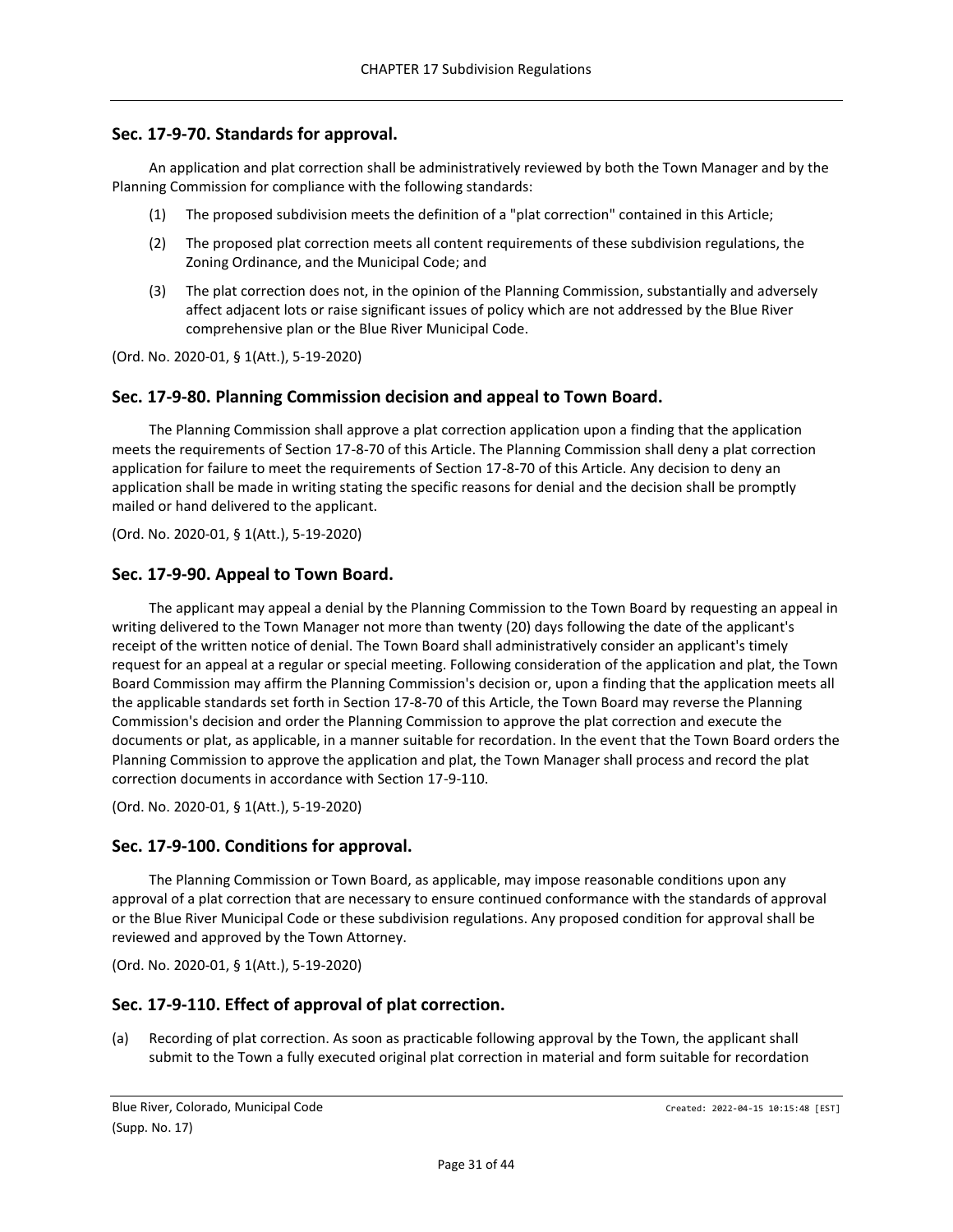## Sec. 17-9-70. Standards for approval.

An application and plat correction shall be administratively reviewed by both the Town Manager and by the Planning Commission for compliance with the following standards:

(1) The proposed subdivision meets the definition of a "plat correction" contained in this Article;

(2) The proposed plat correction meets all content requirements of these subdivision regulations, the Zoning Ordinance, and the Municipal Code; and

(3) The plat correction does not, in the opinion of the Planning Commission, substantially and adversely affect adjacent lots or raise significant issues of policy which are not addressed by the Blue River comprehensive plan or the Blue River Municipal Code.

(Ord. No. 2020-01, § 1(Att.), 5-19-2020)

## Sec. 17-9-80. Planning Commission decision and appeal to Town Board.

The Planning Commission shall approve a plat correction application upon a finding that the application meets the requirements of Section 17-8-70 of this Article. The Planning Commission shall deny a plat correction application for failure to meet the requirements of Section 17-8-70 of this Article. Any decision to deny an application shall be made in writing stating the specific reasons for denial and the decision shall be promptly mailed or hand delivered to the applicant.

(Ord. No. 2020-01, § 1(Att.), 5-19-2020)

## Sec. 17-9-90. Appeal to Town Board.

The applicant may appeal a denial by the Planning Commission to the Town Board by requesting an appeal in writing delivered to the Town Manager not more than twenty (20) days following the date of the applicant's receipt of the written notice of denial. The Town Board shall administratively consider an applicant's timely request for an appeal at a regular or special meeting. Following consideration of the application and plat, the Town Board Commission may affirm the Planning Commission's decision or, upon a finding that the application meets all the applicable standards set forth in Section 17-8-70 of this Article, the Town Board may reverse the Planning Commission's decision and order the Planning Commission to approve the plat correction and execute the documents or plat, as applicable, in a manner suitable for recordation. In the event that the Town Board orders the Planning Commission to approve the application and plat, the Town Manager shall process and record the plat correction documents in accordance with Section 17-9-110.

(Ord. No. 2020-01, § 1(Att.), 5-19-2020)

## Sec. 17-9-100. Conditions for approval.

The Planning Commission or Town Board, as applicable, may impose reasonable conditions upon any approval of a plat correction that are necessary to ensure continued conformance with the standards of approval or the Blue River Municipal Code or these subdivision regulations. Any proposed condition for approval shall be reviewed and approved by the Town Attorney.

(Ord. No. 2020-01, § 1(Att.), 5-19-2020)

## Sec. 17-9-110. Effect of approval of plat correction.

(a) Recording of plat correction. As soon as practicable following approval by the Town, the applicant shall submit to the Town a fully executed original plat correction in material and form suitable for recordation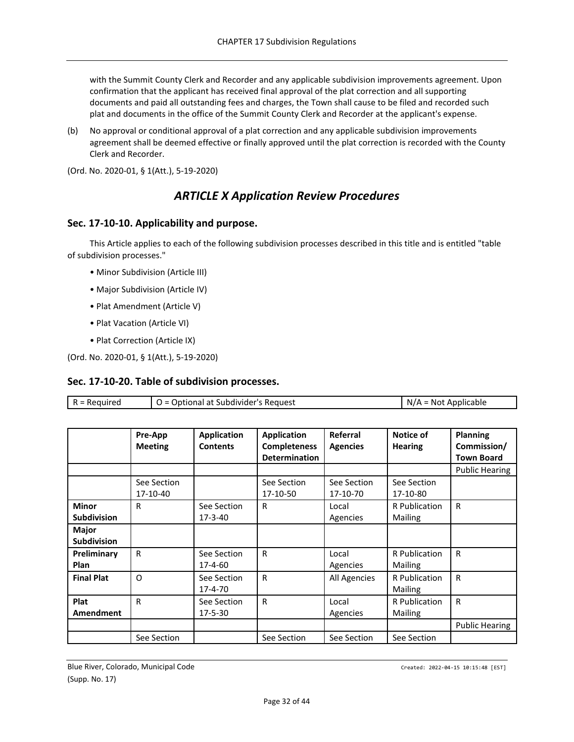with the Summit County Clerk and Recorder and any applicable subdivision improvements agreement. Upon confirmation that the applicant has received final approval of the plat correction and all supporting documents and paid all outstanding fees and charges, the Town shall cause to be filed and recorded such plat and documents in the office of the Summit County Clerk and Recorder at the applicant's expense.

(b) No approval or conditional approval of a plat correction and any applicable subdivision improvements agreement shall be deemed effective or finally approved until the plat correction is recorded with the County Clerk and Recorder.

(Ord. No. 2020-01, § 1(Att.), 5-19-2020)

## *ARTICLE X Application Review Procedures*

### Sec. 17-10-10. Applicability and purpose.

This Article applies to each of the following subdivision processes described in this title and is entitled "table of subdivision processes."

- Minor Subdivision (Article III)
- Major Subdivision (Article IV)
- Plat Amendment (Article V)
- Plat Vacation (Article VI)
- Plat Correction (Article IX)

(Ord. No. 2020-01, § 1(Att.), 5-19-2020)

### Sec. 17-10-20. Table of subdivision processes.

| R = Required | O = Optional at Subdivider's Request | N/A = Not Applicable |
|---|---|---|

| | Pre-App Meeting | Application Contents | Application Completeness Determination | Referral Agencies | Notice of Hearing | Planning Commission/ Town Board |
|---|---|---|---|---|---|---|
| | | | | | | Public Hearing |
| | See Section 17-10-40 | | See Section 17-10-50 | See Section 17-10-70 | See Section 17-10-80 | |
| **Minor Subdivision** | R | See Section 17-3-40 | R | Local Agencies | R Publication Mailing | R |
| **Major Subdivision** | | | | | | |
| **Preliminary Plan** | R | See Section 17-4-60 | R | Local Agencies | R Publication Mailing | R |
| **Final Plat** | O | See Section 17-4-70 | R | All Agencies | R Publication Mailing | R |
| **Plat Amendment** | R | See Section 17-5-30 | R | Local Agencies | R Publication Mailing | R |
| | | | | | | Public Hearing |
| | See Section | | See Section | See Section | See Section | |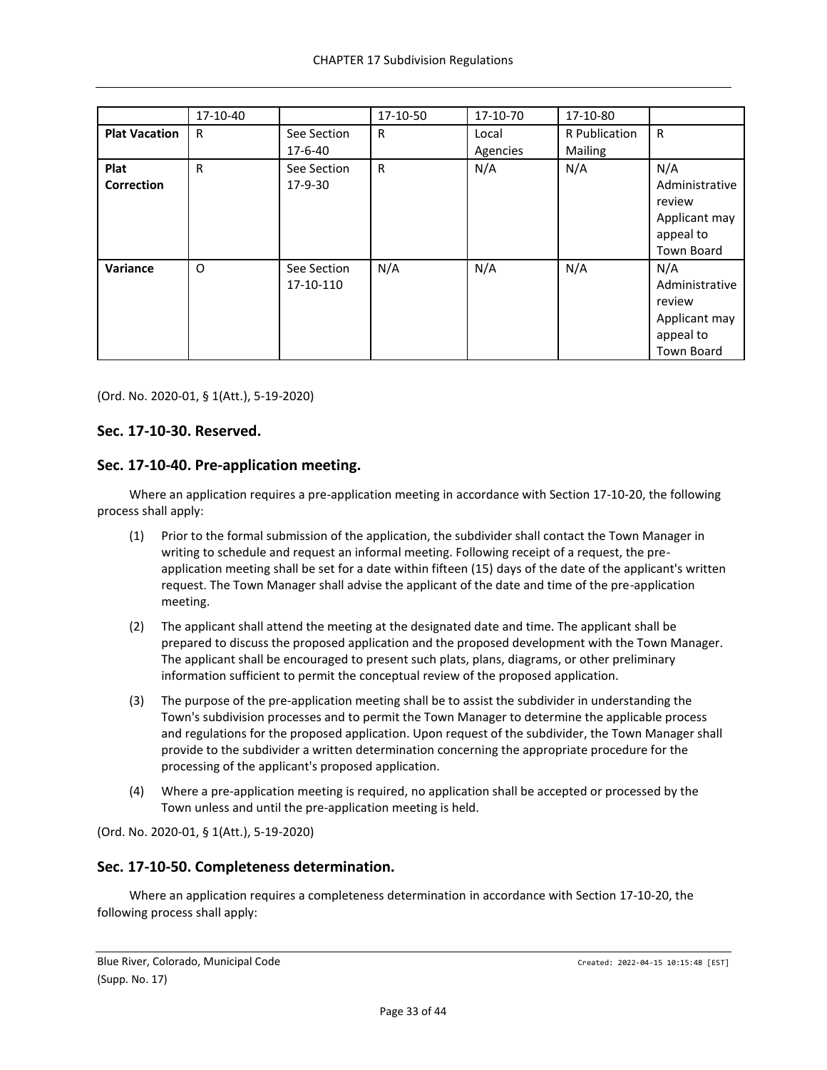| | 17-10-40 | | 17-10-50 | 17-10-70 | 17-10-80 | |
|---|---|---|---|---|---|---|
| **Plat Vacation** | R | See Section 17-6-40 | R | Local Agencies | R Publication Mailing | R |
| **Plat Correction** | R | See Section 17-9-30 | R | N/A | N/A | N/A Administrative review Applicant may appeal to Town Board |
| **Variance** | O | See Section 17-10-110 | N/A | N/A | N/A | N/A Administrative review Applicant may appeal to Town Board |

(Ord. No. 2020-01, § 1(Att.), 5-19-2020)

## Sec. 17-10-30. Reserved.

## Sec. 17-10-40. Pre-application meeting.

Where an application requires a pre-application meeting in accordance with Section 17-10-20, the following process shall apply:

(1) Prior to the formal submission of the application, the subdivider shall contact the Town Manager in writing to schedule and request an informal meeting. Following receipt of a request, the pre-application meeting shall be set for a date within fifteen (15) days of the date of the applicant's written request. The Town Manager shall advise the applicant of the date and time of the pre-application meeting.

(2) The applicant shall attend the meeting at the designated date and time. The applicant shall be prepared to discuss the proposed application and the proposed development with the Town Manager. The applicant shall be encouraged to present such plats, plans, diagrams, or other preliminary information sufficient to permit the conceptual review of the proposed application.

(3) The purpose of the pre-application meeting shall be to assist the subdivider in understanding the Town's subdivision processes and to permit the Town Manager to determine the applicable process and regulations for the proposed application. Upon request of the subdivider, the Town Manager shall provide to the subdivider a written determination concerning the appropriate procedure for the processing of the applicant's proposed application.

(4) Where a pre-application meeting is required, no application shall be accepted or processed by the Town unless and until the pre-application meeting is held.

(Ord. No. 2020-01, § 1(Att.), 5-19-2020)

## Sec. 17-10-50. Completeness determination.

Where an application requires a completeness determination in accordance with Section 17-10-20, the following process shall apply: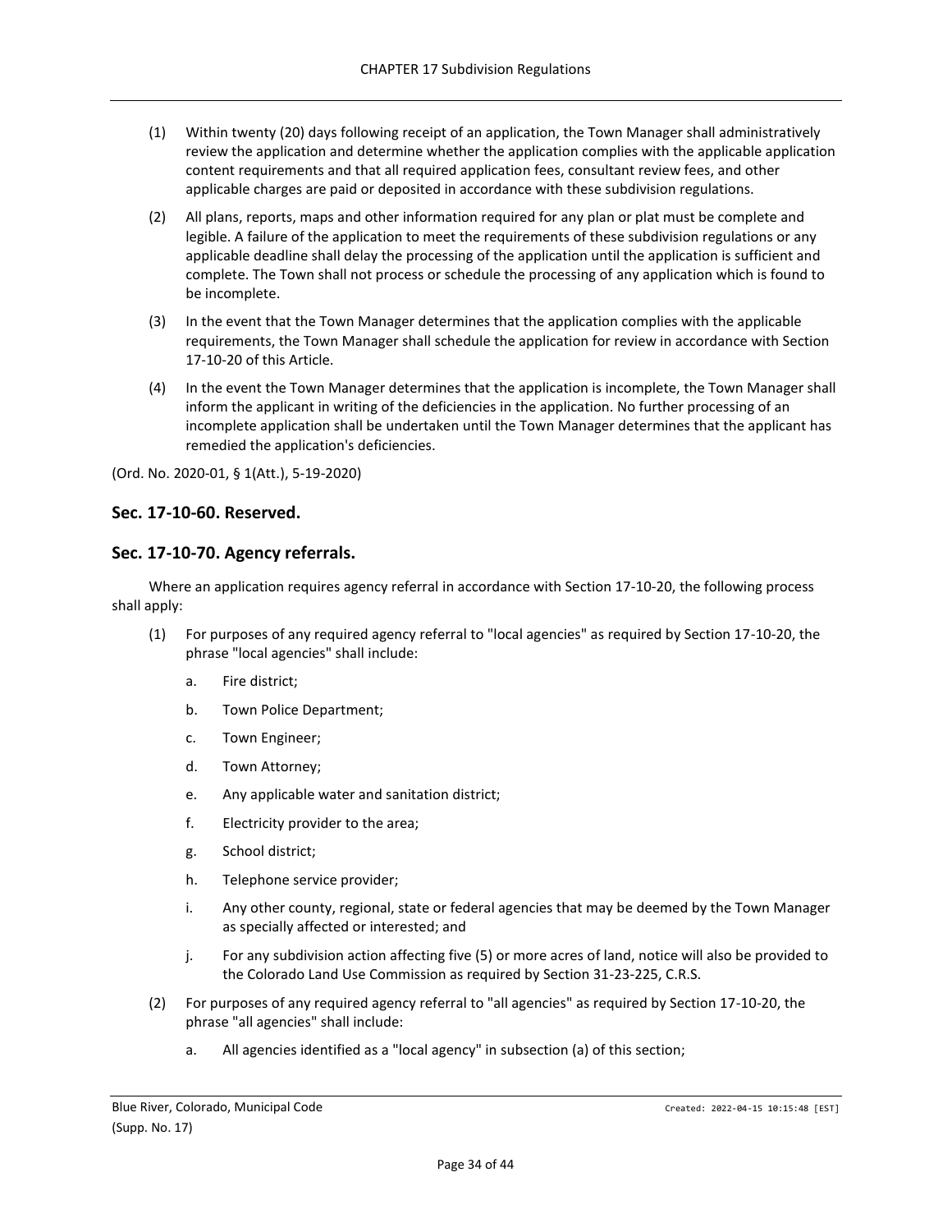(1) Within twenty (20) days following receipt of an application, the Town Manager shall administratively review the application and determine whether the application complies with the applicable application content requirements and that all required application fees, consultant review fees, and other applicable charges are paid or deposited in accordance with these subdivision regulations.

(2) All plans, reports, maps and other information required for any plan or plat must be complete and legible. A failure of the application to meet the requirements of these subdivision regulations or any applicable deadline shall delay the processing of the application until the application is sufficient and complete. The Town shall not process or schedule the processing of any application which is found to be incomplete.

(3) In the event that the Town Manager determines that the application complies with the applicable requirements, the Town Manager shall schedule the application for review in accordance with Section 17-10-20 of this Article.

(4) In the event the Town Manager determines that the application is incomplete, the Town Manager shall inform the applicant in writing of the deficiencies in the application. No further processing of an incomplete application shall be undertaken until the Town Manager determines that the applicant has remedied the application's deficiencies.

(Ord. No. 2020-01, § 1(Att.), 5-19-2020)

## Sec. 17-10-60. Reserved.

## Sec. 17-10-70. Agency referrals.

Where an application requires agency referral in accordance with Section 17-10-20, the following process shall apply:

(1) For purposes of any required agency referral to "local agencies" as required by Section 17-10-20, the phrase "local agencies" shall include:

   a. Fire district;

   b. Town Police Department;

   c. Town Engineer;

   d. Town Attorney;

   e. Any applicable water and sanitation district;

   f. Electricity provider to the area;

   g. School district;

   h. Telephone service provider;

   i. Any other county, regional, state or federal agencies that may be deemed by the Town Manager as specially affected or interested; and

   j. For any subdivision action affecting five (5) or more acres of land, notice will also be provided to the Colorado Land Use Commission as required by Section 31-23-225, C.R.S.

(2) For purposes of any required agency referral to "all agencies" as required by Section 17-10-20, the phrase "all agencies" shall include:

   a. All agencies identified as a "local agency" in subsection (a) of this section;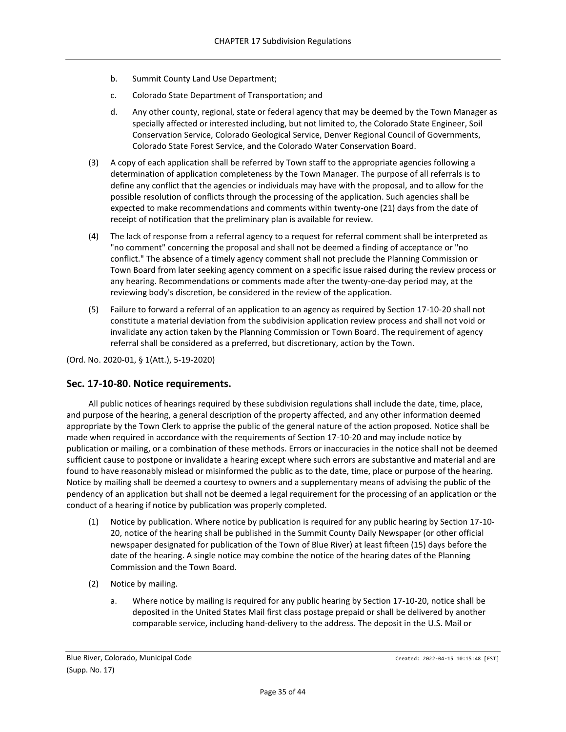b. Summit County Land Use Department;

c. Colorado State Department of Transportation; and

d. Any other county, regional, state or federal agency that may be deemed by the Town Manager as specially affected or interested including, but not limited to, the Colorado State Engineer, Soil Conservation Service, Colorado Geological Service, Denver Regional Council of Governments, Colorado State Forest Service, and the Colorado Water Conservation Board.

(3) A copy of each application shall be referred by Town staff to the appropriate agencies following a determination of application completeness by the Town Manager. The purpose of all referrals is to define any conflict that the agencies or individuals may have with the proposal, and to allow for the possible resolution of conflicts through the processing of the application. Such agencies shall be expected to make recommendations and comments within twenty-one (21) days from the date of receipt of notification that the preliminary plan is available for review.

(4) The lack of response from a referral agency to a request for referral comment shall be interpreted as "no comment" concerning the proposal and shall not be deemed a finding of acceptance or "no conflict." The absence of a timely agency comment shall not preclude the Planning Commission or Town Board from later seeking agency comment on a specific issue raised during the review process or any hearing. Recommendations or comments made after the twenty-one-day period may, at the reviewing body's discretion, be considered in the review of the application.

(5) Failure to forward a referral of an application to an agency as required by Section 17-10-20 shall not constitute a material deviation from the subdivision application review process and shall not void or invalidate any action taken by the Planning Commission or Town Board. The requirement of agency referral shall be considered as a preferred, but discretionary, action by the Town.

(Ord. No. 2020-01, § 1(Att.), 5-19-2020)

## Sec. 17-10-80. Notice requirements.

All public notices of hearings required by these subdivision regulations shall include the date, time, place, and purpose of the hearing, a general description of the property affected, and any other information deemed appropriate by the Town Clerk to apprise the public of the general nature of the action proposed. Notice shall be made when required in accordance with the requirements of Section 17-10-20 and may include notice by publication or mailing, or a combination of these methods. Errors or inaccuracies in the notice shall not be deemed sufficient cause to postpone or invalidate a hearing except where such errors are substantive and material and are found to have reasonably mislead or misinformed the public as to the date, time, place or purpose of the hearing. Notice by mailing shall be deemed a courtesy to owners and a supplementary means of advising the public of the pendency of an application but shall not be deemed a legal requirement for the processing of an application or the conduct of a hearing if notice by publication was properly completed.

(1) Notice by publication. Where notice by publication is required for any public hearing by Section 17-10-20, notice of the hearing shall be published in the Summit County Daily Newspaper (or other official newspaper designated for publication of the Town of Blue River) at least fifteen (15) days before the date of the hearing. A single notice may combine the notice of the hearing dates of the Planning Commission and the Town Board.

(2) Notice by mailing.

a. Where notice by mailing is required for any public hearing by Section 17-10-20, notice shall be deposited in the United States Mail first class postage prepaid or shall be delivered by another comparable service, including hand-delivery to the address. The deposit in the U.S. Mail or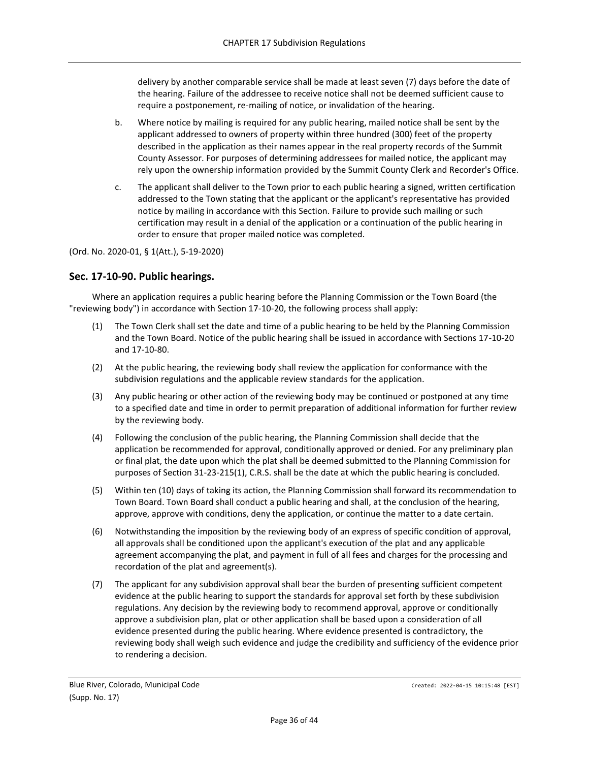delivery by another comparable service shall be made at least seven (7) days before the date of the hearing. Failure of the addressee to receive notice shall not be deemed sufficient cause to require a postponement, re-mailing of notice, or invalidation of the hearing.

b. Where notice by mailing is required for any public hearing, mailed notice shall be sent by the applicant addressed to owners of property within three hundred (300) feet of the property described in the application as their names appear in the real property records of the Summit County Assessor. For purposes of determining addressees for mailed notice, the applicant may rely upon the ownership information provided by the Summit County Clerk and Recorder's Office.

c. The applicant shall deliver to the Town prior to each public hearing a signed, written certification addressed to the Town stating that the applicant or the applicant's representative has provided notice by mailing in accordance with this Section. Failure to provide such mailing or such certification may result in a denial of the application or a continuation of the public hearing in order to ensure that proper mailed notice was completed.

(Ord. No. 2020-01, § 1(Att.), 5-19-2020)

## Sec. 17-10-90. Public hearings.

Where an application requires a public hearing before the Planning Commission or the Town Board (the "reviewing body") in accordance with Section 17-10-20, the following process shall apply:

(1) The Town Clerk shall set the date and time of a public hearing to be held by the Planning Commission and the Town Board. Notice of the public hearing shall be issued in accordance with Sections 17-10-20 and 17-10-80.

(2) At the public hearing, the reviewing body shall review the application for conformance with the subdivision regulations and the applicable review standards for the application.

(3) Any public hearing or other action of the reviewing body may be continued or postponed at any time to a specified date and time in order to permit preparation of additional information for further review by the reviewing body.

(4) Following the conclusion of the public hearing, the Planning Commission shall decide that the application be recommended for approval, conditionally approved or denied. For any preliminary plan or final plat, the date upon which the plat shall be deemed submitted to the Planning Commission for purposes of Section 31-23-215(1), C.R.S. shall be the date at which the public hearing is concluded.

(5) Within ten (10) days of taking its action, the Planning Commission shall forward its recommendation to Town Board. Town Board shall conduct a public hearing and shall, at the conclusion of the hearing, approve, approve with conditions, deny the application, or continue the matter to a date certain.

(6) Notwithstanding the imposition by the reviewing body of an express of specific condition of approval, all approvals shall be conditioned upon the applicant's execution of the plat and any applicable agreement accompanying the plat, and payment in full of all fees and charges for the processing and recordation of the plat and agreement(s).

(7) The applicant for any subdivision approval shall bear the burden of presenting sufficient competent evidence at the public hearing to support the standards for approval set forth by these subdivision regulations. Any decision by the reviewing body to recommend approval, approve or conditionally approve a subdivision plan, plat or other application shall be based upon a consideration of all evidence presented during the public hearing. Where evidence presented is contradictory, the reviewing body shall weigh such evidence and judge the credibility and sufficiency of the evidence prior to rendering a decision.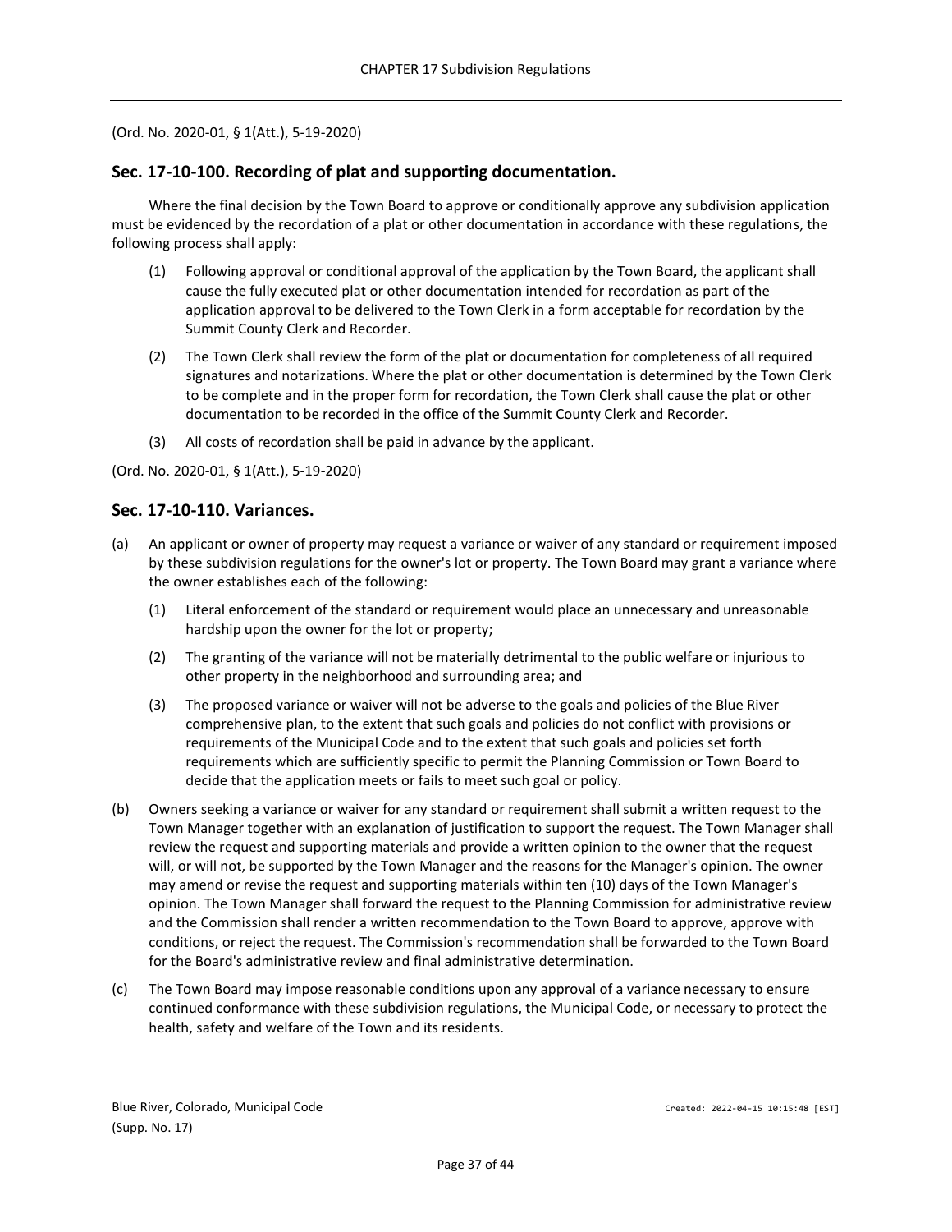(Ord. No. 2020-01, § 1(Att.), 5-19-2020)

## Sec. 17-10-100. Recording of plat and supporting documentation.

Where the final decision by the Town Board to approve or conditionally approve any subdivision application must be evidenced by the recordation of a plat or other documentation in accordance with these regulations, the following process shall apply:

(1) Following approval or conditional approval of the application by the Town Board, the applicant shall cause the fully executed plat or other documentation intended for recordation as part of the application approval to be delivered to the Town Clerk in a form acceptable for recordation by the Summit County Clerk and Recorder.

(2) The Town Clerk shall review the form of the plat or documentation for completeness of all required signatures and notarizations. Where the plat or other documentation is determined by the Town Clerk to be complete and in the proper form for recordation, the Town Clerk shall cause the plat or other documentation to be recorded in the office of the Summit County Clerk and Recorder.

(3) All costs of recordation shall be paid in advance by the applicant.

(Ord. No. 2020-01, § 1(Att.), 5-19-2020)

## Sec. 17-10-110. Variances.

(a) An applicant or owner of property may request a variance or waiver of any standard or requirement imposed by these subdivision regulations for the owner's lot or property. The Town Board may grant a variance where the owner establishes each of the following:

  (1) Literal enforcement of the standard or requirement would place an unnecessary and unreasonable hardship upon the owner for the lot or property;

  (2) The granting of the variance will not be materially detrimental to the public welfare or injurious to other property in the neighborhood and surrounding area; and

  (3) The proposed variance or waiver will not be adverse to the goals and policies of the Blue River comprehensive plan, to the extent that such goals and policies do not conflict with provisions or requirements of the Municipal Code and to the extent that such goals and policies set forth requirements which are sufficiently specific to permit the Planning Commission or Town Board to decide that the application meets or fails to meet such goal or policy.

(b) Owners seeking a variance or waiver for any standard or requirement shall submit a written request to the Town Manager together with an explanation of justification to support the request. The Town Manager shall review the request and supporting materials and provide a written opinion to the owner that the request will, or will not, be supported by the Town Manager and the reasons for the Manager's opinion. The owner may amend or revise the request and supporting materials within ten (10) days of the Town Manager's opinion. The Town Manager shall forward the request to the Planning Commission for administrative review and the Commission shall render a written recommendation to the Town Board to approve, approve with conditions, or reject the request. The Commission's recommendation shall be forwarded to the Town Board for the Board's administrative review and final administrative determination.

(c) The Town Board may impose reasonable conditions upon any approval of a variance necessary to ensure continued conformance with these subdivision regulations, the Municipal Code, or necessary to protect the health, safety and welfare of the Town and its residents.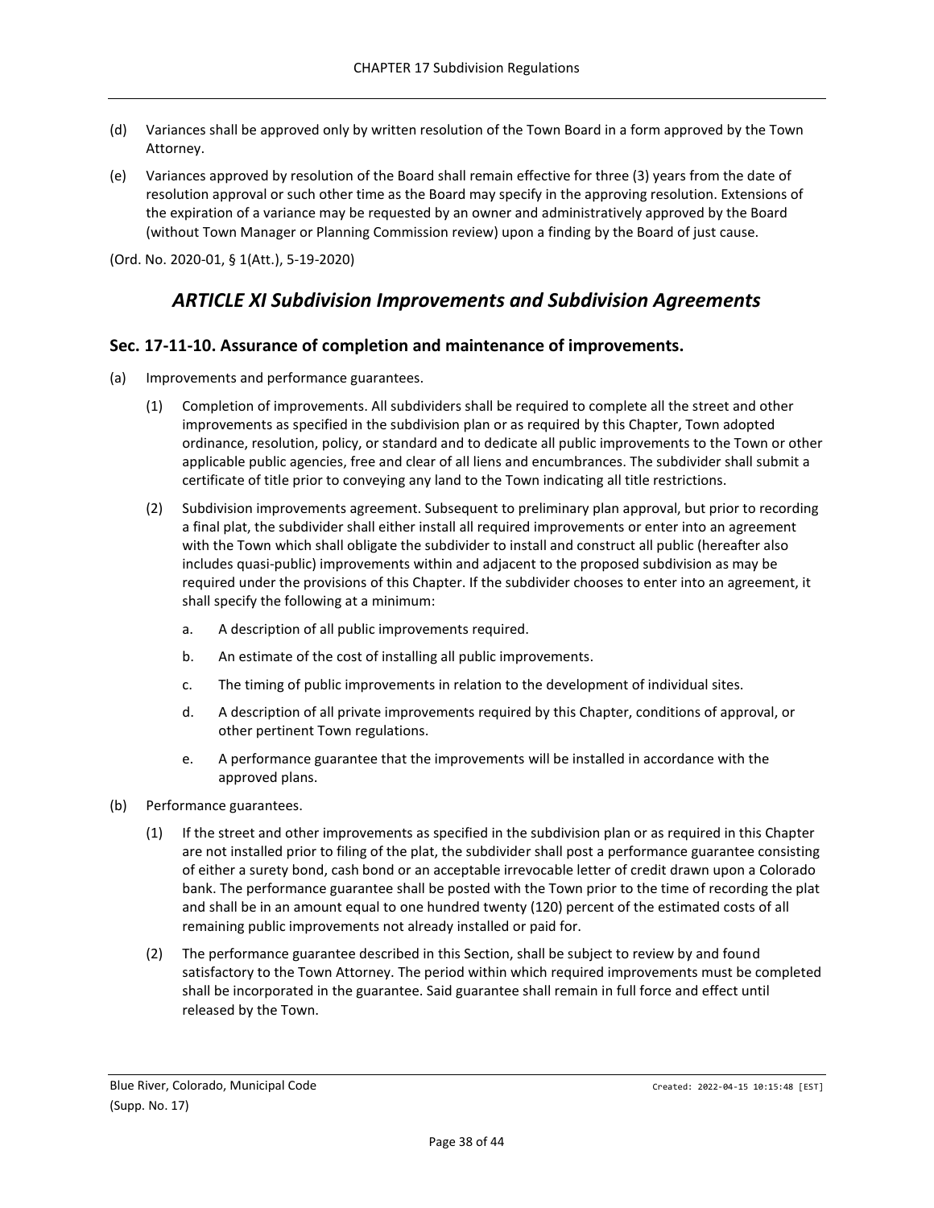(d) Variances shall be approved only by written resolution of the Town Board in a form approved by the Town Attorney.

(e) Variances approved by resolution of the Board shall remain effective for three (3) years from the date of resolution approval or such other time as the Board may specify in the approving resolution. Extensions of the expiration of a variance may be requested by an owner and administratively approved by the Board (without Town Manager or Planning Commission review) upon a finding by the Board of just cause.

(Ord. No. 2020-01, § 1(Att.), 5-19-2020)

## *ARTICLE XI Subdivision Improvements and Subdivision Agreements*

### Sec. 17-11-10. Assurance of completion and maintenance of improvements.

(a) Improvements and performance guarantees.

(1) Completion of improvements. All subdividers shall be required to complete all the street and other improvements as specified in the subdivision plan or as required by this Chapter, Town adopted ordinance, resolution, policy, or standard and to dedicate all public improvements to the Town or other applicable public agencies, free and clear of all liens and encumbrances. The subdivider shall submit a certificate of title prior to conveying any land to the Town indicating all title restrictions.

(2) Subdivision improvements agreement. Subsequent to preliminary plan approval, but prior to recording a final plat, the subdivider shall either install all required improvements or enter into an agreement with the Town which shall obligate the subdivider to install and construct all public (hereafter also includes quasi-public) improvements within and adjacent to the proposed subdivision as may be required under the provisions of this Chapter. If the subdivider chooses to enter into an agreement, it shall specify the following at a minimum:

a. A description of all public improvements required.

b. An estimate of the cost of installing all public improvements.

c. The timing of public improvements in relation to the development of individual sites.

d. A description of all private improvements required by this Chapter, conditions of approval, or other pertinent Town regulations.

e. A performance guarantee that the improvements will be installed in accordance with the approved plans.

(b) Performance guarantees.

(1) If the street and other improvements as specified in the subdivision plan or as required in this Chapter are not installed prior to filing of the plat, the subdivider shall post a performance guarantee consisting of either a surety bond, cash bond or an acceptable irrevocable letter of credit drawn upon a Colorado bank. The performance guarantee shall be posted with the Town prior to the time of recording the plat and shall be in an amount equal to one hundred twenty (120) percent of the estimated costs of all remaining public improvements not already installed or paid for.

(2) The performance guarantee described in this Section, shall be subject to review by and found satisfactory to the Town Attorney. The period within which required improvements must be completed shall be incorporated in the guarantee. Said guarantee shall remain in full force and effect until released by the Town.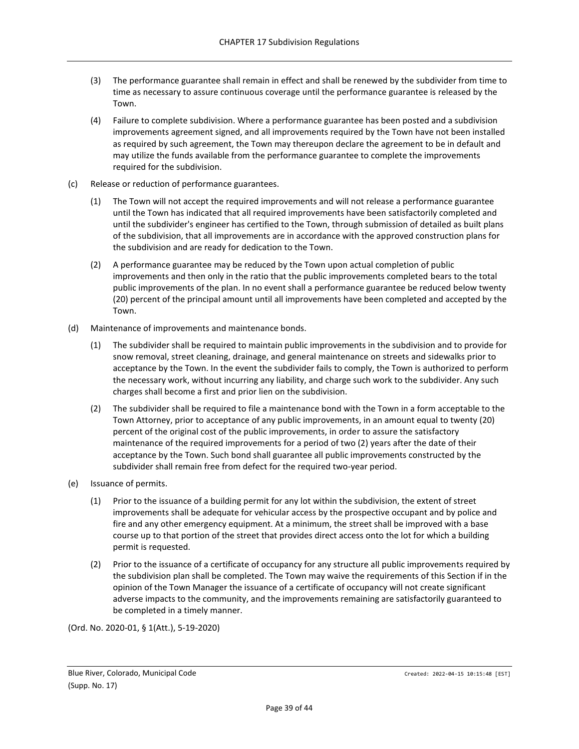(3) The performance guarantee shall remain in effect and shall be renewed by the subdivider from time to time as necessary to assure continuous coverage until the performance guarantee is released by the Town.

(4) Failure to complete subdivision. Where a performance guarantee has been posted and a subdivision improvements agreement signed, and all improvements required by the Town have not been installed as required by such agreement, the Town may thereupon declare the agreement to be in default and may utilize the funds available from the performance guarantee to complete the improvements required for the subdivision.

(c) Release or reduction of performance guarantees.

(1) The Town will not accept the required improvements and will not release a performance guarantee until the Town has indicated that all required improvements have been satisfactorily completed and until the subdivider's engineer has certified to the Town, through submission of detailed as built plans of the subdivision, that all improvements are in accordance with the approved construction plans for the subdivision and are ready for dedication to the Town.

(2) A performance guarantee may be reduced by the Town upon actual completion of public improvements and then only in the ratio that the public improvements completed bears to the total public improvements of the plan. In no event shall a performance guarantee be reduced below twenty (20) percent of the principal amount until all improvements have been completed and accepted by the Town.

(d) Maintenance of improvements and maintenance bonds.

(1) The subdivider shall be required to maintain public improvements in the subdivision and to provide for snow removal, street cleaning, drainage, and general maintenance on streets and sidewalks prior to acceptance by the Town. In the event the subdivider fails to comply, the Town is authorized to perform the necessary work, without incurring any liability, and charge such work to the subdivider. Any such charges shall become a first and prior lien on the subdivision.

(2) The subdivider shall be required to file a maintenance bond with the Town in a form acceptable to the Town Attorney, prior to acceptance of any public improvements, in an amount equal to twenty (20) percent of the original cost of the public improvements, in order to assure the satisfactory maintenance of the required improvements for a period of two (2) years after the date of their acceptance by the Town. Such bond shall guarantee all public improvements constructed by the subdivider shall remain free from defect for the required two-year period.

(e) Issuance of permits.

(1) Prior to the issuance of a building permit for any lot within the subdivision, the extent of street improvements shall be adequate for vehicular access by the prospective occupant and by police and fire and any other emergency equipment. At a minimum, the street shall be improved with a base course up to that portion of the street that provides direct access onto the lot for which a building permit is requested.

(2) Prior to the issuance of a certificate of occupancy for any structure all public improvements required by the subdivision plan shall be completed. The Town may waive the requirements of this Section if in the opinion of the Town Manager the issuance of a certificate of occupancy will not create significant adverse impacts to the community, and the improvements remaining are satisfactorily guaranteed to be completed in a timely manner.

(Ord. No. 2020-01, § 1(Att.), 5-19-2020)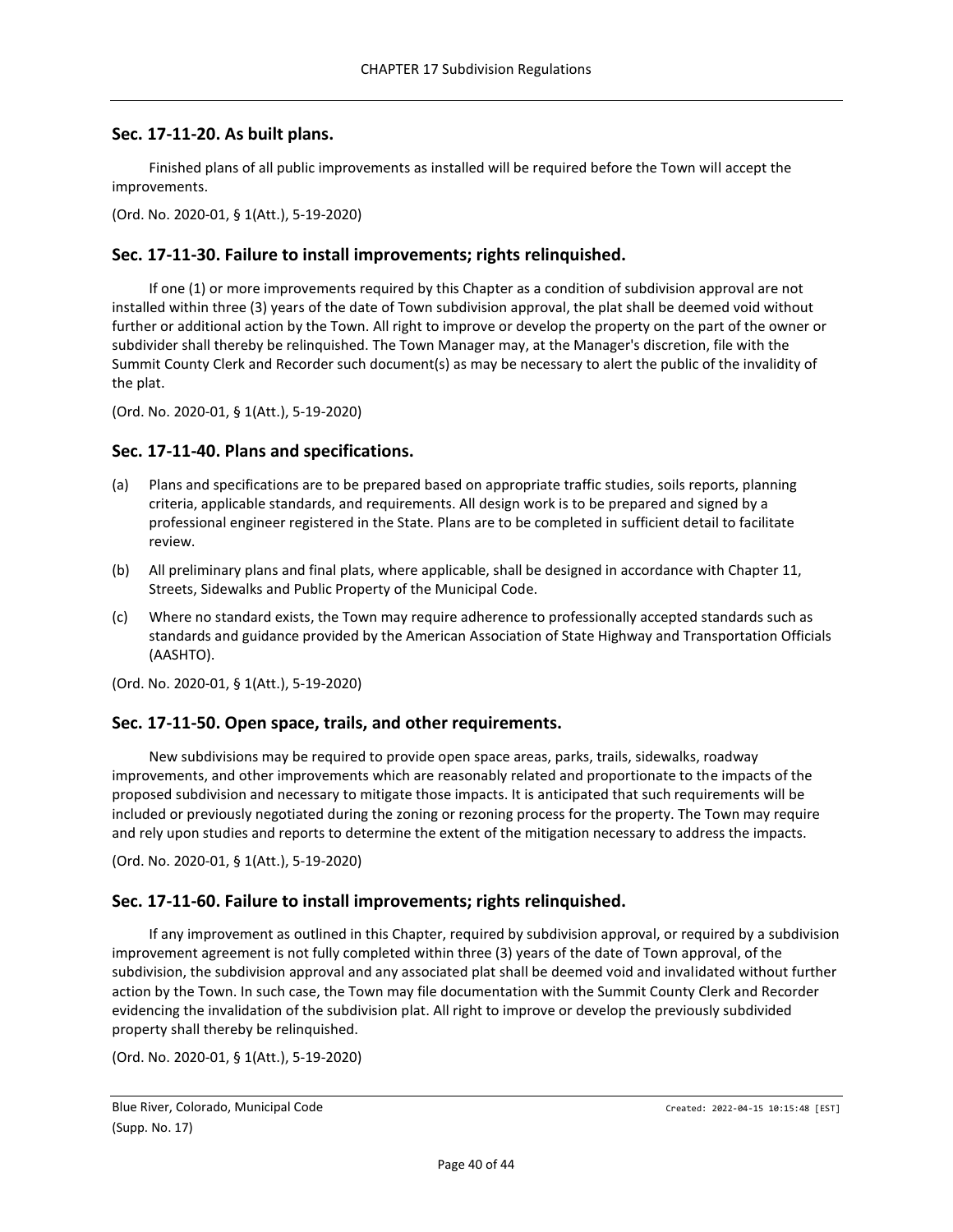## Sec. 17-11-20. As built plans.

Finished plans of all public improvements as installed will be required before the Town will accept the improvements.

(Ord. No. 2020-01, § 1(Att.), 5-19-2020)

## Sec. 17-11-30. Failure to install improvements; rights relinquished.

If one (1) or more improvements required by this Chapter as a condition of subdivision approval are not installed within three (3) years of the date of Town subdivision approval, the plat shall be deemed void without further or additional action by the Town. All right to improve or develop the property on the part of the owner or subdivider shall thereby be relinquished. The Town Manager may, at the Manager's discretion, file with the Summit County Clerk and Recorder such document(s) as may be necessary to alert the public of the invalidity of the plat.

(Ord. No. 2020-01, § 1(Att.), 5-19-2020)

## Sec. 17-11-40. Plans and specifications.

(a) Plans and specifications are to be prepared based on appropriate traffic studies, soils reports, planning criteria, applicable standards, and requirements. All design work is to be prepared and signed by a professional engineer registered in the State. Plans are to be completed in sufficient detail to facilitate review.

(b) All preliminary plans and final plats, where applicable, shall be designed in accordance with Chapter 11, Streets, Sidewalks and Public Property of the Municipal Code.

(c) Where no standard exists, the Town may require adherence to professionally accepted standards such as standards and guidance provided by the American Association of State Highway and Transportation Officials (AASHTO).

(Ord. No. 2020-01, § 1(Att.), 5-19-2020)

## Sec. 17-11-50. Open space, trails, and other requirements.

New subdivisions may be required to provide open space areas, parks, trails, sidewalks, roadway improvements, and other improvements which are reasonably related and proportionate to the impacts of the proposed subdivision and necessary to mitigate those impacts. It is anticipated that such requirements will be included or previously negotiated during the zoning or rezoning process for the property. The Town may require and rely upon studies and reports to determine the extent of the mitigation necessary to address the impacts.

(Ord. No. 2020-01, § 1(Att.), 5-19-2020)

## Sec. 17-11-60. Failure to install improvements; rights relinquished.

If any improvement as outlined in this Chapter, required by subdivision approval, or required by a subdivision improvement agreement is not fully completed within three (3) years of the date of Town approval, of the subdivision, the subdivision approval and any associated plat shall be deemed void and invalidated without further action by the Town. In such case, the Town may file documentation with the Summit County Clerk and Recorder evidencing the invalidation of the subdivision plat. All right to improve or develop the previously subdivided property shall thereby be relinquished.

(Ord. No. 2020-01, § 1(Att.), 5-19-2020)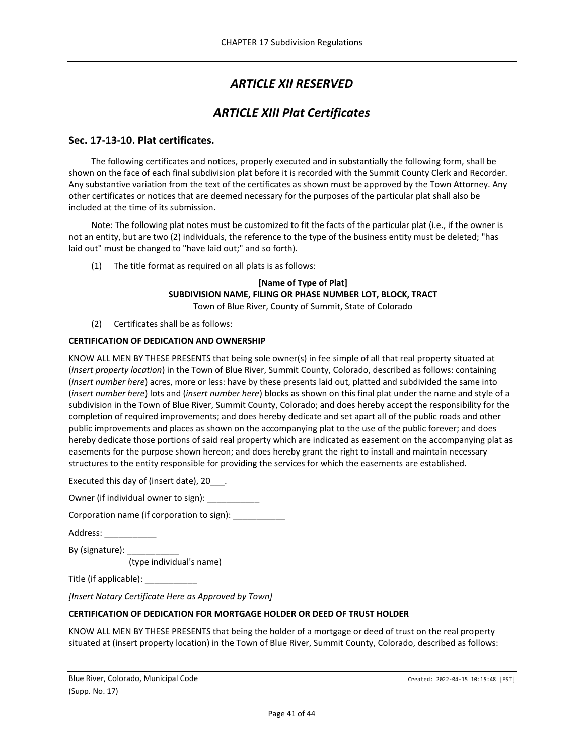# *ARTICLE XII RESERVED*

# *ARTICLE XIII Plat Certificates*

## Sec. 17-13-10. Plat certificates.

The following certificates and notices, properly executed and in substantially the following form, shall be shown on the face of each final subdivision plat before it is recorded with the Summit County Clerk and Recorder. Any substantive variation from the text of the certificates as shown must be approved by the Town Attorney. Any other certificates or notices that are deemed necessary for the purposes of the particular plat shall also be included at the time of its submission.

Note: The following plat notes must be customized to fit the facts of the particular plat (i.e., if the owner is not an entity, but are two (2) individuals, the reference to the type of the business entity must be deleted; "has laid out" must be changed to "have laid out;" and so forth).

(1) The title format as required on all plats is as follows:

**[Name of Type of Plat]**
**SUBDIVISION NAME, FILING OR PHASE NUMBER LOT, BLOCK, TRACT**
Town of Blue River, County of Summit, State of Colorado

(2) Certificates shall be as follows:

**CERTIFICATION OF DEDICATION AND OWNERSHIP**

KNOW ALL MEN BY THESE PRESENTS that being sole owner(s) in fee simple of all that real property situated at (*insert property location*) in the Town of Blue River, Summit County, Colorado, described as follows: containing (*insert number here*) acres, more or less: have by these presents laid out, platted and subdivided the same into (*insert number here*) lots and (*insert number here*) blocks as shown on this final plat under the name and style of a subdivision in the Town of Blue River, Summit County, Colorado; and does hereby accept the responsibility for the completion of required improvements; and does hereby dedicate and set apart all of the public roads and other public improvements and places as shown on the accompanying plat to the use of the public forever; and does hereby dedicate those portions of said real property which are indicated as easement on the accompanying plat as easements for the purpose shown hereon; and does hereby grant the right to install and maintain necessary structures to the entity responsible for providing the services for which the easements are established.

Executed this day of (insert date), 20___.

Owner (if individual owner to sign): ___________

Corporation name (if corporation to sign): ___________

Address: ___________

By (signature): ___________
(type individual's name)

Title (if applicable): ___________

*[Insert Notary Certificate Here as Approved by Town]*

**CERTIFICATION OF DEDICATION FOR MORTGAGE HOLDER OR DEED OF TRUST HOLDER**

KNOW ALL MEN BY THESE PRESENTS that being the holder of a mortgage or deed of trust on the real property situated at (insert property location) in the Town of Blue River, Summit County, Colorado, described as follows: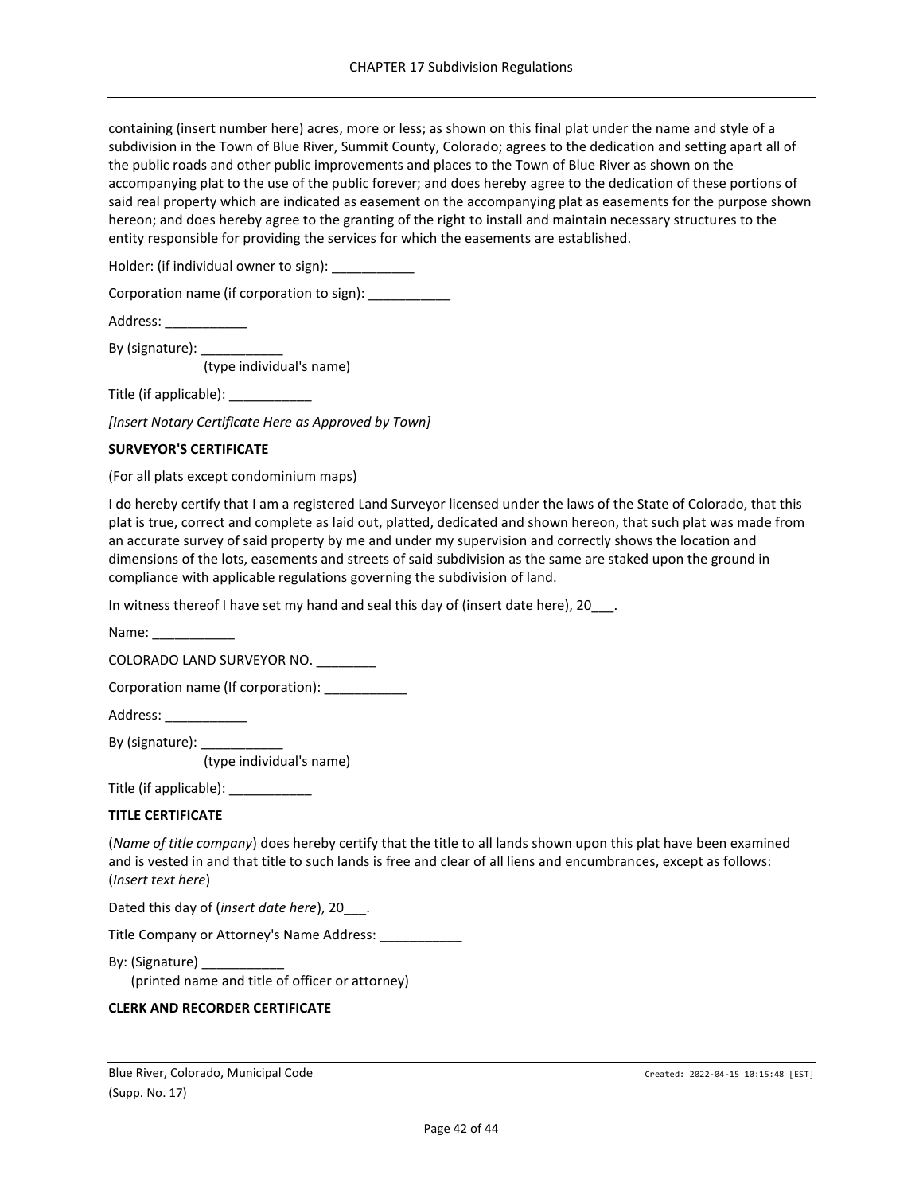containing (insert number here) acres, more or less; as shown on this final plat under the name and style of a subdivision in the Town of Blue River, Summit County, Colorado; agrees to the dedication and setting apart all of the public roads and other public improvements and places to the Town of Blue River as shown on the accompanying plat to the use of the public forever; and does hereby agree to the dedication of these portions of said real property which are indicated as easement on the accompanying plat as easements for the purpose shown hereon; and does hereby agree to the granting of the right to install and maintain necessary structures to the entity responsible for providing the services for which the easements are established.

Holder: (if individual owner to sign): ___________

Corporation name (if corporation to sign): ___________

Address: ___________

By (signature): ___________
(type individual's name)

Title (if applicable): ___________

*[Insert Notary Certificate Here as Approved by Town]*

**SURVEYOR'S CERTIFICATE**

(For all plats except condominium maps)

I do hereby certify that I am a registered Land Surveyor licensed under the laws of the State of Colorado, that this plat is true, correct and complete as laid out, platted, dedicated and shown hereon, that such plat was made from an accurate survey of said property by me and under my supervision and correctly shows the location and dimensions of the lots, easements and streets of said subdivision as the same are staked upon the ground in compliance with applicable regulations governing the subdivision of land.

In witness thereof I have set my hand and seal this day of (insert date here), 20___.

Name: ___________

COLORADO LAND SURVEYOR NO. ________

Corporation name (If corporation): ___________

Address: ___________

By (signature): ___________
(type individual's name)

Title (if applicable): ___________

**TITLE CERTIFICATE**

(*Name of title company*) does hereby certify that the title to all lands shown upon this plat have been examined and is vested in and that title to such lands is free and clear of all liens and encumbrances, except as follows: (*Insert text here*)

Dated this day of (*insert date here*), 20___.

Title Company or Attorney's Name Address: ___________

By: (Signature) ___________
(printed name and title of officer or attorney)

**CLERK AND RECORDER CERTIFICATE**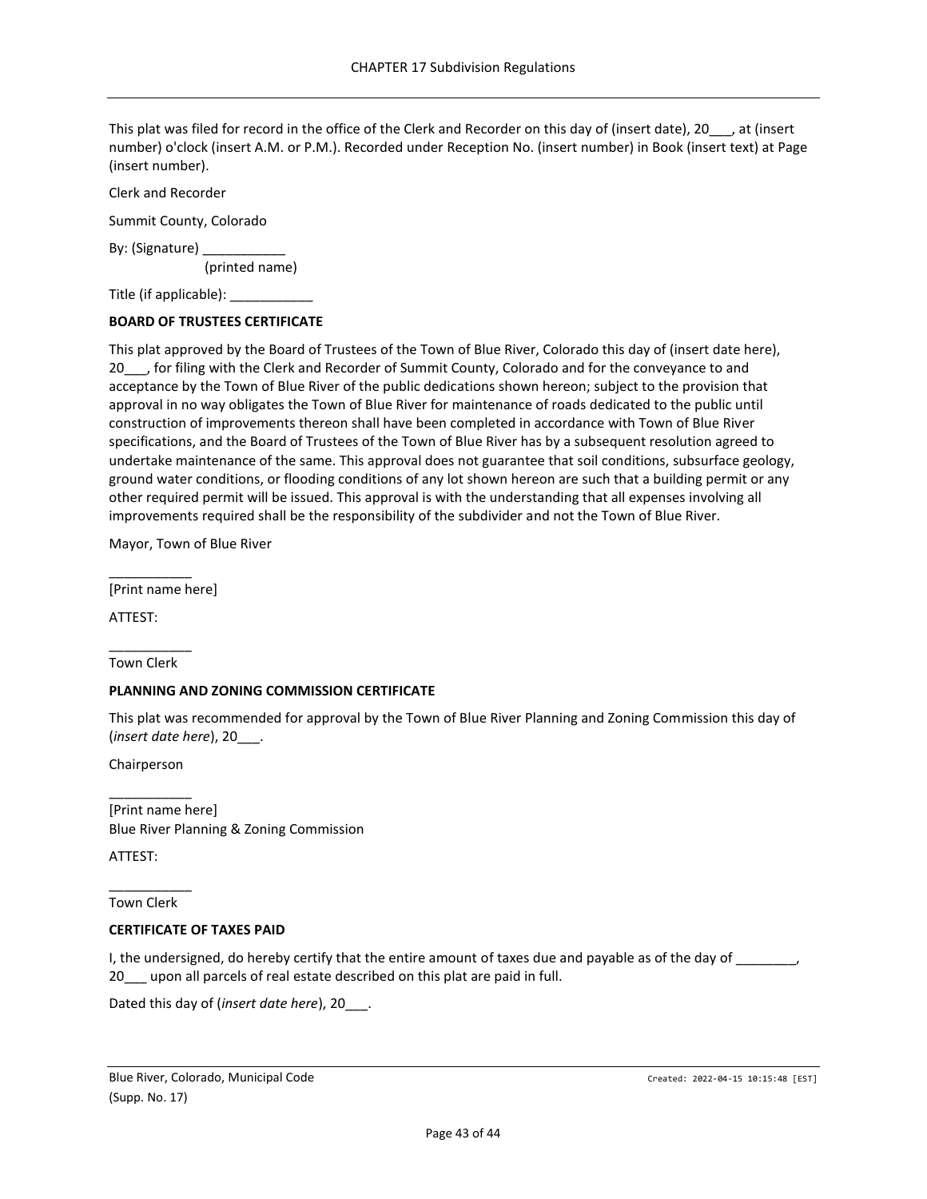This plat was filed for record in the office of the Clerk and Recorder on this day of (insert date), 20___, at (insert number) o'clock (insert A.M. or P.M.). Recorded under Reception No. (insert number) in Book (insert text) at Page (insert number).

Clerk and Recorder

Summit County, Colorado

By: (Signature) ___________
(printed name)

Title (if applicable): ___________

**BOARD OF TRUSTEES CERTIFICATE**

This plat approved by the Board of Trustees of the Town of Blue River, Colorado this day of (insert date here), 20___, for filing with the Clerk and Recorder of Summit County, Colorado and for the conveyance to and acceptance by the Town of Blue River of the public dedications shown hereon; subject to the provision that approval in no way obligates the Town of Blue River for maintenance of roads dedicated to the public until construction of improvements thereon shall have been completed in accordance with Town of Blue River specifications, and the Board of Trustees of the Town of Blue River has by a subsequent resolution agreed to undertake maintenance of the same. This approval does not guarantee that soil conditions, subsurface geology, ground water conditions, or flooding conditions of any lot shown hereon are such that a building permit or any other required permit will be issued. This approval is with the understanding that all expenses involving all improvements required shall be the responsibility of the subdivider and not the Town of Blue River.

Mayor, Town of Blue River

___________
[Print name here]

ATTEST:

___________
Town Clerk

**PLANNING AND ZONING COMMISSION CERTIFICATE**

This plat was recommended for approval by the Town of Blue River Planning and Zoning Commission this day of (*insert date here*), 20___.

Chairperson

___________
[Print name here]
Blue River Planning & Zoning Commission

ATTEST:

___________
Town Clerk

**CERTIFICATE OF TAXES PAID**

I, the undersigned, do hereby certify that the entire amount of taxes due and payable as of the day of ________, 20___ upon all parcels of real estate described on this plat are paid in full.

Dated this day of (*insert date here*), 20___.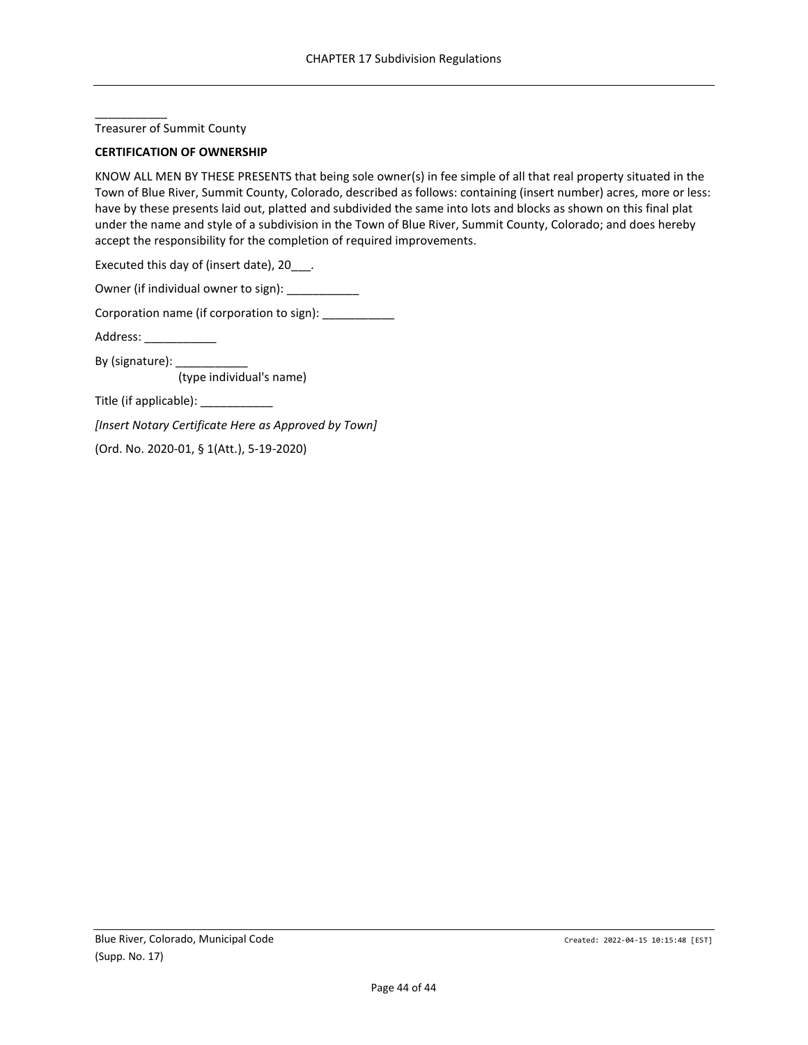___________
Treasurer of Summit County

**CERTIFICATION OF OWNERSHIP**

KNOW ALL MEN BY THESE PRESENTS that being sole owner(s) in fee simple of all that real property situated in the Town of Blue River, Summit County, Colorado, described as follows: containing (insert number) acres, more or less: have by these presents laid out, platted and subdivided the same into lots and blocks as shown on this final plat under the name and style of a subdivision in the Town of Blue River, Summit County, Colorado; and does hereby accept the responsibility for the completion of required improvements.

Executed this day of (insert date), 20___.

Owner (if individual owner to sign): ___________

Corporation name (if corporation to sign): ___________

Address: ___________

By (signature): ___________
(type individual's name)

Title (if applicable): ___________

*[Insert Notary Certificate Here as Approved by Town]*

(Ord. No. 2020-01, § 1(Att.), 5-19-2020)